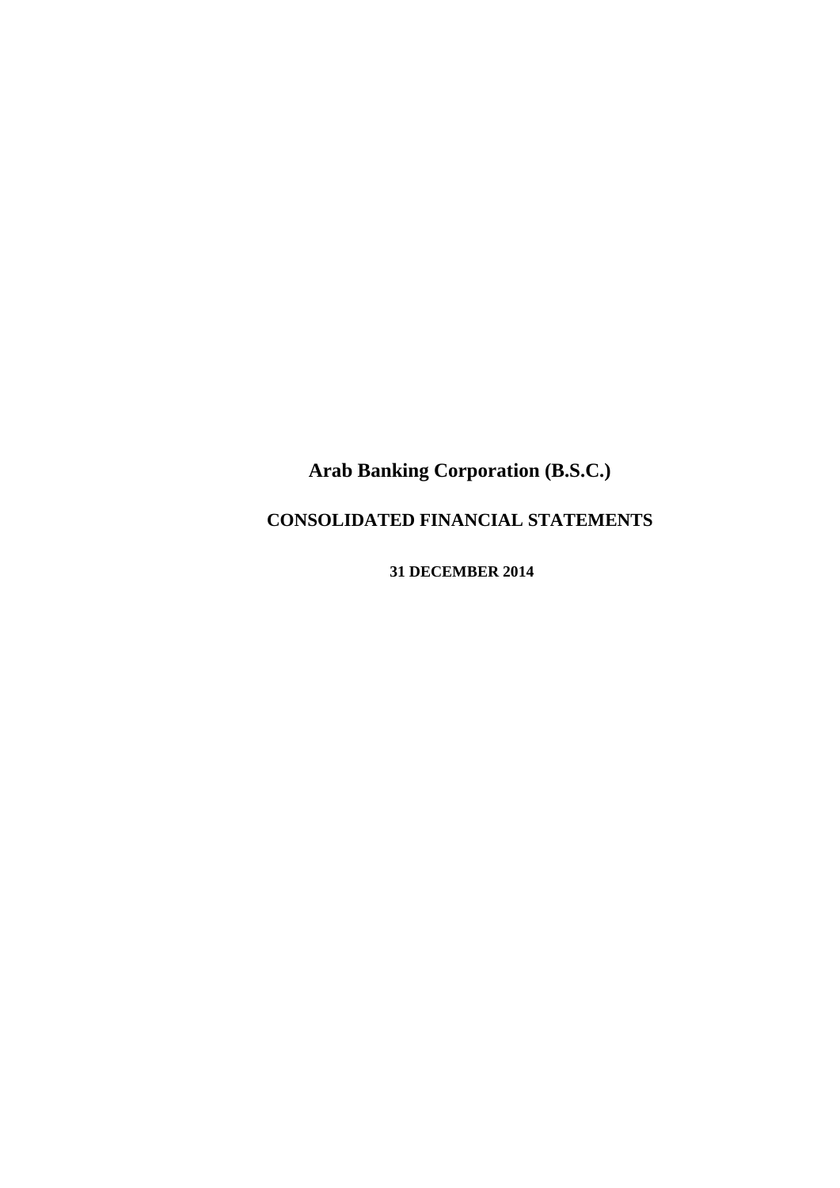# Arab Banking Corporation (B.S.C.)

## CONSOLIDATED FINANCIAL STATEMENTS

**31 DECEMBER 2014**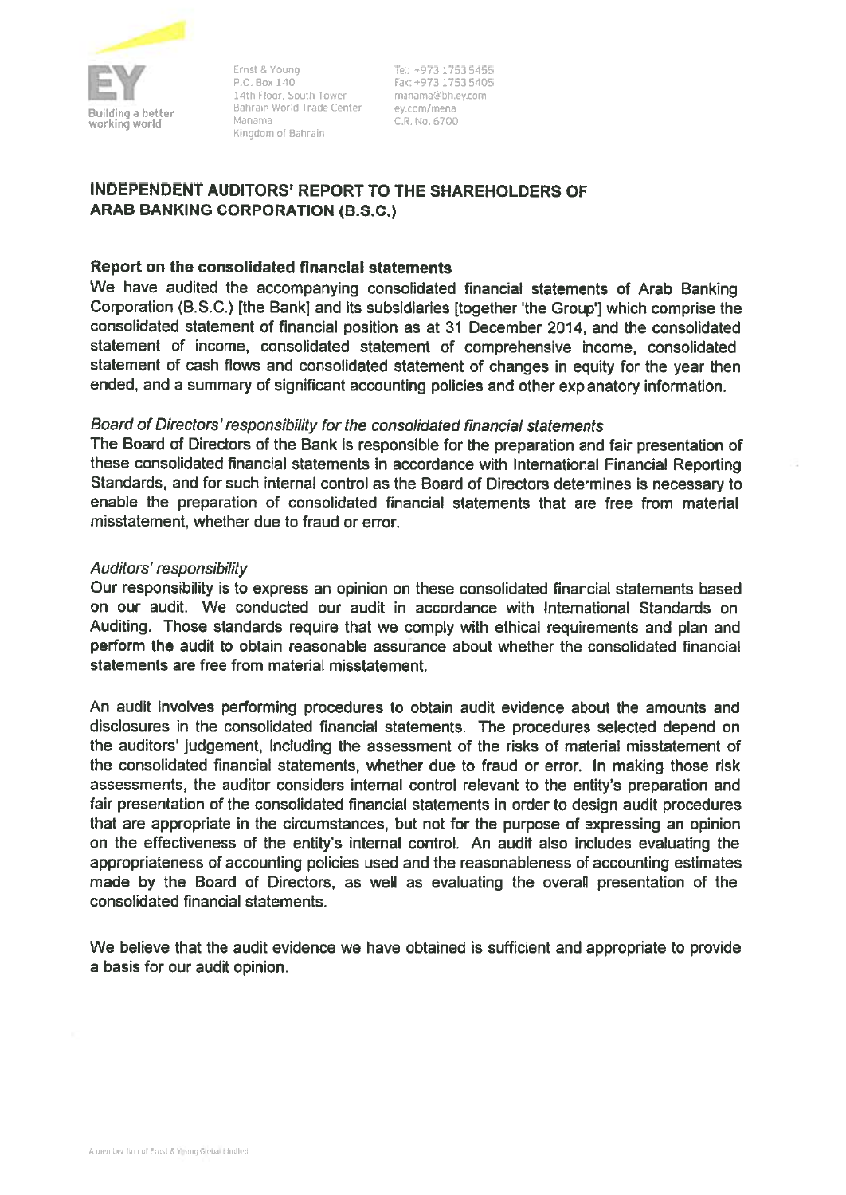Ernst & Young
P.O. Box 140
14th Floor, South Tower
Bahrain World Trade Center
Manama
Kingdom of Bahrain

Tel: +973 1753 5455
Fax: +973 1753 5405
manama@bh.ey.com
ey.com/mena
C.R. No. 6700

## INDEPENDENT AUDITORS' REPORT TO THE SHAREHOLDERS OF ARAB BANKING CORPORATION (B.S.C.)

### Report on the consolidated financial statements

We have audited the accompanying consolidated financial statements of Arab Banking Corporation (B.S.C.) [the Bank] and its subsidiaries [together 'the Group'] which comprise the consolidated statement of financial position as at 31 December 2014, and the consolidated statement of income, consolidated statement of comprehensive income, consolidated statement of cash flows and consolidated statement of changes in equity for the year then ended, and a summary of significant accounting policies and other explanatory information.

*Board of Directors' responsibility for the consolidated financial statements*

The Board of Directors of the Bank is responsible for the preparation and fair presentation of these consolidated financial statements in accordance with International Financial Reporting Standards, and for such internal control as the Board of Directors determines is necessary to enable the preparation of consolidated financial statements that are free from material misstatement, whether due to fraud or error.

*Auditors' responsibility*

Our responsibility is to express an opinion on these consolidated financial statements based on our audit. We conducted our audit in accordance with International Standards on Auditing. Those standards require that we comply with ethical requirements and plan and perform the audit to obtain reasonable assurance about whether the consolidated financial statements are free from material misstatement.

An audit involves performing procedures to obtain audit evidence about the amounts and disclosures in the consolidated financial statements. The procedures selected depend on the auditors' judgement, including the assessment of the risks of material misstatement of the consolidated financial statements, whether due to fraud or error. In making those risk assessments, the auditor considers internal control relevant to the entity's preparation and fair presentation of the consolidated financial statements in order to design audit procedures that are appropriate in the circumstances, but not for the purpose of expressing an opinion on the effectiveness of the entity's internal control. An audit also includes evaluating the appropriateness of accounting policies used and the reasonableness of accounting estimates made by the Board of Directors, as well as evaluating the overall presentation of the consolidated financial statements.

We believe that the audit evidence we have obtained is sufficient and appropriate to provide a basis for our audit opinion.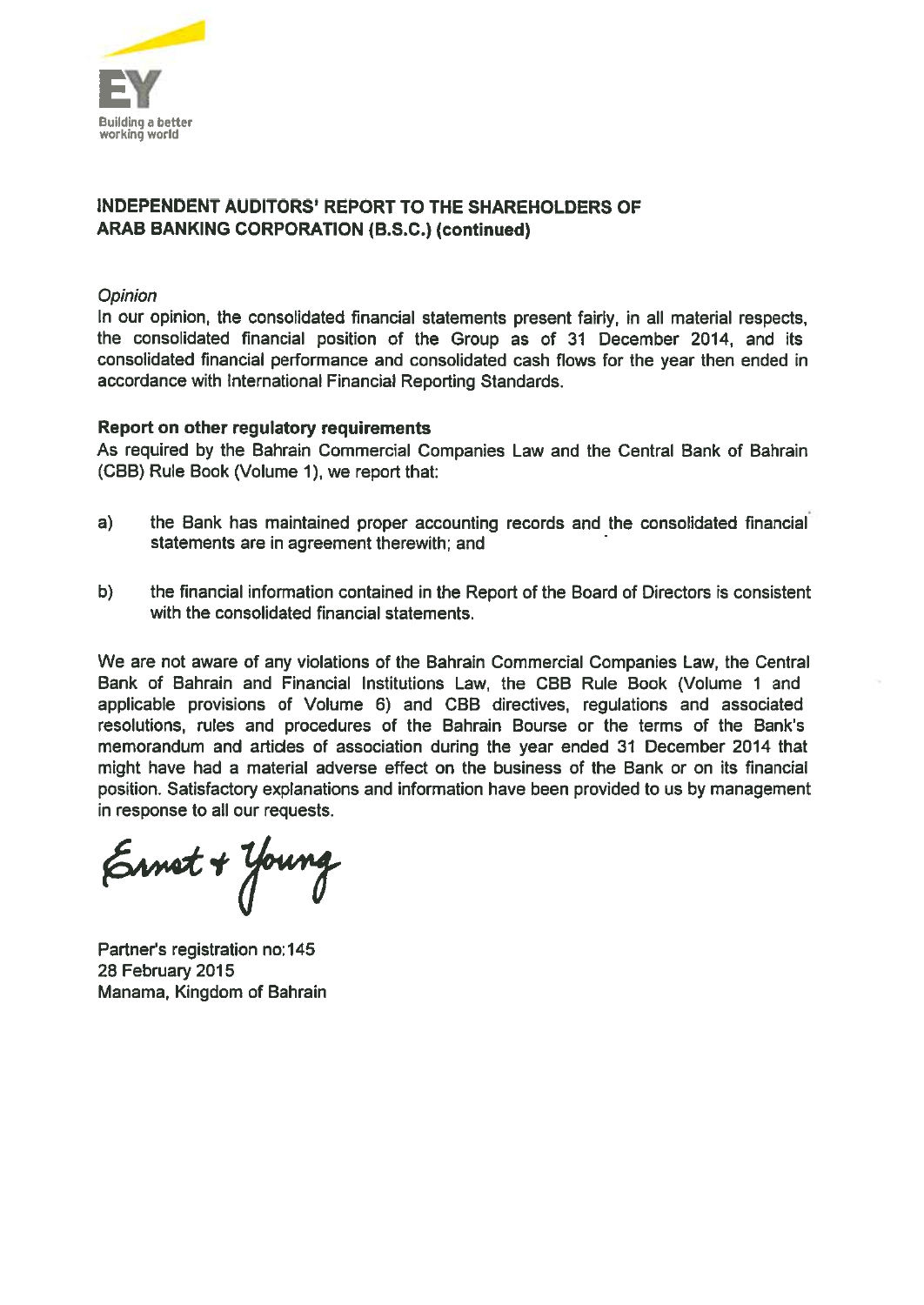## INDEPENDENT AUDITORS' REPORT TO THE SHAREHOLDERS OF ARAB BANKING CORPORATION (B.S.C.) (continued)

*Opinion*

In our opinion, the consolidated financial statements present fairly, in all material respects, the consolidated financial position of the Group as of 31 December 2014, and its consolidated financial performance and consolidated cash flows for the year then ended in accordance with International Financial Reporting Standards.

**Report on other regulatory requirements**

As required by the Bahrain Commercial Companies Law and the Central Bank of Bahrain (CBB) Rule Book (Volume 1), we report that:

a) the Bank has maintained proper accounting records and the consolidated financial statements are in agreement therewith; and

b) the financial information contained in the Report of the Board of Directors is consistent with the consolidated financial statements.

We are not aware of any violations of the Bahrain Commercial Companies Law, the Central Bank of Bahrain and Financial Institutions Law, the CBB Rule Book (Volume 1 and applicable provisions of Volume 6) and CBB directives, regulations and associated resolutions, rules and procedures of the Bahrain Bourse or the terms of the Bank's memorandum and articles of association during the year ended 31 December 2014 that might have had a material adverse effect on the business of the Bank or on its financial position. Satisfactory explanations and information have been provided to us by management in response to all our requests.

Ernst + Young

Partner's registration no:145
28 February 2015
Manama, Kingdom of Bahrain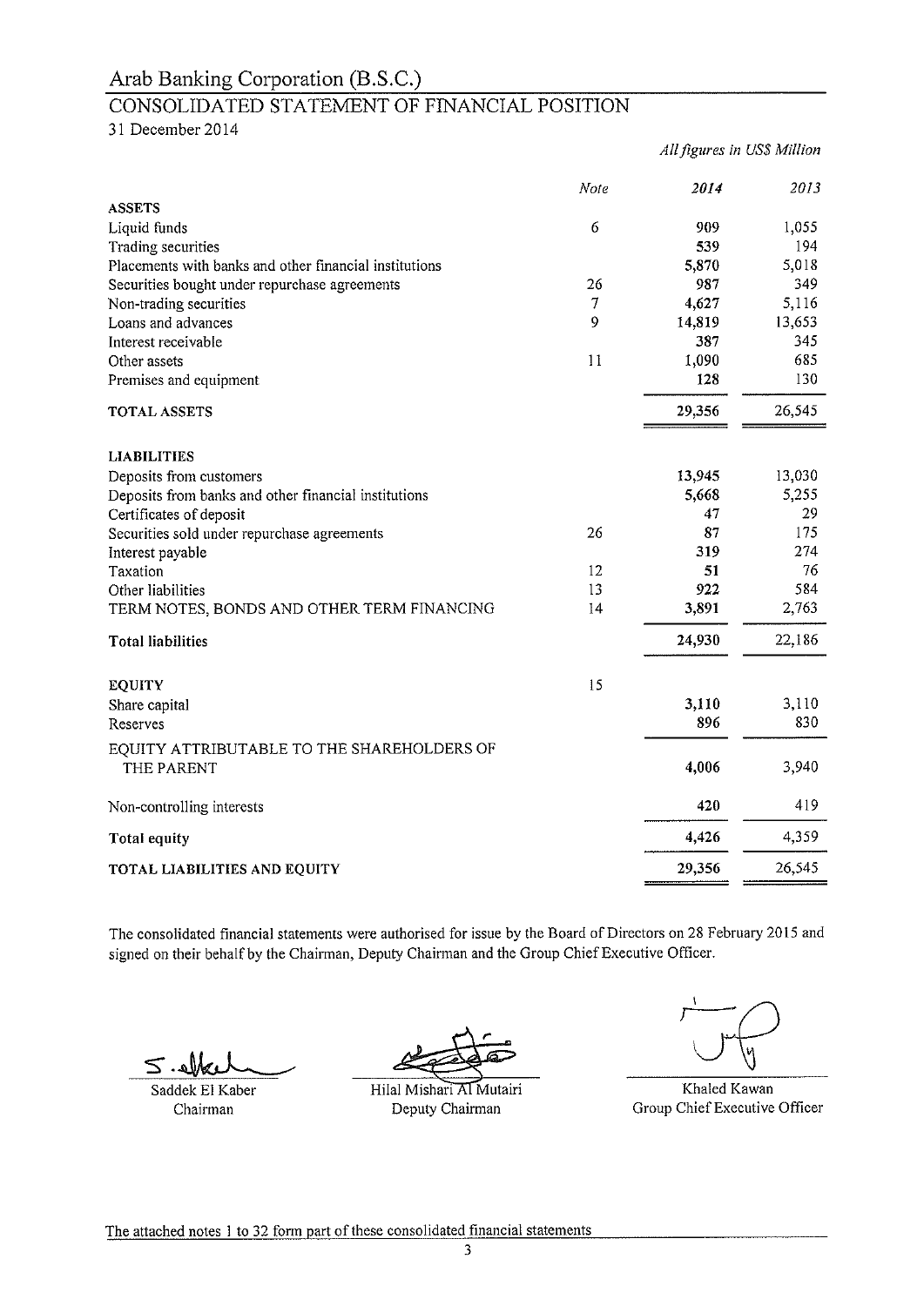# Arab Banking Corporation (B.S.C.)

## CONSOLIDATED STATEMENT OF FINANCIAL POSITION

31 December 2014

*All figures in US$ Million*

| | *Note* | *2014* | *2013* |
|---|---|---|---|
| **ASSETS** | | | |
| Liquid funds | 6 | 909 | 1,055 |
| Trading securities | | **539** | 194 |
| Placements with banks and other financial institutions | | **5,870** | 5,018 |
| Securities bought under repurchase agreements | 26 | **987** | 349 |
| Non-trading securities | 7 | **4,627** | 5,116 |
| Loans and advances | 9 | **14,819** | 13,653 |
| Interest receivable | | **387** | 345 |
| Other assets | 11 | 1,090 | 685 |
| Premises and equipment | | **128** | 130 |
| **TOTAL ASSETS** | | **29,356** | 26,545 |
| **LIABILITIES** | | | |
| Deposits from customers | | **13,945** | 13,030 |
| Deposits from banks and other financial institutions | | **5,668** | 5,255 |
| Certificates of deposit | | **47** | 29 |
| Securities sold under repurchase agreements | 26 | **87** | 175 |
| Interest payable | | **319** | 274 |
| Taxation | 12 | **51** | 76 |
| Other liabilities | 13 | **922** | 584 |
| TERM NOTES, BONDS AND OTHER TERM FINANCING | 14 | **3,891** | 2,763 |
| **Total liabilities** | | **24,930** | 22,186 |
| **EQUITY** | 15 | | |
| Share capital | | **3,110** | 3,110 |
| Reserves | | **896** | 830 |
| EQUITY ATTRIBUTABLE TO THE SHAREHOLDERS OF THE PARENT | | **4,006** | 3,940 |
| Non-controlling interests | | **420** | 419 |
| **Total equity** | | **4,426** | 4,359 |
| **TOTAL LIABILITIES AND EQUITY** | | **29,356** | 26,545 |

The consolidated financial statements were authorised for issue by the Board of Directors on 28 February 2015 and signed on their behalf by the Chairman, Deputy Chairman and the Group Chief Executive Officer.

| Saddek El Kaber | Hilal Mishari Al Mutairi | Khaled Kawan |
|---|---|---|
| Chairman | Deputy Chairman | Group Chief Executive Officer |

The attached notes 1 to 32 form part of these consolidated financial statements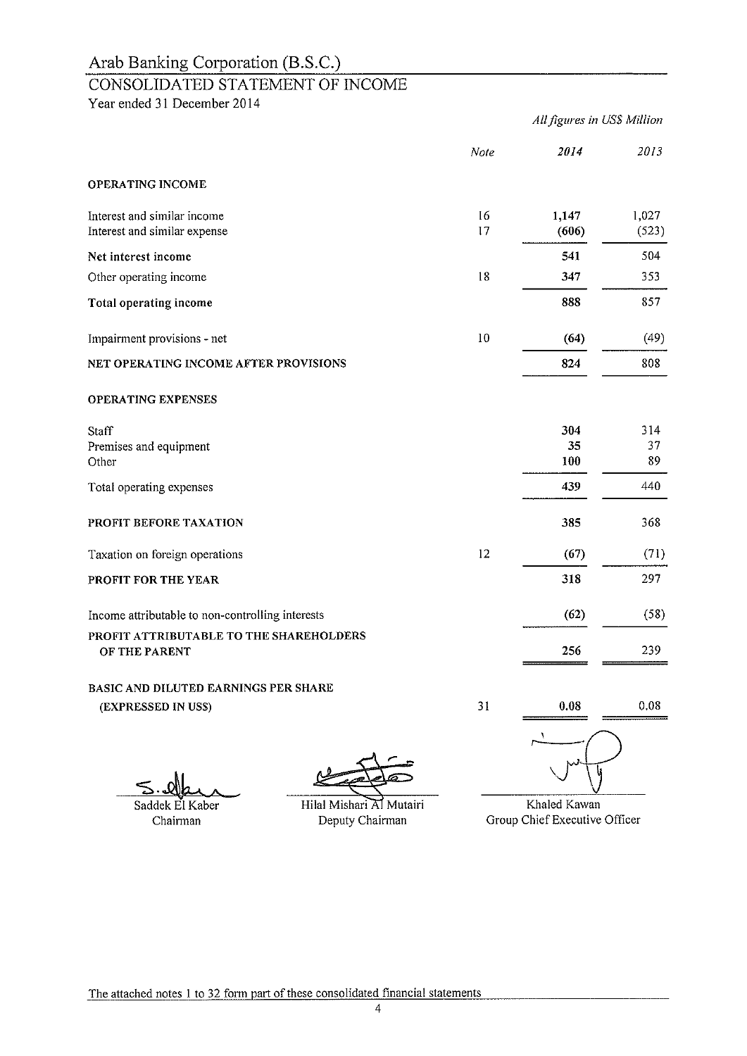# Arab Banking Corporation (B.S.C.)

## CONSOLIDATED STATEMENT OF INCOME

Year ended 31 December 2014

*All figures in US$ Million*

| | *Note* | *2014* | *2013* |
|---|---|---|---|
| **OPERATING INCOME** | | | |
| Interest and similar income | 16 | **1,147** | 1,027 |
| Interest and similar expense | 17 | **(606)** | (523) |
| **Net interest income** | | **541** | 504 |
| Other operating income | 18 | **347** | 353 |
| **Total operating income** | | **888** | 857 |
| Impairment provisions - net | 10 | **(64)** | (49) |
| **NET OPERATING INCOME AFTER PROVISIONS** | | **824** | 808 |
| **OPERATING EXPENSES** | | | |
| Staff | | **304** | 314 |
| Premises and equipment | | **35** | 37 |
| Other | | **100** | 89 |
| Total operating expenses | | **439** | 440 |
| **PROFIT BEFORE TAXATION** | | **385** | 368 |
| Taxation on foreign operations | 12 | **(67)** | (71) |
| **PROFIT FOR THE YEAR** | | **318** | 297 |
| Income attributable to non-controlling interests | | **(62)** | (58) |
| **PROFIT ATTRIBUTABLE TO THE SHAREHOLDERS OF THE PARENT** | | **256** | 239 |
| **BASIC AND DILUTED EARNINGS PER SHARE (EXPRESSED IN US$)** | 31 | **0.08** | 0.08 |

Saddek El Kaber
Chairman

Hilal Mishari Al Mutairi
Deputy Chairman

Khaled Kawan
Group Chief Executive Officer

The attached notes 1 to 32 form part of these consolidated financial statements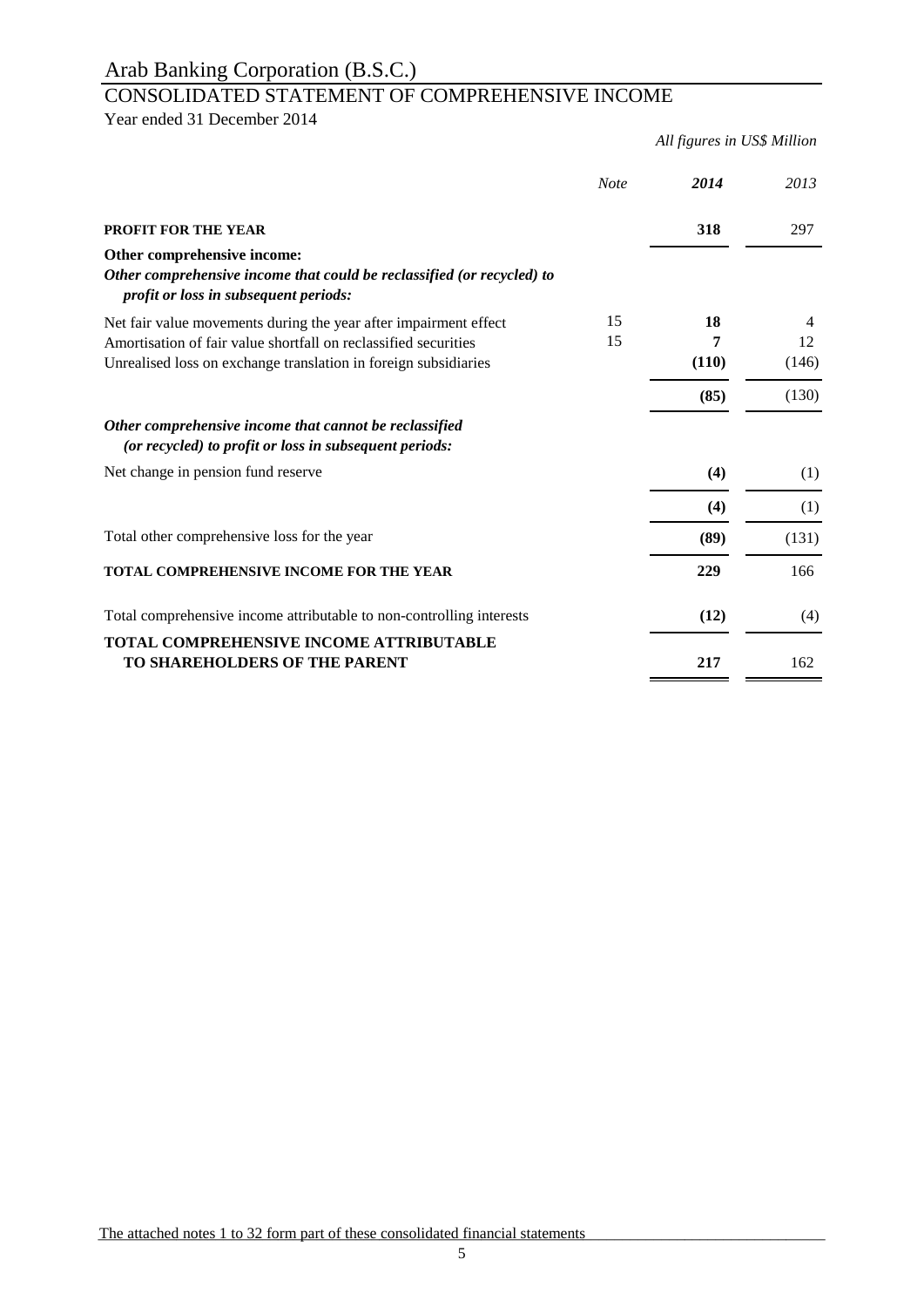# Arab Banking Corporation (B.S.C.)

## CONSOLIDATED STATEMENT OF COMPREHENSIVE INCOME

Year ended 31 December 2014

*All figures in US$ Million*

| | *Note* | ***2014*** | *2013* |
|---|---|---|---|
| **PROFIT FOR THE YEAR** | | **318** | 297 |
| **Other comprehensive income:** | | | |
| ***Other comprehensive income that could be reclassified (or recycled) to profit or loss in subsequent periods:*** | | | |
| Net fair value movements during the year after impairment effect | 15 | **18** | 4 |
| Amortisation of fair value shortfall on reclassified securities | 15 | **7** | 12 |
| Unrealised loss on exchange translation in foreign subsidiaries | | **(110)** | (146) |
| | | **(85)** | (130) |
| ***Other comprehensive income that cannot be reclassified (or recycled) to profit or loss in subsequent periods:*** | | | |
| Net change in pension fund reserve | | **(4)** | (1) |
| | | **(4)** | (1) |
| Total other comprehensive loss for the year | | **(89)** | (131) |
| **TOTAL COMPREHENSIVE INCOME FOR THE YEAR** | | **229** | 166 |
| Total comprehensive income attributable to non-controlling interests | | **(12)** | (4) |
| **TOTAL COMPREHENSIVE INCOME ATTRIBUTABLE TO SHAREHOLDERS OF THE PARENT** | | **217** | 162 |

The attached notes 1 to 32 form part of these consolidated financial statements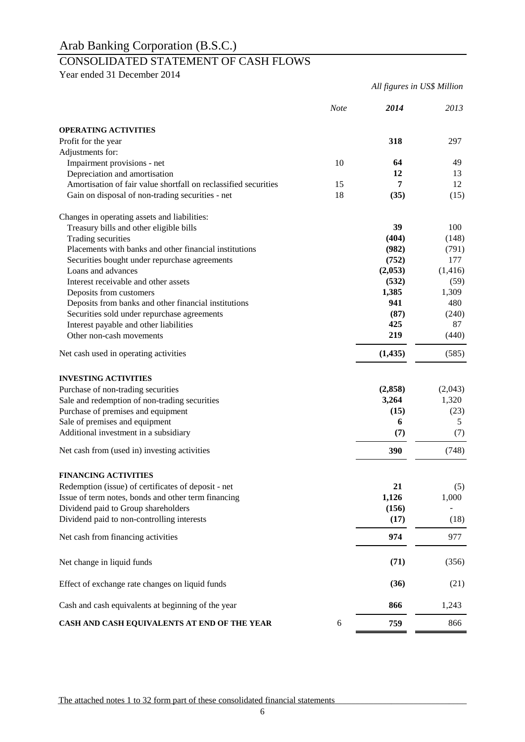# Arab Banking Corporation (B.S.C.)

## CONSOLIDATED STATEMENT OF CASH FLOWS

Year ended 31 December 2014

*All figures in US$ Million*

| | *Note* | ***2014*** | *2013* |
|---|---|---|---|
| **OPERATING ACTIVITIES** | | | |
| Profit for the year | | **318** | 297 |
| Adjustments for: | | | |
| Impairment provisions - net | 10 | **64** | 49 |
| Depreciation and amortisation | | **12** | 13 |
| Amortisation of fair value shortfall on reclassified securities | 15 | **7** | 12 |
| Gain on disposal of non-trading securities - net | 18 | **(35)** | (15) |
| Changes in operating assets and liabilities: | | | |
| Treasury bills and other eligible bills | | **39** | 100 |
| Trading securities | | **(404)** | (148) |
| Placements with banks and other financial institutions | | **(982)** | (791) |
| Securities bought under repurchase agreements | | **(752)** | 177 |
| Loans and advances | | **(2,053)** | (1,416) |
| Interest receivable and other assets | | **(532)** | (59) |
| Deposits from customers | | **1,385** | 1,309 |
| Deposits from banks and other financial institutions | | **941** | 480 |
| Securities sold under repurchase agreements | | **(87)** | (240) |
| Interest payable and other liabilities | | **425** | 87 |
| Other non-cash movements | | **219** | (440) |
| Net cash used in operating activities | | **(1,435)** | (585) |
| **INVESTING ACTIVITIES** | | | |
| Purchase of non-trading securities | | **(2,858)** | (2,043) |
| Sale and redemption of non-trading securities | | **3,264** | 1,320 |
| Purchase of premises and equipment | | **(15)** | (23) |
| Sale of premises and equipment | | **6** | 5 |
| Additional investment in a subsidiary | | **(7)** | (7) |
| Net cash from (used in) investing activities | | **390** | (748) |
| **FINANCING ACTIVITIES** | | | |
| Redemption (issue) of certificates of deposit - net | | **21** | (5) |
| Issue of term notes, bonds and other term financing | | **1,126** | 1,000 |
| Dividend paid to Group shareholders | | **(156)** | - |
| Dividend paid to non-controlling interests | | **(17)** | (18) |
| Net cash from financing activities | | **974** | 977 |
| Net change in liquid funds | | **(71)** | (356) |
| Effect of exchange rate changes on liquid funds | | **(36)** | (21) |
| Cash and cash equivalents at beginning of the year | | **866** | 1,243 |
| **CASH AND CASH EQUIVALENTS AT END OF THE YEAR** | 6 | **759** | 866 |

The attached notes 1 to 32 form part of these consolidated financial statements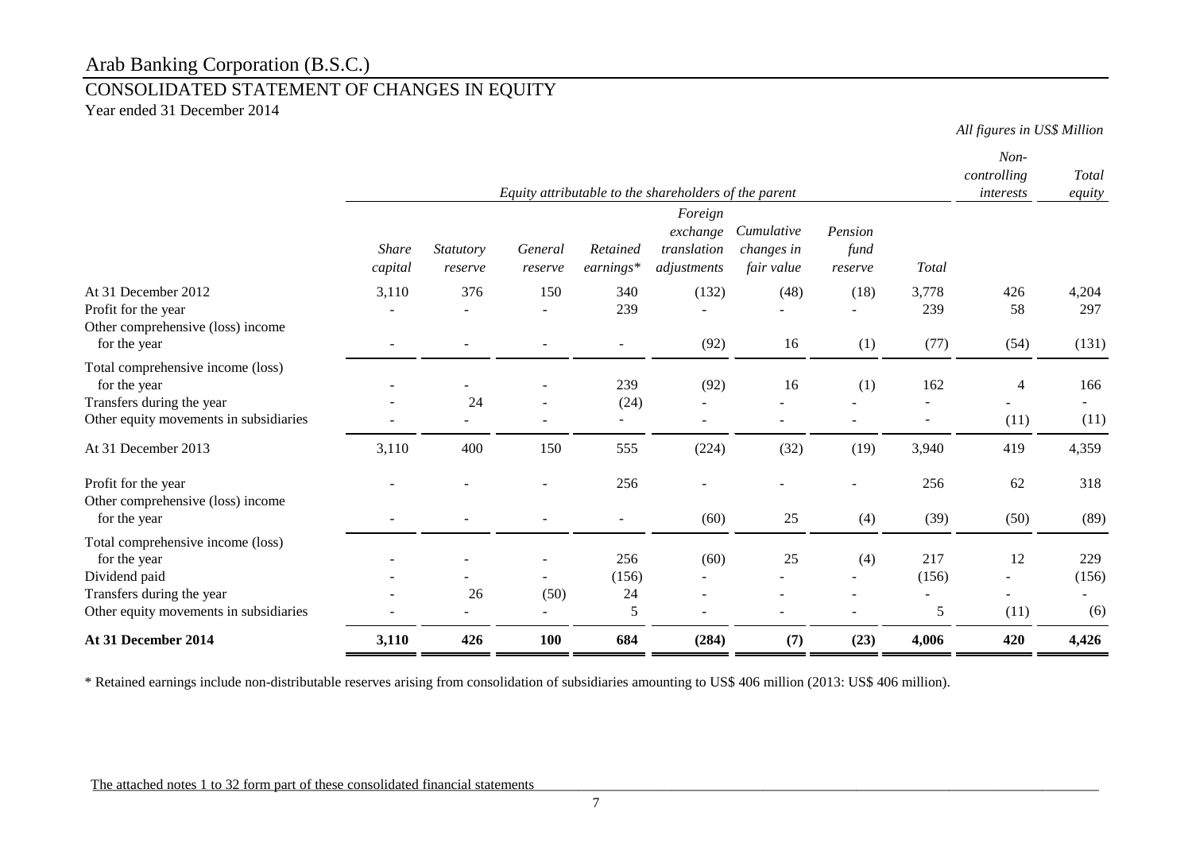# Arab Banking Corporation (B.S.C.)

## CONSOLIDATED STATEMENT OF CHANGES IN EQUITY

Year ended 31 December 2014

*All figures in US$ Million*

| | *Equity attributable to the shareholders of the parent* | | | | | | | | *Non-controlling interests* | *Total equity* |
|---|---|---|---|---|---|---|---|---|---|---|
| | *Share capital* | *Statutory reserve* | *General reserve* | *Retained earnings** | *Foreign exchange translation adjustments* | *Cumulative changes in fair value* | *Pension fund reserve* | *Total* | | |
| At 31 December 2012 | 3,110 | 376 | 150 | 340 | (132) | (48) | (18) | 3,778 | 426 | 4,204 |
| Profit for the year | - | - | - | 239 | - | - | - | 239 | 58 | 297 |
| Other comprehensive (loss) income for the year | - | - | - | - | (92) | 16 | (1) | (77) | (54) | (131) |
| Total comprehensive income (loss) for the year | - | - | - | 239 | (92) | 16 | (1) | 162 | 4 | 166 |
| Transfers during the year | - | 24 | - | (24) | - | - | - | - | - | - |
| Other equity movements in subsidiaries | - | - | - | - | - | - | - | - | (11) | (11) |
| At 31 December 2013 | 3,110 | 400 | 150 | 555 | (224) | (32) | (19) | 3,940 | 419 | 4,359 |
| Profit for the year | - | - | - | 256 | - | - | - | 256 | 62 | 318 |
| Other comprehensive (loss) income for the year | - | - | - | - | (60) | 25 | (4) | (39) | (50) | (89) |
| Total comprehensive income (loss) for the year | - | - | - | 256 | (60) | 25 | (4) | 217 | 12 | 229 |
| Dividend paid | - | - | - | (156) | - | - | - | (156) | - | (156) |
| Transfers during the year | - | 26 | (50) | 24 | - | - | - | - | - | - |
| Other equity movements in subsidiaries | - | - | - | 5 | - | - | - | 5 | (11) | (6) |
| **At 31 December 2014** | **3,110** | **426** | **100** | **684** | **(284)** | **(7)** | **(23)** | **4,006** | **420** | **4,426** |

* Retained earnings include non-distributable reserves arising from consolidation of subsidiaries amounting to US$ 406 million (2013: US$ 406 million).

The attached notes 1 to 32 form part of these consolidated financial statements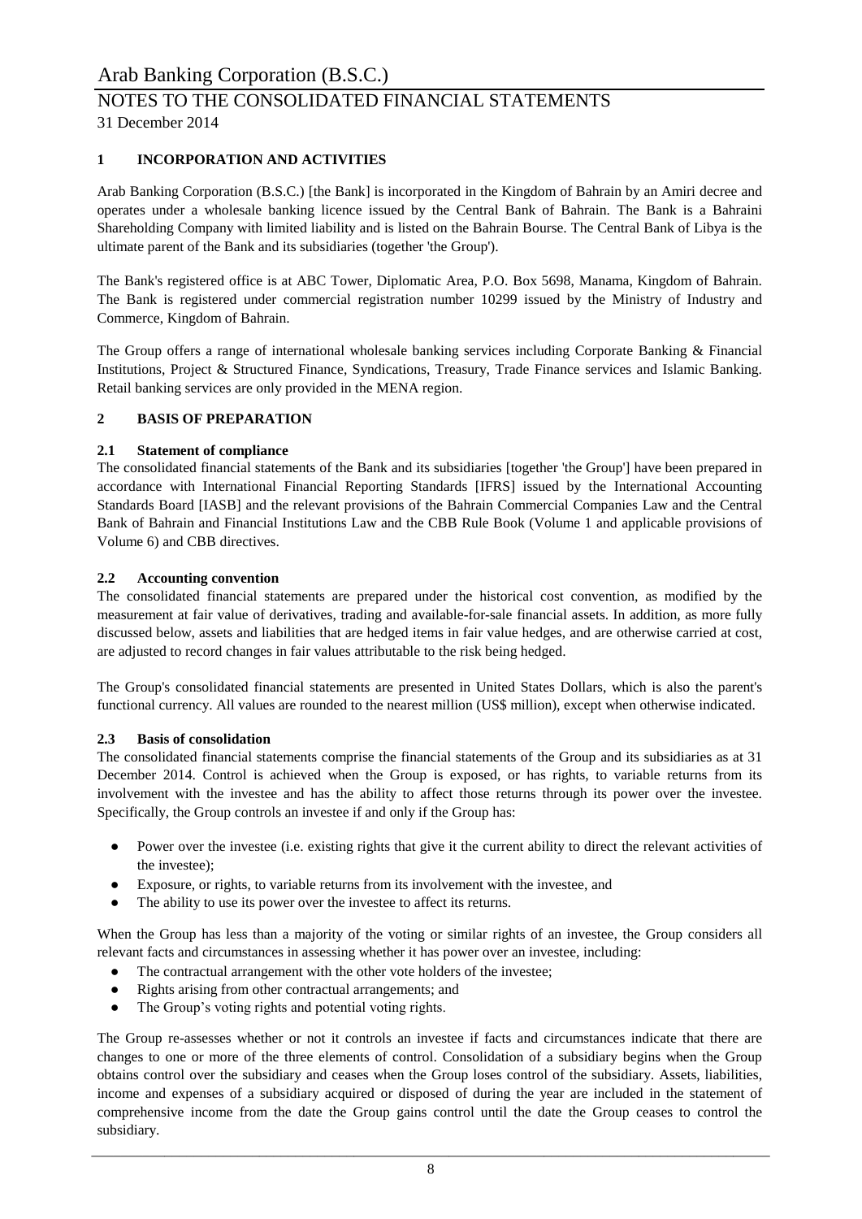## 1 INCORPORATION AND ACTIVITIES

Arab Banking Corporation (B.S.C.) [the Bank] is incorporated in the Kingdom of Bahrain by an Amiri decree and operates under a wholesale banking licence issued by the Central Bank of Bahrain. The Bank is a Bahraini Shareholding Company with limited liability and is listed on the Bahrain Bourse. The Central Bank of Libya is the ultimate parent of the Bank and its subsidiaries (together 'the Group').

The Bank's registered office is at ABC Tower, Diplomatic Area, P.O. Box 5698, Manama, Kingdom of Bahrain. The Bank is registered under commercial registration number 10299 issued by the Ministry of Industry and Commerce, Kingdom of Bahrain.

The Group offers a range of international wholesale banking services including Corporate Banking & Financial Institutions, Project & Structured Finance, Syndications, Treasury, Trade Finance services and Islamic Banking. Retail banking services are only provided in the MENA region.

## 2 BASIS OF PREPARATION

### 2.1 Statement of compliance

The consolidated financial statements of the Bank and its subsidiaries [together 'the Group'] have been prepared in accordance with International Financial Reporting Standards [IFRS] issued by the International Accounting Standards Board [IASB] and the relevant provisions of the Bahrain Commercial Companies Law and the Central Bank of Bahrain and Financial Institutions Law and the CBB Rule Book (Volume 1 and applicable provisions of Volume 6) and CBB directives.

### 2.2 Accounting convention

The consolidated financial statements are prepared under the historical cost convention, as modified by the measurement at fair value of derivatives, trading and available-for-sale financial assets. In addition, as more fully discussed below, assets and liabilities that are hedged items in fair value hedges, and are otherwise carried at cost, are adjusted to record changes in fair values attributable to the risk being hedged.

The Group's consolidated financial statements are presented in United States Dollars, which is also the parent's functional currency. All values are rounded to the nearest million (US$ million), except when otherwise indicated.

### 2.3 Basis of consolidation

The consolidated financial statements comprise the financial statements of the Group and its subsidiaries as at 31 December 2014. Control is achieved when the Group is exposed, or has rights, to variable returns from its involvement with the investee and has the ability to affect those returns through its power over the investee. Specifically, the Group controls an investee if and only if the Group has:

- Power over the investee (i.e. existing rights that give it the current ability to direct the relevant activities of the investee);
- Exposure, or rights, to variable returns from its involvement with the investee, and
- The ability to use its power over the investee to affect its returns.

When the Group has less than a majority of the voting or similar rights of an investee, the Group considers all relevant facts and circumstances in assessing whether it has power over an investee, including:

- The contractual arrangement with the other vote holders of the investee;
- Rights arising from other contractual arrangements; and
- The Group's voting rights and potential voting rights.

The Group re-assesses whether or not it controls an investee if facts and circumstances indicate that there are changes to one or more of the three elements of control. Consolidation of a subsidiary begins when the Group obtains control over the subsidiary and ceases when the Group loses control of the subsidiary. Assets, liabilities, income and expenses of a subsidiary acquired or disposed of during the year are included in the statement of comprehensive income from the date the Group gains control until the date the Group ceases to control the subsidiary.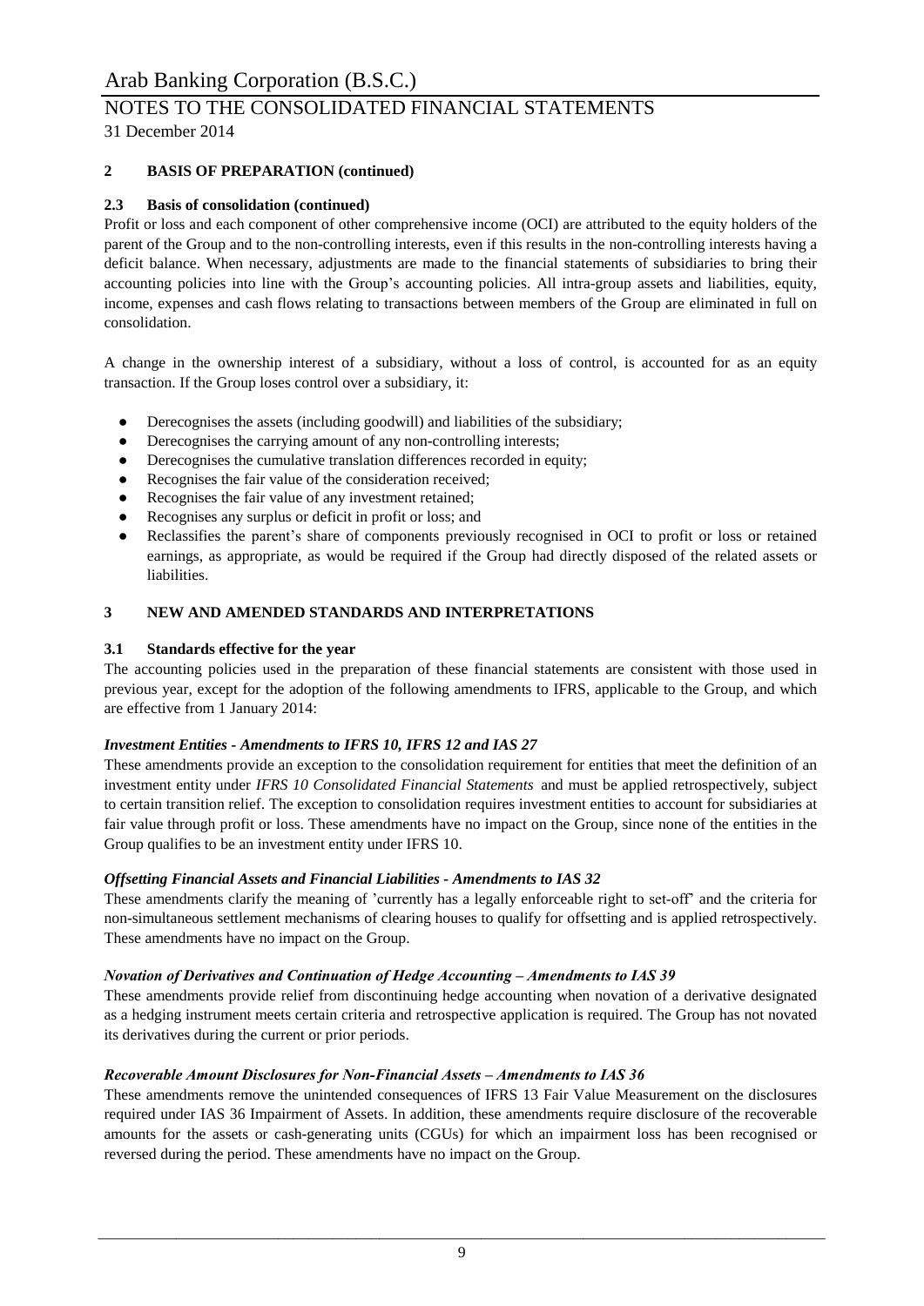## 2 BASIS OF PREPARATION (continued)

### 2.3 Basis of consolidation (continued)

Profit or loss and each component of other comprehensive income (OCI) are attributed to the equity holders of the parent of the Group and to the non-controlling interests, even if this results in the non-controlling interests having a deficit balance. When necessary, adjustments are made to the financial statements of subsidiaries to bring their accounting policies into line with the Group's accounting policies. All intra-group assets and liabilities, equity, income, expenses and cash flows relating to transactions between members of the Group are eliminated in full on consolidation.

A change in the ownership interest of a subsidiary, without a loss of control, is accounted for as an equity transaction. If the Group loses control over a subsidiary, it:

- Derecognises the assets (including goodwill) and liabilities of the subsidiary;
- Derecognises the carrying amount of any non-controlling interests;
- Derecognises the cumulative translation differences recorded in equity;
- Recognises the fair value of the consideration received;
- Recognises the fair value of any investment retained;
- Recognises any surplus or deficit in profit or loss; and
- Reclassifies the parent's share of components previously recognised in OCI to profit or loss or retained earnings, as appropriate, as would be required if the Group had directly disposed of the related assets or liabilities.

## 3 NEW AND AMENDED STANDARDS AND INTERPRETATIONS

### 3.1 Standards effective for the year

The accounting policies used in the preparation of these financial statements are consistent with those used in previous year, except for the adoption of the following amendments to IFRS, applicable to the Group, and which are effective from 1 January 2014:

***Investment Entities - Amendments to IFRS 10, IFRS 12 and IAS 27***

These amendments provide an exception to the consolidation requirement for entities that meet the definition of an investment entity under *IFRS 10 Consolidated Financial Statements* and must be applied retrospectively, subject to certain transition relief. The exception to consolidation requires investment entities to account for subsidiaries at fair value through profit or loss. These amendments have no impact on the Group, since none of the entities in the Group qualifies to be an investment entity under IFRS 10.

***Offsetting Financial Assets and Financial Liabilities - Amendments to IAS 32***

These amendments clarify the meaning of 'currently has a legally enforceable right to set-off' and the criteria for non-simultaneous settlement mechanisms of clearing houses to qualify for offsetting and is applied retrospectively. These amendments have no impact on the Group.

***Novation of Derivatives and Continuation of Hedge Accounting – Amendments to IAS 39***

These amendments provide relief from discontinuing hedge accounting when novation of a derivative designated as a hedging instrument meets certain criteria and retrospective application is required. The Group has not novated its derivatives during the current or prior periods.

***Recoverable Amount Disclosures for Non-Financial Assets – Amendments to IAS 36***

These amendments remove the unintended consequences of IFRS 13 Fair Value Measurement on the disclosures required under IAS 36 Impairment of Assets. In addition, these amendments require disclosure of the recoverable amounts for the assets or cash-generating units (CGUs) for which an impairment loss has been recognised or reversed during the period. These amendments have no impact on the Group.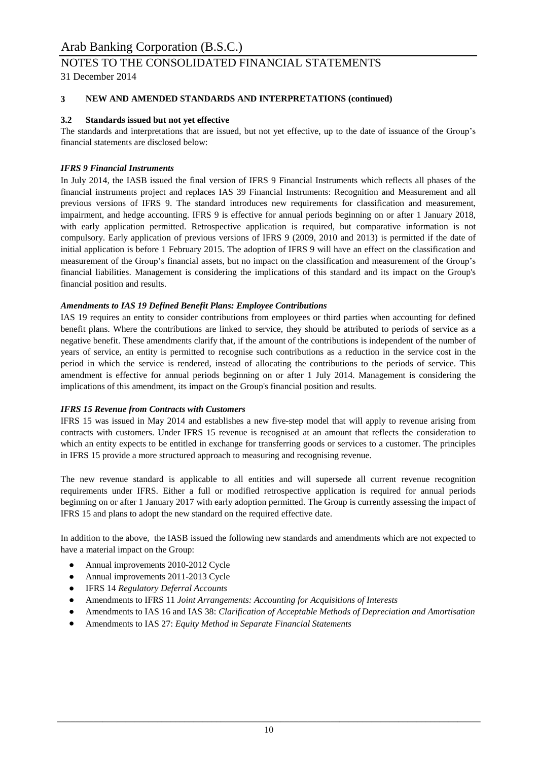## 3 NEW AND AMENDED STANDARDS AND INTERPRETATIONS (continued)

### 3.2 Standards issued but not yet effective

The standards and interpretations that are issued, but not yet effective, up to the date of issuance of the Group's financial statements are disclosed below:

***IFRS 9 Financial Instruments***

In July 2014, the IASB issued the final version of IFRS 9 Financial Instruments which reflects all phases of the financial instruments project and replaces IAS 39 Financial Instruments: Recognition and Measurement and all previous versions of IFRS 9. The standard introduces new requirements for classification and measurement, impairment, and hedge accounting. IFRS 9 is effective for annual periods beginning on or after 1 January 2018, with early application permitted. Retrospective application is required, but comparative information is not compulsory. Early application of previous versions of IFRS 9 (2009, 2010 and 2013) is permitted if the date of initial application is before 1 February 2015. The adoption of IFRS 9 will have an effect on the classification and measurement of the Group's financial assets, but no impact on the classification and measurement of the Group's financial liabilities. Management is considering the implications of this standard and its impact on the Group's financial position and results.

***Amendments to IAS 19 Defined Benefit Plans: Employee Contributions***

IAS 19 requires an entity to consider contributions from employees or third parties when accounting for defined benefit plans. Where the contributions are linked to service, they should be attributed to periods of service as a negative benefit. These amendments clarify that, if the amount of the contributions is independent of the number of years of service, an entity is permitted to recognise such contributions as a reduction in the service cost in the period in which the service is rendered, instead of allocating the contributions to the periods of service. This amendment is effective for annual periods beginning on or after 1 July 2014. Management is considering the implications of this amendment, its impact on the Group's financial position and results.

***IFRS 15 Revenue from Contracts with Customers***

IFRS 15 was issued in May 2014 and establishes a new five-step model that will apply to revenue arising from contracts with customers. Under IFRS 15 revenue is recognised at an amount that reflects the consideration to which an entity expects to be entitled in exchange for transferring goods or services to a customer. The principles in IFRS 15 provide a more structured approach to measuring and recognising revenue.

The new revenue standard is applicable to all entities and will supersede all current revenue recognition requirements under IFRS. Either a full or modified retrospective application is required for annual periods beginning on or after 1 January 2017 with early adoption permitted. The Group is currently assessing the impact of IFRS 15 and plans to adopt the new standard on the required effective date.

In addition to the above, the IASB issued the following new standards and amendments which are not expected to have a material impact on the Group:

- Annual improvements 2010-2012 Cycle
- Annual improvements 2011-2013 Cycle
- IFRS 14 *Regulatory Deferral Accounts*
- Amendments to IFRS 11 *Joint Arrangements: Accounting for Acquisitions of Interests*
- Amendments to IAS 16 and IAS 38: *Clarification of Acceptable Methods of Depreciation and Amortisation*
- Amendments to IAS 27: *Equity Method in Separate Financial Statements*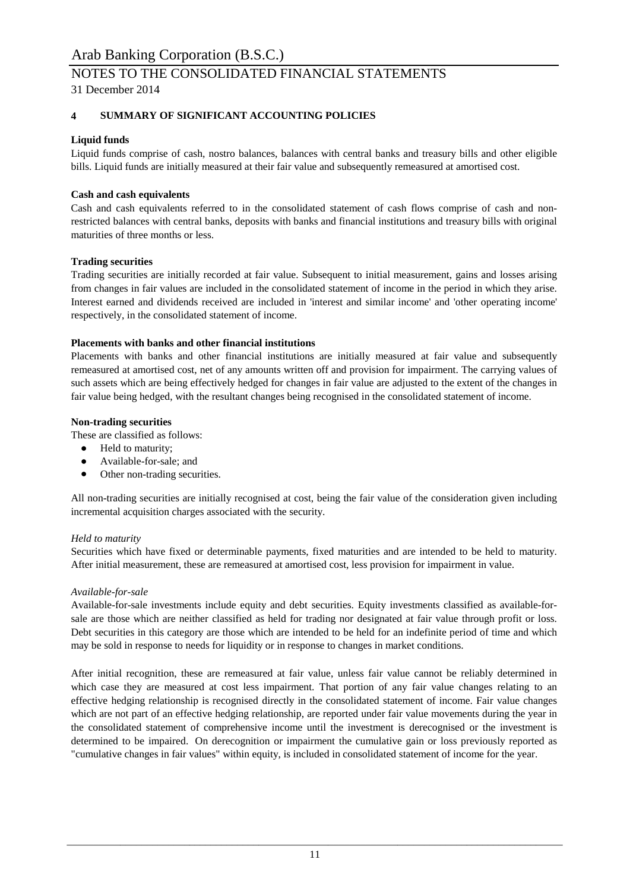## 4 SUMMARY OF SIGNIFICANT ACCOUNTING POLICIES

**Liquid funds**

Liquid funds comprise of cash, nostro balances, balances with central banks and treasury bills and other eligible bills. Liquid funds are initially measured at their fair value and subsequently remeasured at amortised cost.

**Cash and cash equivalents**

Cash and cash equivalents referred to in the consolidated statement of cash flows comprise of cash and non-restricted balances with central banks, deposits with banks and financial institutions and treasury bills with original maturities of three months or less.

**Trading securities**

Trading securities are initially recorded at fair value. Subsequent to initial measurement, gains and losses arising from changes in fair values are included in the consolidated statement of income in the period in which they arise. Interest earned and dividends received are included in 'interest and similar income' and 'other operating income' respectively, in the consolidated statement of income.

**Placements with banks and other financial institutions**

Placements with banks and other financial institutions are initially measured at fair value and subsequently remeasured at amortised cost, net of any amounts written off and provision for impairment. The carrying values of such assets which are being effectively hedged for changes in fair value are adjusted to the extent of the changes in fair value being hedged, with the resultant changes being recognised in the consolidated statement of income.

**Non-trading securities**

These are classified as follows:

- Held to maturity;
- Available-for-sale; and
- Other non-trading securities.

All non-trading securities are initially recognised at cost, being the fair value of the consideration given including incremental acquisition charges associated with the security.

*Held to maturity*

Securities which have fixed or determinable payments, fixed maturities and are intended to be held to maturity. After initial measurement, these are remeasured at amortised cost, less provision for impairment in value.

*Available-for-sale*

Available-for-sale investments include equity and debt securities. Equity investments classified as available-for-sale are those which are neither classified as held for trading nor designated at fair value through profit or loss. Debt securities in this category are those which are intended to be held for an indefinite period of time and which may be sold in response to needs for liquidity or in response to changes in market conditions.

After initial recognition, these are remeasured at fair value, unless fair value cannot be reliably determined in which case they are measured at cost less impairment. That portion of any fair value changes relating to an effective hedging relationship is recognised directly in the consolidated statement of income. Fair value changes which are not part of an effective hedging relationship, are reported under fair value movements during the year in the consolidated statement of comprehensive income until the investment is derecognised or the investment is determined to be impaired. On derecognition or impairment the cumulative gain or loss previously reported as "cumulative changes in fair values" within equity, is included in consolidated statement of income for the year.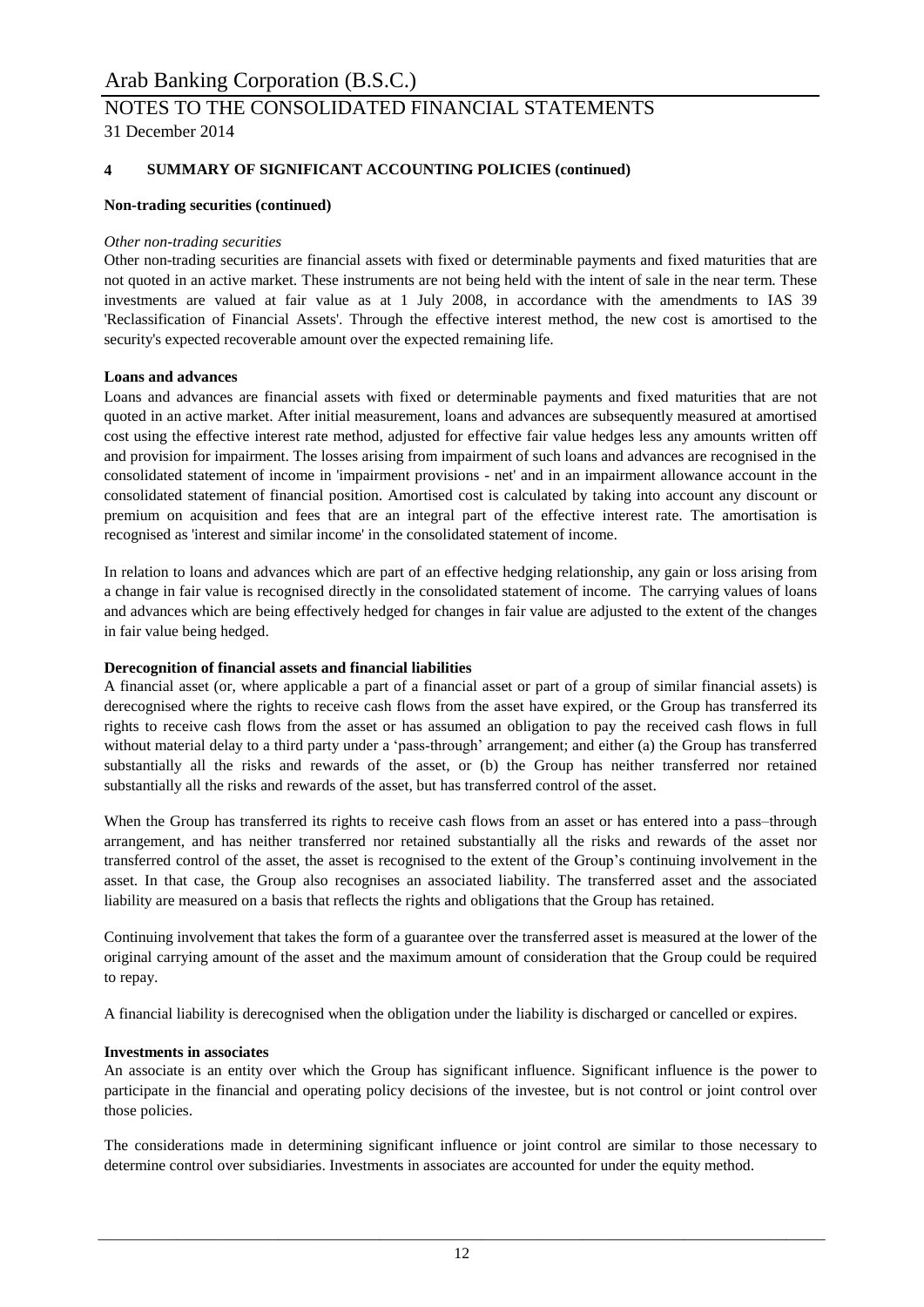## 4 SUMMARY OF SIGNIFICANT ACCOUNTING POLICIES (continued)

**Non-trading securities (continued)**

*Other non-trading securities*

Other non-trading securities are financial assets with fixed or determinable payments and fixed maturities that are not quoted in an active market. These instruments are not being held with the intent of sale in the near term. These investments are valued at fair value as at 1 July 2008, in accordance with the amendments to IAS 39 'Reclassification of Financial Assets'. Through the effective interest method, the new cost is amortised to the security's expected recoverable amount over the expected remaining life.

**Loans and advances**

Loans and advances are financial assets with fixed or determinable payments and fixed maturities that are not quoted in an active market. After initial measurement, loans and advances are subsequently measured at amortised cost using the effective interest rate method, adjusted for effective fair value hedges less any amounts written off and provision for impairment. The losses arising from impairment of such loans and advances are recognised in the consolidated statement of income in 'impairment provisions - net' and in an impairment allowance account in the consolidated statement of financial position. Amortised cost is calculated by taking into account any discount or premium on acquisition and fees that are an integral part of the effective interest rate. The amortisation is recognised as 'interest and similar income' in the consolidated statement of income.

In relation to loans and advances which are part of an effective hedging relationship, any gain or loss arising from a change in fair value is recognised directly in the consolidated statement of income. The carrying values of loans and advances which are being effectively hedged for changes in fair value are adjusted to the extent of the changes in fair value being hedged.

**Derecognition of financial assets and financial liabilities**

A financial asset (or, where applicable a part of a financial asset or part of a group of similar financial assets) is derecognised where the rights to receive cash flows from the asset have expired, or the Group has transferred its rights to receive cash flows from the asset or has assumed an obligation to pay the received cash flows in full without material delay to a third party under a 'pass-through' arrangement; and either (a) the Group has transferred substantially all the risks and rewards of the asset, or (b) the Group has neither transferred nor retained substantially all the risks and rewards of the asset, but has transferred control of the asset.

When the Group has transferred its rights to receive cash flows from an asset or has entered into a pass–through arrangement, and has neither transferred nor retained substantially all the risks and rewards of the asset nor transferred control of the asset, the asset is recognised to the extent of the Group's continuing involvement in the asset. In that case, the Group also recognises an associated liability. The transferred asset and the associated liability are measured on a basis that reflects the rights and obligations that the Group has retained.

Continuing involvement that takes the form of a guarantee over the transferred asset is measured at the lower of the original carrying amount of the asset and the maximum amount of consideration that the Group could be required to repay.

A financial liability is derecognised when the obligation under the liability is discharged or cancelled or expires.

**Investments in associates**

An associate is an entity over which the Group has significant influence. Significant influence is the power to participate in the financial and operating policy decisions of the investee, but is not control or joint control over those policies.

The considerations made in determining significant influence or joint control are similar to those necessary to determine control over subsidiaries. Investments in associates are accounted for under the equity method.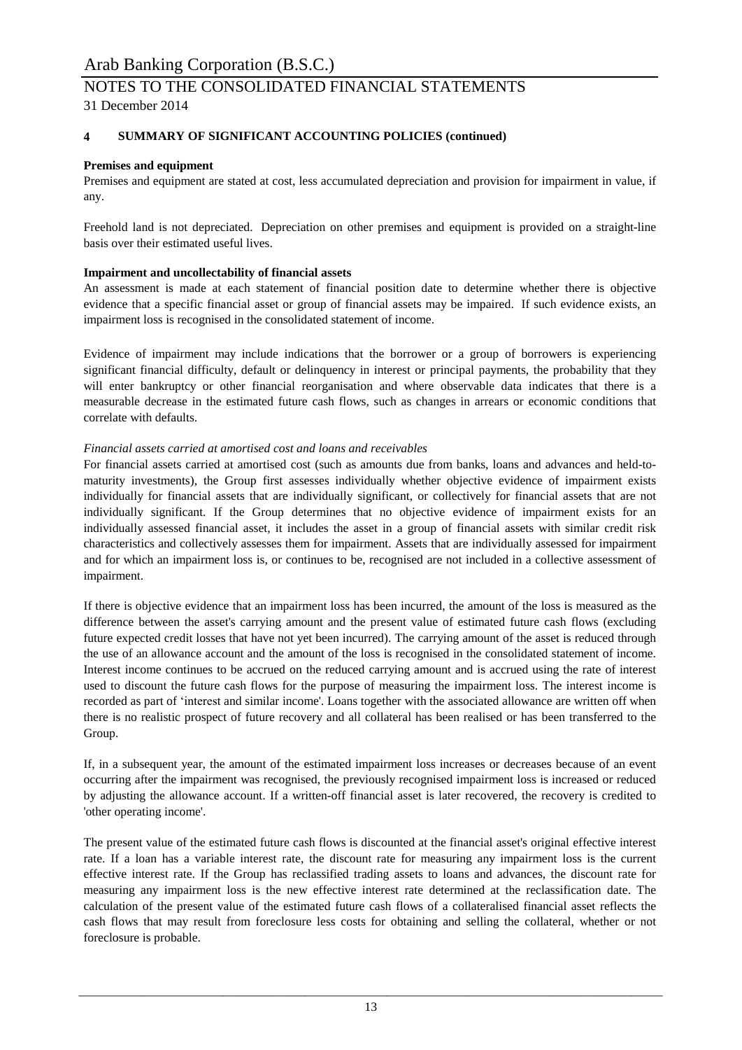## 4 SUMMARY OF SIGNIFICANT ACCOUNTING POLICIES (continued)

**Premises and equipment**

Premises and equipment are stated at cost, less accumulated depreciation and provision for impairment in value, if any.

Freehold land is not depreciated. Depreciation on other premises and equipment is provided on a straight-line basis over their estimated useful lives.

**Impairment and uncollectability of financial assets**

An assessment is made at each statement of financial position date to determine whether there is objective evidence that a specific financial asset or group of financial assets may be impaired. If such evidence exists, an impairment loss is recognised in the consolidated statement of income.

Evidence of impairment may include indications that the borrower or a group of borrowers is experiencing significant financial difficulty, default or delinquency in interest or principal payments, the probability that they will enter bankruptcy or other financial reorganisation and where observable data indicates that there is a measurable decrease in the estimated future cash flows, such as changes in arrears or economic conditions that correlate with defaults.

*Financial assets carried at amortised cost and loans and receivables*

For financial assets carried at amortised cost (such as amounts due from banks, loans and advances and held-to-maturity investments), the Group first assesses individually whether objective evidence of impairment exists individually for financial assets that are individually significant, or collectively for financial assets that are not individually significant. If the Group determines that no objective evidence of impairment exists for an individually assessed financial asset, it includes the asset in a group of financial assets with similar credit risk characteristics and collectively assesses them for impairment. Assets that are individually assessed for impairment and for which an impairment loss is, or continues to be, recognised are not included in a collective assessment of impairment.

If there is objective evidence that an impairment loss has been incurred, the amount of the loss is measured as the difference between the asset's carrying amount and the present value of estimated future cash flows (excluding future expected credit losses that have not yet been incurred). The carrying amount of the asset is reduced through the use of an allowance account and the amount of the loss is recognised in the consolidated statement of income. Interest income continues to be accrued on the reduced carrying amount and is accrued using the rate of interest used to discount the future cash flows for the purpose of measuring the impairment loss. The interest income is recorded as part of 'interest and similar income'. Loans together with the associated allowance are written off when there is no realistic prospect of future recovery and all collateral has been realised or has been transferred to the Group.

If, in a subsequent year, the amount of the estimated impairment loss increases or decreases because of an event occurring after the impairment was recognised, the previously recognised impairment loss is increased or reduced by adjusting the allowance account. If a written-off financial asset is later recovered, the recovery is credited to 'other operating income'.

The present value of the estimated future cash flows is discounted at the financial asset's original effective interest rate. If a loan has a variable interest rate, the discount rate for measuring any impairment loss is the current effective interest rate. If the Group has reclassified trading assets to loans and advances, the discount rate for measuring any impairment loss is the new effective interest rate determined at the reclassification date. The calculation of the present value of the estimated future cash flows of a collateralised financial asset reflects the cash flows that may result from foreclosure less costs for obtaining and selling the collateral, whether or not foreclosure is probable.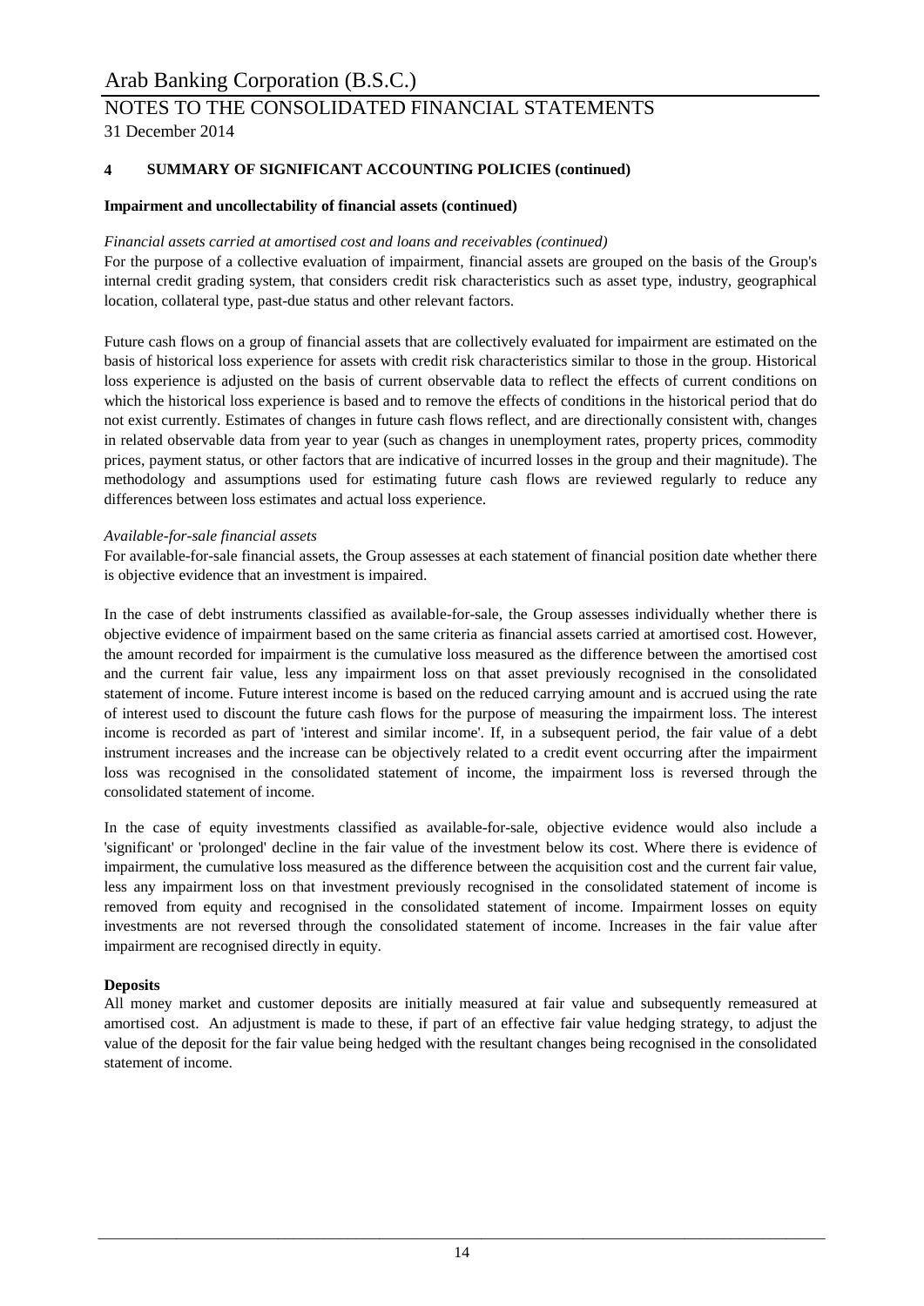## 4 SUMMARY OF SIGNIFICANT ACCOUNTING POLICIES (continued)

### Impairment and uncollectability of financial assets (continued)

*Financial assets carried at amortised cost and loans and receivables (continued)*

For the purpose of a collective evaluation of impairment, financial assets are grouped on the basis of the Group's internal credit grading system, that considers credit risk characteristics such as asset type, industry, geographical location, collateral type, past-due status and other relevant factors.

Future cash flows on a group of financial assets that are collectively evaluated for impairment are estimated on the basis of historical loss experience for assets with credit risk characteristics similar to those in the group. Historical loss experience is adjusted on the basis of current observable data to reflect the effects of current conditions on which the historical loss experience is based and to remove the effects of conditions in the historical period that do not exist currently. Estimates of changes in future cash flows reflect, and are directionally consistent with, changes in related observable data from year to year (such as changes in unemployment rates, property prices, commodity prices, payment status, or other factors that are indicative of incurred losses in the group and their magnitude). The methodology and assumptions used for estimating future cash flows are reviewed regularly to reduce any differences between loss estimates and actual loss experience.

*Available-for-sale financial assets*

For available-for-sale financial assets, the Group assesses at each statement of financial position date whether there is objective evidence that an investment is impaired.

In the case of debt instruments classified as available-for-sale, the Group assesses individually whether there is objective evidence of impairment based on the same criteria as financial assets carried at amortised cost. However, the amount recorded for impairment is the cumulative loss measured as the difference between the amortised cost and the current fair value, less any impairment loss on that asset previously recognised in the consolidated statement of income. Future interest income is based on the reduced carrying amount and is accrued using the rate of interest used to discount the future cash flows for the purpose of measuring the impairment loss. The interest income is recorded as part of 'interest and similar income'. If, in a subsequent period, the fair value of a debt instrument increases and the increase can be objectively related to a credit event occurring after the impairment loss was recognised in the consolidated statement of income, the impairment loss is reversed through the consolidated statement of income.

In the case of equity investments classified as available-for-sale, objective evidence would also include a 'significant' or 'prolonged' decline in the fair value of the investment below its cost. Where there is evidence of impairment, the cumulative loss measured as the difference between the acquisition cost and the current fair value, less any impairment loss on that investment previously recognised in the consolidated statement of income is removed from equity and recognised in the consolidated statement of income. Impairment losses on equity investments are not reversed through the consolidated statement of income. Increases in the fair value after impairment are recognised directly in equity.

### Deposits

All money market and customer deposits are initially measured at fair value and subsequently remeasured at amortised cost. An adjustment is made to these, if part of an effective fair value hedging strategy, to adjust the value of the deposit for the fair value being hedged with the resultant changes being recognised in the consolidated statement of income.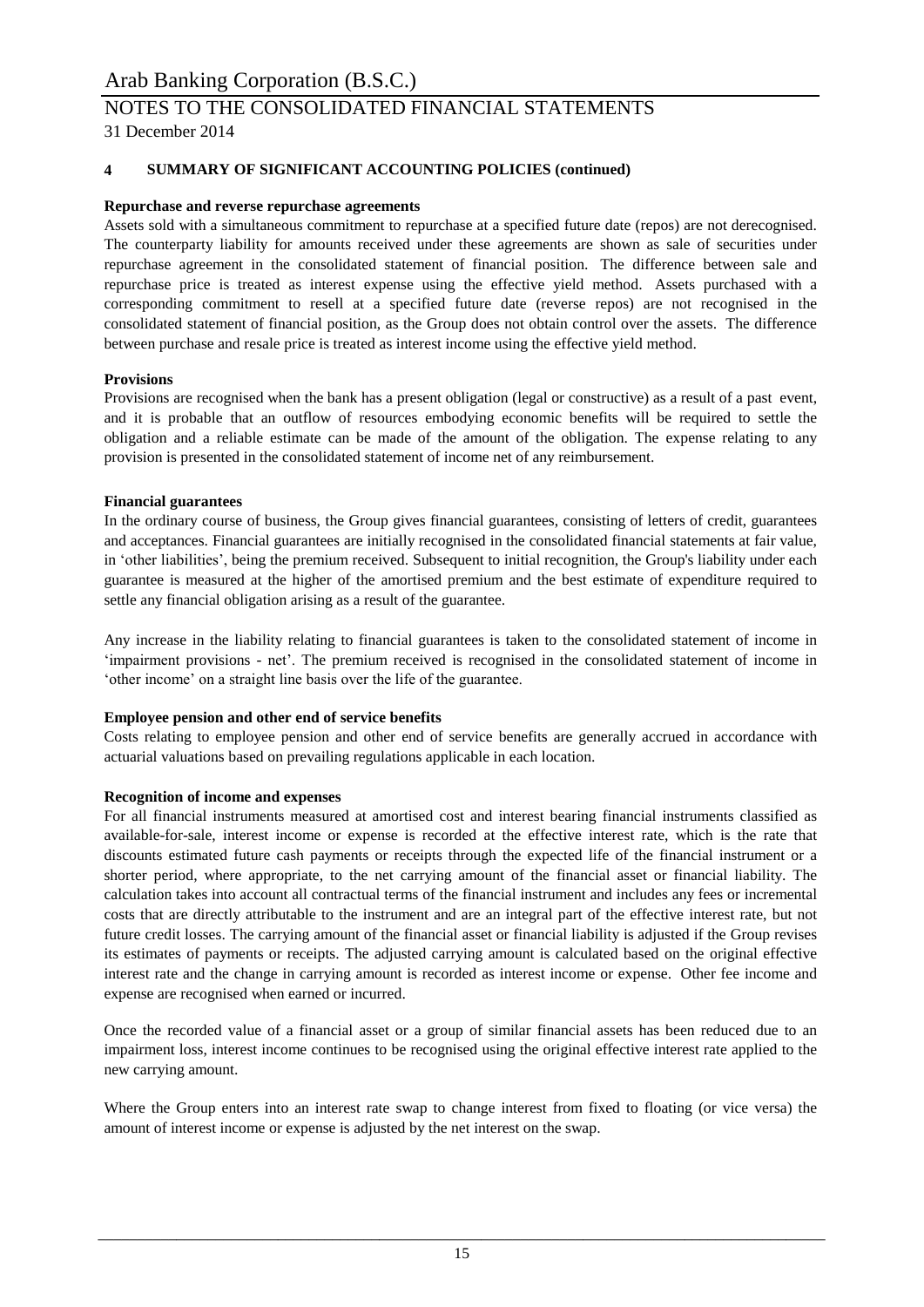## 4 SUMMARY OF SIGNIFICANT ACCOUNTING POLICIES (continued)

**Repurchase and reverse repurchase agreements**

Assets sold with a simultaneous commitment to repurchase at a specified future date (repos) are not derecognised. The counterparty liability for amounts received under these agreements are shown as sale of securities under repurchase agreement in the consolidated statement of financial position. The difference between sale and repurchase price is treated as interest expense using the effective yield method. Assets purchased with a corresponding commitment to resell at a specified future date (reverse repos) are not recognised in the consolidated statement of financial position, as the Group does not obtain control over the assets. The difference between purchase and resale price is treated as interest income using the effective yield method.

**Provisions**

Provisions are recognised when the bank has a present obligation (legal or constructive) as a result of a past event, and it is probable that an outflow of resources embodying economic benefits will be required to settle the obligation and a reliable estimate can be made of the amount of the obligation. The expense relating to any provision is presented in the consolidated statement of income net of any reimbursement.

**Financial guarantees**

In the ordinary course of business, the Group gives financial guarantees, consisting of letters of credit, guarantees and acceptances. Financial guarantees are initially recognised in the consolidated financial statements at fair value, in 'other liabilities', being the premium received. Subsequent to initial recognition, the Group's liability under each guarantee is measured at the higher of the amortised premium and the best estimate of expenditure required to settle any financial obligation arising as a result of the guarantee.

Any increase in the liability relating to financial guarantees is taken to the consolidated statement of income in 'impairment provisions - net'. The premium received is recognised in the consolidated statement of income in 'other income' on a straight line basis over the life of the guarantee.

**Employee pension and other end of service benefits**

Costs relating to employee pension and other end of service benefits are generally accrued in accordance with actuarial valuations based on prevailing regulations applicable in each location.

**Recognition of income and expenses**

For all financial instruments measured at amortised cost and interest bearing financial instruments classified as available-for-sale, interest income or expense is recorded at the effective interest rate, which is the rate that discounts estimated future cash payments or receipts through the expected life of the financial instrument or a shorter period, where appropriate, to the net carrying amount of the financial asset or financial liability. The calculation takes into account all contractual terms of the financial instrument and includes any fees or incremental costs that are directly attributable to the instrument and are an integral part of the effective interest rate, but not future credit losses. The carrying amount of the financial asset or financial liability is adjusted if the Group revises its estimates of payments or receipts. The adjusted carrying amount is calculated based on the original effective interest rate and the change in carrying amount is recorded as interest income or expense. Other fee income and expense are recognised when earned or incurred.

Once the recorded value of a financial asset or a group of similar financial assets has been reduced due to an impairment loss, interest income continues to be recognised using the original effective interest rate applied to the new carrying amount.

Where the Group enters into an interest rate swap to change interest from fixed to floating (or vice versa) the amount of interest income or expense is adjusted by the net interest on the swap.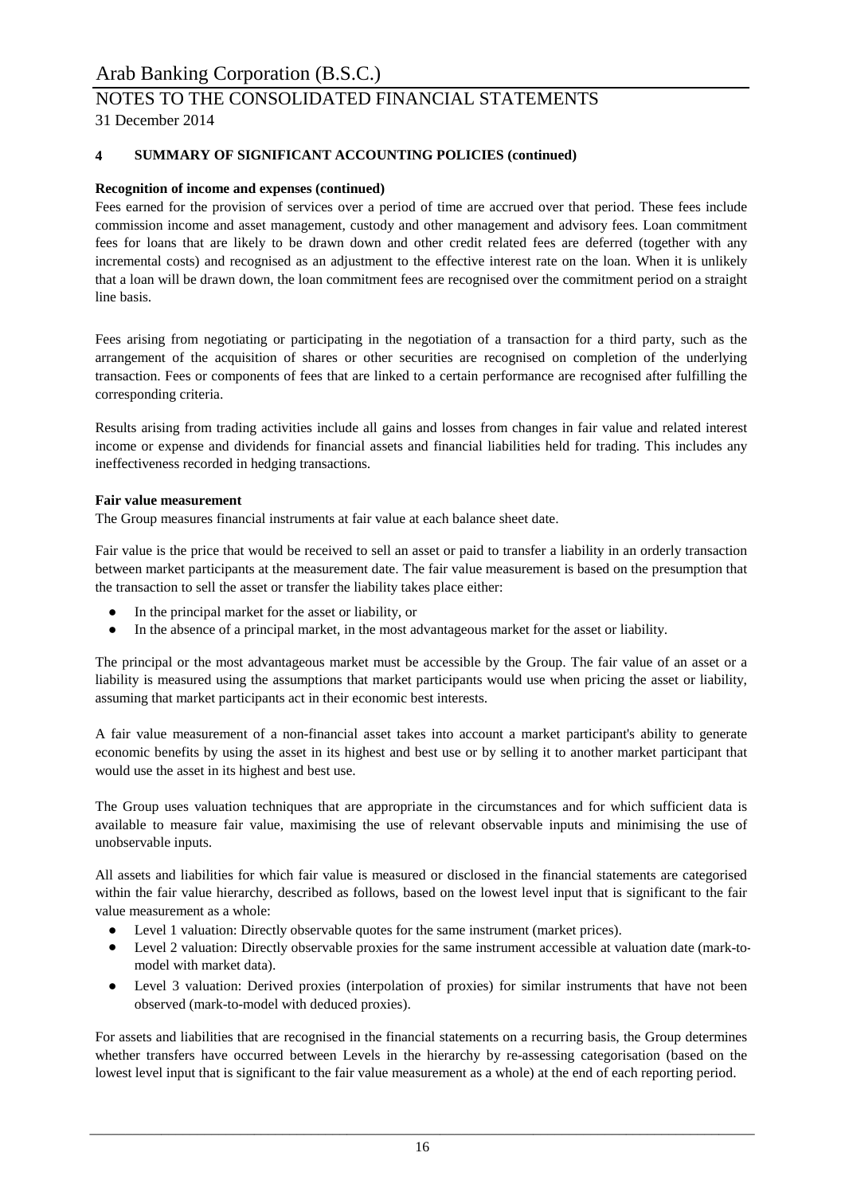## 4 SUMMARY OF SIGNIFICANT ACCOUNTING POLICIES (continued)

**Recognition of income and expenses (continued)**

Fees earned for the provision of services over a period of time are accrued over that period. These fees include commission income and asset management, custody and other management and advisory fees. Loan commitment fees for loans that are likely to be drawn down and other credit related fees are deferred (together with any incremental costs) and recognised as an adjustment to the effective interest rate on the loan. When it is unlikely that a loan will be drawn down, the loan commitment fees are recognised over the commitment period on a straight line basis.

Fees arising from negotiating or participating in the negotiation of a transaction for a third party, such as the arrangement of the acquisition of shares or other securities are recognised on completion of the underlying transaction. Fees or components of fees that are linked to a certain performance are recognised after fulfilling the corresponding criteria.

Results arising from trading activities include all gains and losses from changes in fair value and related interest income or expense and dividends for financial assets and financial liabilities held for trading. This includes any ineffectiveness recorded in hedging transactions.

**Fair value measurement**

The Group measures financial instruments at fair value at each balance sheet date.

Fair value is the price that would be received to sell an asset or paid to transfer a liability in an orderly transaction between market participants at the measurement date. The fair value measurement is based on the presumption that the transaction to sell the asset or transfer the liability takes place either:

- In the principal market for the asset or liability, or
- In the absence of a principal market, in the most advantageous market for the asset or liability.

The principal or the most advantageous market must be accessible by the Group. The fair value of an asset or a liability is measured using the assumptions that market participants would use when pricing the asset or liability, assuming that market participants act in their economic best interests.

A fair value measurement of a non-financial asset takes into account a market participant's ability to generate economic benefits by using the asset in its highest and best use or by selling it to another market participant that would use the asset in its highest and best use.

The Group uses valuation techniques that are appropriate in the circumstances and for which sufficient data is available to measure fair value, maximising the use of relevant observable inputs and minimising the use of unobservable inputs.

All assets and liabilities for which fair value is measured or disclosed in the financial statements are categorised within the fair value hierarchy, described as follows, based on the lowest level input that is significant to the fair value measurement as a whole:

- Level 1 valuation: Directly observable quotes for the same instrument (market prices).
- Level 2 valuation: Directly observable proxies for the same instrument accessible at valuation date (mark-to-model with market data).
- Level 3 valuation: Derived proxies (interpolation of proxies) for similar instruments that have not been observed (mark-to-model with deduced proxies).

For assets and liabilities that are recognised in the financial statements on a recurring basis, the Group determines whether transfers have occurred between Levels in the hierarchy by re-assessing categorisation (based on the lowest level input that is significant to the fair value measurement as a whole) at the end of each reporting period.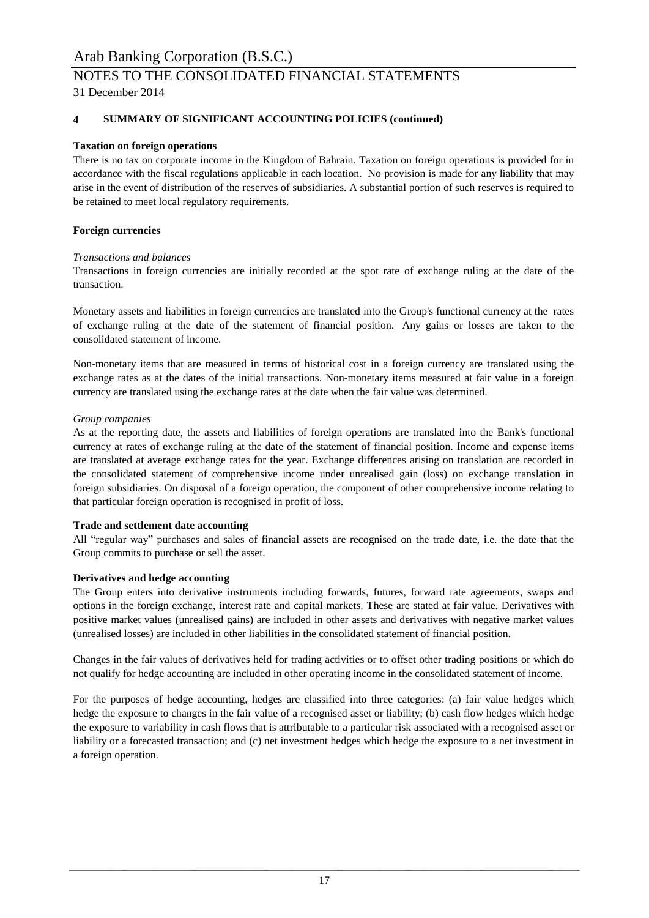## 4 SUMMARY OF SIGNIFICANT ACCOUNTING POLICIES (continued)

**Taxation on foreign operations**

There is no tax on corporate income in the Kingdom of Bahrain. Taxation on foreign operations is provided for in accordance with the fiscal regulations applicable in each location. No provision is made for any liability that may arise in the event of distribution of the reserves of subsidiaries. A substantial portion of such reserves is required to be retained to meet local regulatory requirements.

**Foreign currencies**

*Transactions and balances*

Transactions in foreign currencies are initially recorded at the spot rate of exchange ruling at the date of the transaction.

Monetary assets and liabilities in foreign currencies are translated into the Group's functional currency at the rates of exchange ruling at the date of the statement of financial position. Any gains or losses are taken to the consolidated statement of income.

Non-monetary items that are measured in terms of historical cost in a foreign currency are translated using the exchange rates as at the dates of the initial transactions. Non-monetary items measured at fair value in a foreign currency are translated using the exchange rates at the date when the fair value was determined.

*Group companies*

As at the reporting date, the assets and liabilities of foreign operations are translated into the Bank's functional currency at rates of exchange ruling at the date of the statement of financial position. Income and expense items are translated at average exchange rates for the year. Exchange differences arising on translation are recorded in the consolidated statement of comprehensive income under unrealised gain (loss) on exchange translation in foreign subsidiaries. On disposal of a foreign operation, the component of other comprehensive income relating to that particular foreign operation is recognised in profit of loss.

**Trade and settlement date accounting**

All "regular way" purchases and sales of financial assets are recognised on the trade date, i.e. the date that the Group commits to purchase or sell the asset.

**Derivatives and hedge accounting**

The Group enters into derivative instruments including forwards, futures, forward rate agreements, swaps and options in the foreign exchange, interest rate and capital markets. These are stated at fair value. Derivatives with positive market values (unrealised gains) are included in other assets and derivatives with negative market values (unrealised losses) are included in other liabilities in the consolidated statement of financial position.

Changes in the fair values of derivatives held for trading activities or to offset other trading positions or which do not qualify for hedge accounting are included in other operating income in the consolidated statement of income.

For the purposes of hedge accounting, hedges are classified into three categories: (a) fair value hedges which hedge the exposure to changes in the fair value of a recognised asset or liability; (b) cash flow hedges which hedge the exposure to variability in cash flows that is attributable to a particular risk associated with a recognised asset or liability or a forecasted transaction; and (c) net investment hedges which hedge the exposure to a net investment in a foreign operation.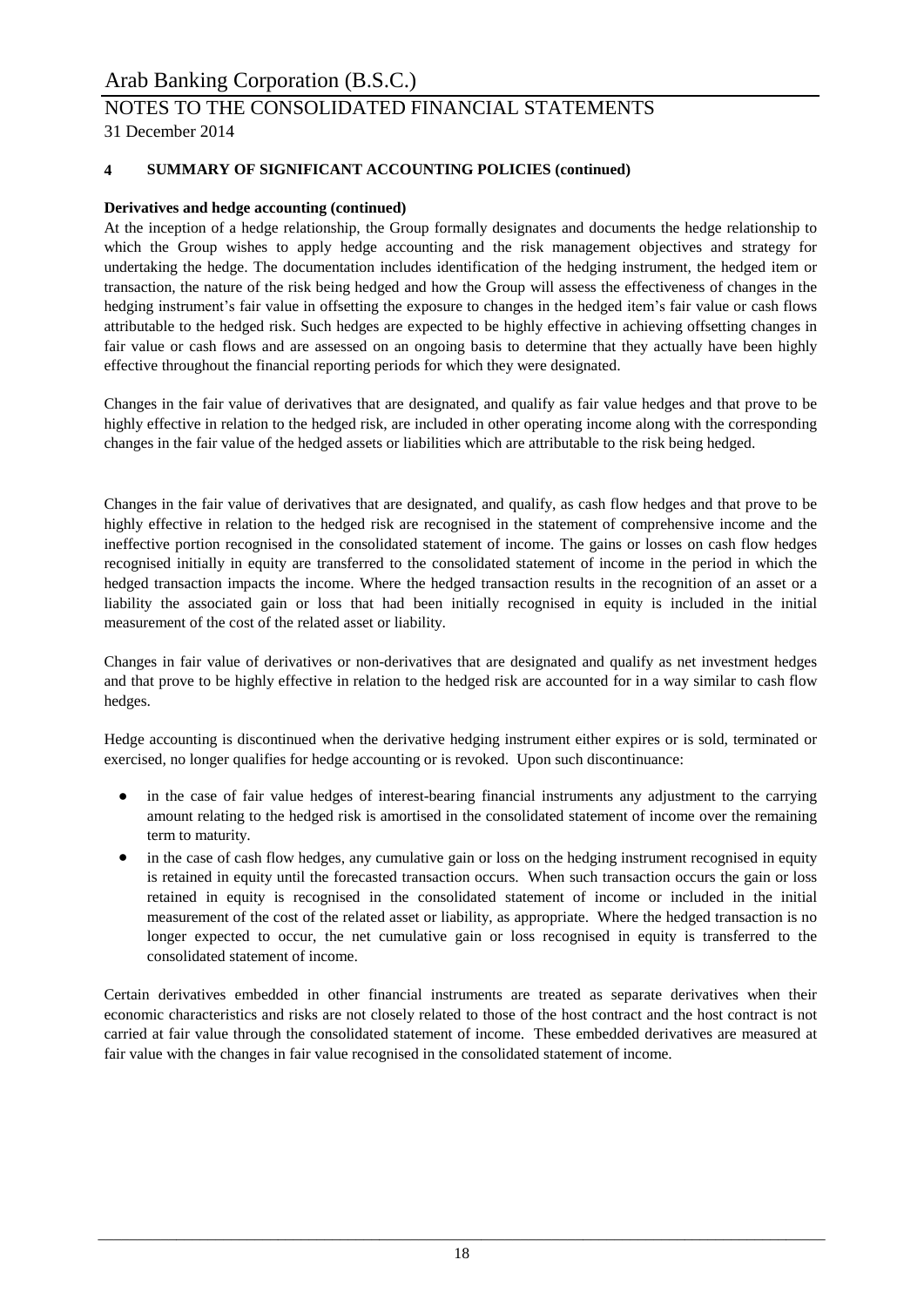## 4 SUMMARY OF SIGNIFICANT ACCOUNTING POLICIES (continued)

**Derivatives and hedge accounting (continued)**

At the inception of a hedge relationship, the Group formally designates and documents the hedge relationship to which the Group wishes to apply hedge accounting and the risk management objectives and strategy for undertaking the hedge. The documentation includes identification of the hedging instrument, the hedged item or transaction, the nature of the risk being hedged and how the Group will assess the effectiveness of changes in the hedging instrument's fair value in offsetting the exposure to changes in the hedged item's fair value or cash flows attributable to the hedged risk. Such hedges are expected to be highly effective in achieving offsetting changes in fair value or cash flows and are assessed on an ongoing basis to determine that they actually have been highly effective throughout the financial reporting periods for which they were designated.

Changes in the fair value of derivatives that are designated, and qualify as fair value hedges and that prove to be highly effective in relation to the hedged risk, are included in other operating income along with the corresponding changes in the fair value of the hedged assets or liabilities which are attributable to the risk being hedged.

Changes in the fair value of derivatives that are designated, and qualify, as cash flow hedges and that prove to be highly effective in relation to the hedged risk are recognised in the statement of comprehensive income and the ineffective portion recognised in the consolidated statement of income. The gains or losses on cash flow hedges recognised initially in equity are transferred to the consolidated statement of income in the period in which the hedged transaction impacts the income. Where the hedged transaction results in the recognition of an asset or a liability the associated gain or loss that had been initially recognised in equity is included in the initial measurement of the cost of the related asset or liability.

Changes in fair value of derivatives or non-derivatives that are designated and qualify as net investment hedges and that prove to be highly effective in relation to the hedged risk are accounted for in a way similar to cash flow hedges.

Hedge accounting is discontinued when the derivative hedging instrument either expires or is sold, terminated or exercised, no longer qualifies for hedge accounting or is revoked. Upon such discontinuance:

- in the case of fair value hedges of interest-bearing financial instruments any adjustment to the carrying amount relating to the hedged risk is amortised in the consolidated statement of income over the remaining term to maturity.
- in the case of cash flow hedges, any cumulative gain or loss on the hedging instrument recognised in equity is retained in equity until the forecasted transaction occurs. When such transaction occurs the gain or loss retained in equity is recognised in the consolidated statement of income or included in the initial measurement of the cost of the related asset or liability, as appropriate. Where the hedged transaction is no longer expected to occur, the net cumulative gain or loss recognised in equity is transferred to the consolidated statement of income.

Certain derivatives embedded in other financial instruments are treated as separate derivatives when their economic characteristics and risks are not closely related to those of the host contract and the host contract is not carried at fair value through the consolidated statement of income. These embedded derivatives are measured at fair value with the changes in fair value recognised in the consolidated statement of income.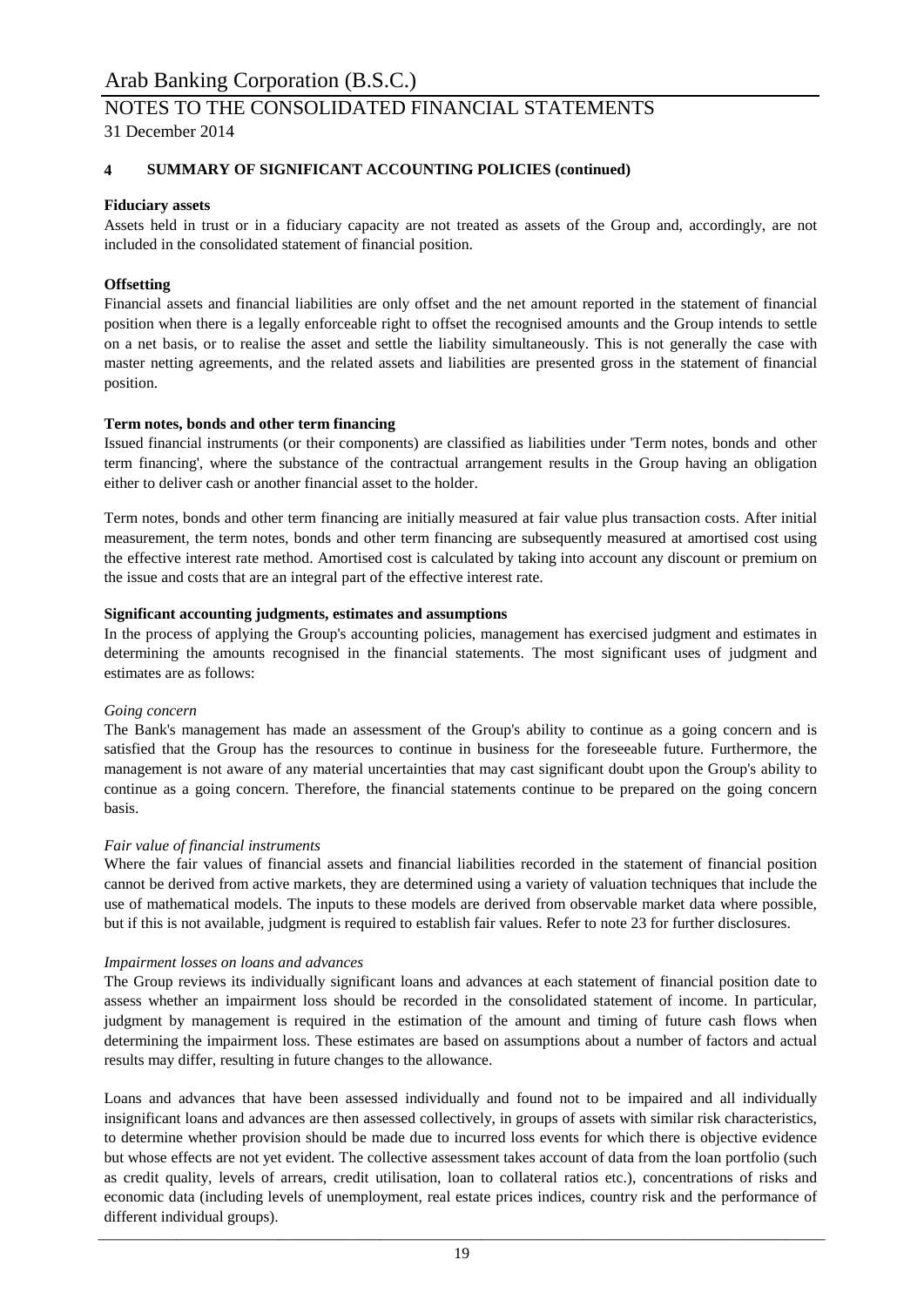## 4 SUMMARY OF SIGNIFICANT ACCOUNTING POLICIES (continued)

**Fiduciary assets**

Assets held in trust or in a fiduciary capacity are not treated as assets of the Group and, accordingly, are not included in the consolidated statement of financial position.

**Offsetting**

Financial assets and financial liabilities are only offset and the net amount reported in the statement of financial position when there is a legally enforceable right to offset the recognised amounts and the Group intends to settle on a net basis, or to realise the asset and settle the liability simultaneously. This is not generally the case with master netting agreements, and the related assets and liabilities are presented gross in the statement of financial position.

**Term notes, bonds and other term financing**

Issued financial instruments (or their components) are classified as liabilities under 'Term notes, bonds and other term financing', where the substance of the contractual arrangement results in the Group having an obligation either to deliver cash or another financial asset to the holder.

Term notes, bonds and other term financing are initially measured at fair value plus transaction costs. After initial measurement, the term notes, bonds and other term financing are subsequently measured at amortised cost using the effective interest rate method. Amortised cost is calculated by taking into account any discount or premium on the issue and costs that are an integral part of the effective interest rate.

**Significant accounting judgments, estimates and assumptions**

In the process of applying the Group's accounting policies, management has exercised judgment and estimates in determining the amounts recognised in the financial statements. The most significant uses of judgment and estimates are as follows:

*Going concern*

The Bank's management has made an assessment of the Group's ability to continue as a going concern and is satisfied that the Group has the resources to continue in business for the foreseeable future. Furthermore, the management is not aware of any material uncertainties that may cast significant doubt upon the Group's ability to continue as a going concern. Therefore, the financial statements continue to be prepared on the going concern basis.

*Fair value of financial instruments*

Where the fair values of financial assets and financial liabilities recorded in the statement of financial position cannot be derived from active markets, they are determined using a variety of valuation techniques that include the use of mathematical models. The inputs to these models are derived from observable market data where possible, but if this is not available, judgment is required to establish fair values. Refer to note 23 for further disclosures.

*Impairment losses on loans and advances*

The Group reviews its individually significant loans and advances at each statement of financial position date to assess whether an impairment loss should be recorded in the consolidated statement of income. In particular, judgment by management is required in the estimation of the amount and timing of future cash flows when determining the impairment loss. These estimates are based on assumptions about a number of factors and actual results may differ, resulting in future changes to the allowance.

Loans and advances that have been assessed individually and found not to be impaired and all individually insignificant loans and advances are then assessed collectively, in groups of assets with similar risk characteristics, to determine whether provision should be made due to incurred loss events for which there is objective evidence but whose effects are not yet evident. The collective assessment takes account of data from the loan portfolio (such as credit quality, levels of arrears, credit utilisation, loan to collateral ratios etc.), concentrations of risks and economic data (including levels of unemployment, real estate prices indices, country risk and the performance of different individual groups).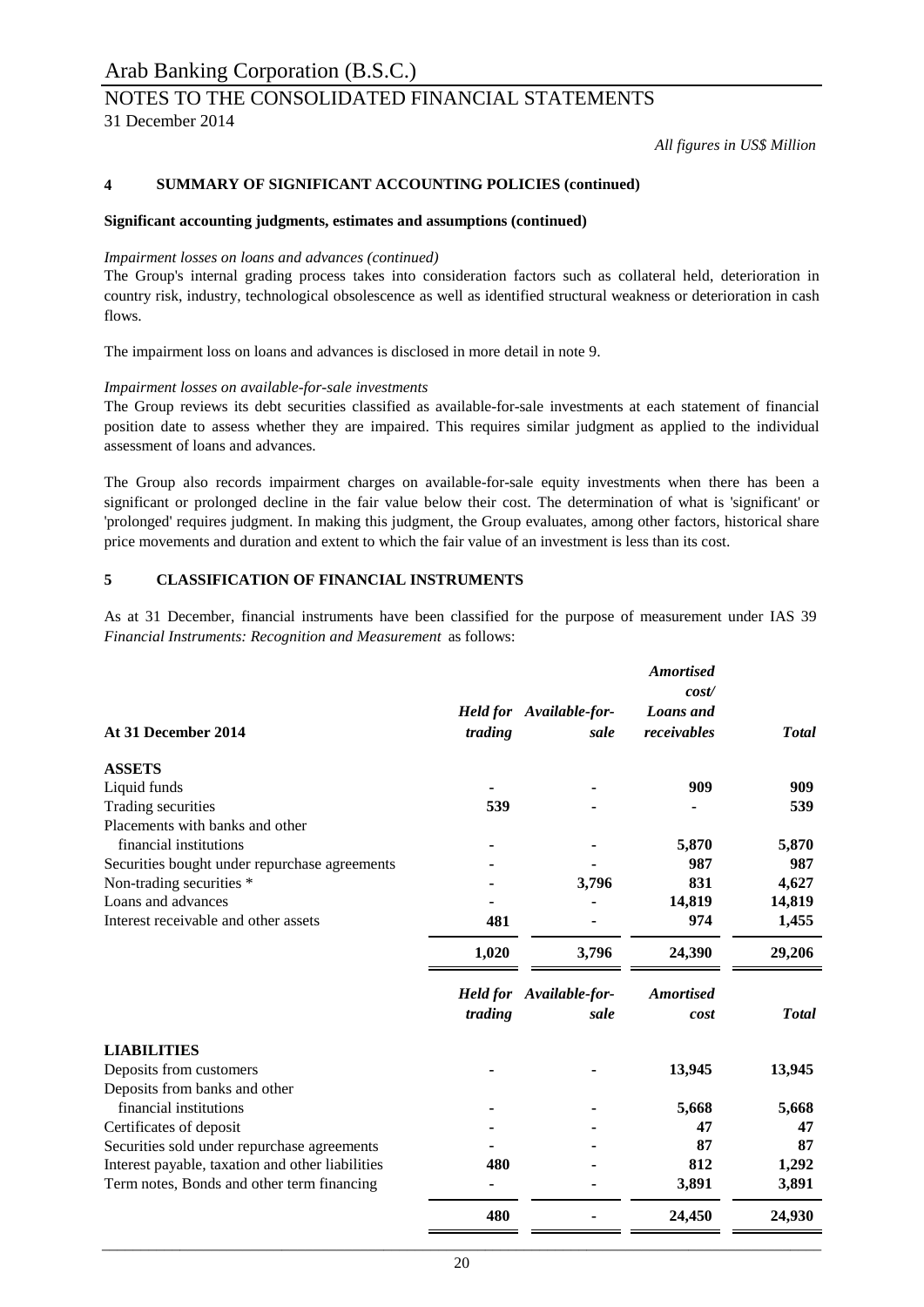*All figures in US$ Million*

## 4 SUMMARY OF SIGNIFICANT ACCOUNTING POLICIES (continued)

### Significant accounting judgments, estimates and assumptions (continued)

*Impairment losses on loans and advances (continued)*

The Group's internal grading process takes into consideration factors such as collateral held, deterioration in country risk, industry, technological obsolescence as well as identified structural weakness or deterioration in cash flows.

The impairment loss on loans and advances is disclosed in more detail in note 9.

*Impairment losses on available-for-sale investments*

The Group reviews its debt securities classified as available-for-sale investments at each statement of financial position date to assess whether they are impaired. This requires similar judgment as applied to the individual assessment of loans and advances.

The Group also records impairment charges on available-for-sale equity investments when there has been a significant or prolonged decline in the fair value below their cost. The determination of what is 'significant' or 'prolonged' requires judgment. In making this judgment, the Group evaluates, among other factors, historical share price movements and duration and extent to which the fair value of an investment is less than its cost.

## 5 CLASSIFICATION OF FINANCIAL INSTRUMENTS

As at 31 December, financial instruments have been classified for the purpose of measurement under IAS 39 *Financial Instruments: Recognition and Measurement* as follows:

| At 31 December 2014 | *Held for trading* | *Available-for-sale* | *Amortised cost/ Loans and receivables* | *Total* |
|---|---|---|---|---|
| **ASSETS** | | | | |
| Liquid funds | - | - | **909** | **909** |
| Trading securities | **539** | - | - | **539** |
| Placements with banks and other financial institutions | - | - | **5,870** | **5,870** |
| Securities bought under repurchase agreements | - | - | **987** | **987** |
| Non-trading securities * | - | **3,796** | **831** | **4,627** |
| Loans and advances | - | - | **14,819** | **14,819** |
| Interest receivable and other assets | **481** | - | **974** | **1,455** |
| | **1,020** | **3,796** | **24,390** | **29,206** |

| | *Held for trading* | *Available-for-sale* | *Amortised cost* | *Total* |
|---|---|---|---|---|
| **LIABILITIES** | | | | |
| Deposits from customers | - | - | **13,945** | **13,945** |
| Deposits from banks and other financial institutions | - | - | **5,668** | **5,668** |
| Certificates of deposit | - | - | **47** | **47** |
| Securities sold under repurchase agreements | - | - | **87** | **87** |
| Interest payable, taxation and other liabilities | **480** | - | **812** | **1,292** |
| Term notes, Bonds and other term financing | - | - | **3,891** | **3,891** |
| | **480** | - | **24,450** | **24,930** |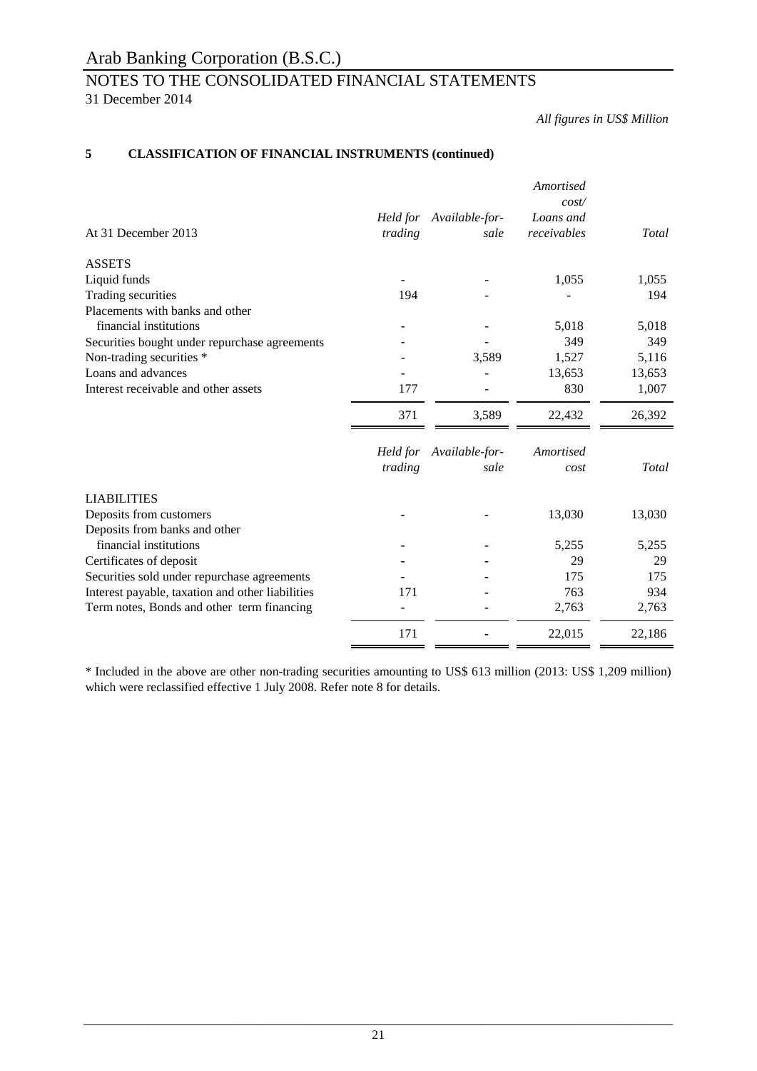# Arab Banking Corporation (B.S.C.)

## NOTES TO THE CONSOLIDATED FINANCIAL STATEMENTS

31 December 2014

*All figures in US$ Million*

### 5 CLASSIFICATION OF FINANCIAL INSTRUMENTS (continued)

| At 31 December 2013 | *Held for trading* | *Available-for-sale* | *Amortised cost/ Loans and receivables* | *Total* |
|---|---|---|---|---|
| ASSETS | | | | |
| Liquid funds | - | - | 1,055 | 1,055 |
| Trading securities | 194 | - | - | 194 |
| Placements with banks and other financial institutions | - | - | 5,018 | 5,018 |
| Securities bought under repurchase agreements | - | - | 349 | 349 |
| Non-trading securities * | - | 3,589 | 1,527 | 5,116 |
| Loans and advances | - | - | 13,653 | 13,653 |
| Interest receivable and other assets | 177 | - | 830 | 1,007 |
| | 371 | 3,589 | 22,432 | 26,392 |

| | *Held for trading* | *Available-for-sale* | *Amortised cost* | *Total* |
|---|---|---|---|---|
| LIABILITIES | | | | |
| Deposits from customers | - | - | 13,030 | 13,030 |
| Deposits from banks and other financial institutions | - | - | 5,255 | 5,255 |
| Certificates of deposit | - | - | 29 | 29 |
| Securities sold under repurchase agreements | - | - | 175 | 175 |
| Interest payable, taxation and other liabilities | 171 | - | 763 | 934 |
| Term notes, Bonds and other term financing | - | - | 2,763 | 2,763 |
| | 171 | - | 22,015 | 22,186 |

* Included in the above are other non-trading securities amounting to US$ 613 million (2013: US$ 1,209 million) which were reclassified effective 1 July 2008. Refer note 8 for details.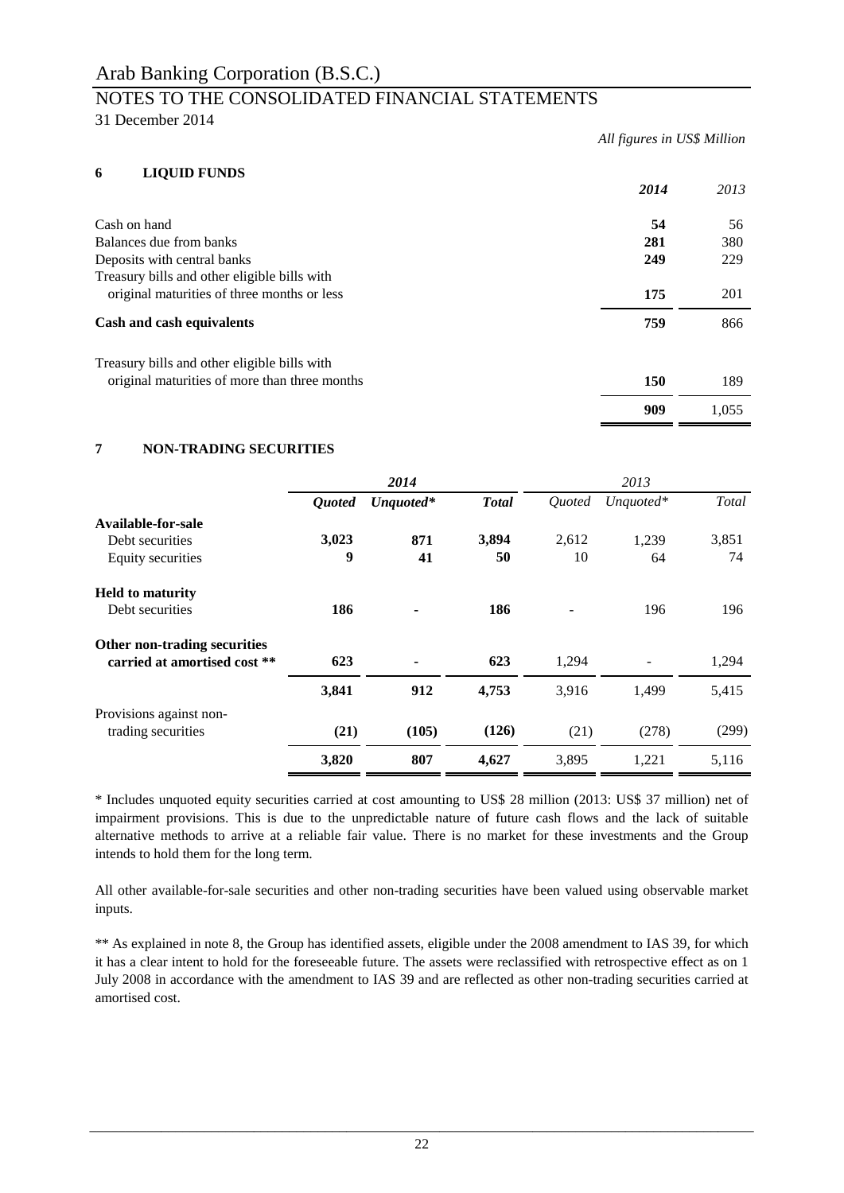*All figures in US$ Million*

## 6 LIQUID FUNDS

| | *2014* | *2013* |
|---|---|---|
| Cash on hand | **54** | 56 |
| Balances due from banks | **281** | 380 |
| Deposits with central banks | **249** | 229 |
| Treasury bills and other eligible bills with original maturities of three months or less | **175** | 201 |
| **Cash and cash equivalents** | **759** | 866 |
| Treasury bills and other eligible bills with original maturities of more than three months | **150** | 189 |
| | **909** | 1,055 |

## 7 NON-TRADING SECURITIES

| | *2014* | | | *2013* | | |
|---|---|---|---|---|---|---|
| | ***Quoted*** | ***Unquoted**** | ***Total*** | *Quoted* | *Unquoted** | *Total* |
| **Available-for-sale** | | | | | | |
| Debt securities | **3,023** | **871** | **3,894** | 2,612 | 1,239 | 3,851 |
| Equity securities | **9** | **41** | **50** | 10 | 64 | 74 |
| **Held to maturity** | | | | | | |
| Debt securities | **186** | **-** | **186** | - | 196 | 196 |
| **Other non-trading securities carried at amortised cost **** | **623** | **-** | **623** | 1,294 | - | 1,294 |
| | **3,841** | **912** | **4,753** | 3,916 | 1,499 | 5,415 |
| Provisions against non-trading securities | **(21)** | **(105)** | **(126)** | (21) | (278) | (299) |
| | **3,820** | **807** | **4,627** | 3,895 | 1,221 | 5,116 |

* Includes unquoted equity securities carried at cost amounting to US$ 28 million (2013: US$ 37 million) net of impairment provisions. This is due to the unpredictable nature of future cash flows and the lack of suitable alternative methods to arrive at a reliable fair value. There is no market for these investments and the Group intends to hold them for the long term.

All other available-for-sale securities and other non-trading securities have been valued using observable market inputs.

** As explained in note 8, the Group has identified assets, eligible under the 2008 amendment to IAS 39, for which it has a clear intent to hold for the foreseeable future. The assets were reclassified with retrospective effect as on 1 July 2008 in accordance with the amendment to IAS 39 and are reflected as other non-trading securities carried at amortised cost.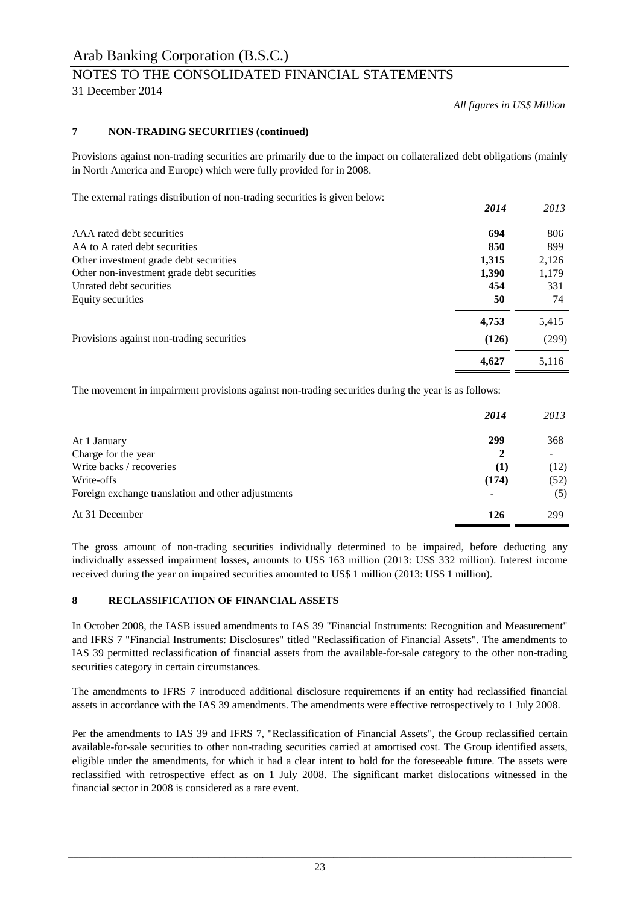*All figures in US$ Million*

## 7 NON-TRADING SECURITIES (continued)

Provisions against non-trading securities are primarily due to the impact on collateralized debt obligations (mainly in North America and Europe) which were fully provided for in 2008.

The external ratings distribution of non-trading securities is given below:

| | ***2014*** | *2013* |
|---|---|---|
| AAA rated debt securities | **694** | 806 |
| AA to A rated debt securities | **850** | 899 |
| Other investment grade debt securities | **1,315** | 2,126 |
| Other non-investment grade debt securities | **1,390** | 1,179 |
| Unrated debt securities | **454** | 331 |
| Equity securities | **50** | 74 |
| | **4,753** | 5,415 |
| Provisions against non-trading securities | **(126)** | (299) |
| | **4,627** | 5,116 |

The movement in impairment provisions against non-trading securities during the year is as follows:

| | ***2014*** | *2013* |
|---|---|---|
| At 1 January | **299** | 368 |
| Charge for the year | **2** | - |
| Write backs / recoveries | **(1)** | (12) |
| Write-offs | **(174)** | (52) |
| Foreign exchange translation and other adjustments | **-** | (5) |
| At 31 December | **126** | 299 |

The gross amount of non-trading securities individually determined to be impaired, before deducting any individually assessed impairment losses, amounts to US$ 163 million (2013: US$ 332 million). Interest income received during the year on impaired securities amounted to US$ 1 million (2013: US$ 1 million).

## 8 RECLASSIFICATION OF FINANCIAL ASSETS

In October 2008, the IASB issued amendments to IAS 39 "Financial Instruments: Recognition and Measurement" and IFRS 7 "Financial Instruments: Disclosures" titled "Reclassification of Financial Assets". The amendments to IAS 39 permitted reclassification of financial assets from the available-for-sale category to the other non-trading securities category in certain circumstances.

The amendments to IFRS 7 introduced additional disclosure requirements if an entity had reclassified financial assets in accordance with the IAS 39 amendments. The amendments were effective retrospectively to 1 July 2008.

Per the amendments to IAS 39 and IFRS 7, "Reclassification of Financial Assets", the Group reclassified certain available-for-sale securities to other non-trading securities carried at amortised cost. The Group identified assets, eligible under the amendments, for which it had a clear intent to hold for the foreseeable future. The assets were reclassified with retrospective effect as on 1 July 2008. The significant market dislocations witnessed in the financial sector in 2008 is considered as a rare event.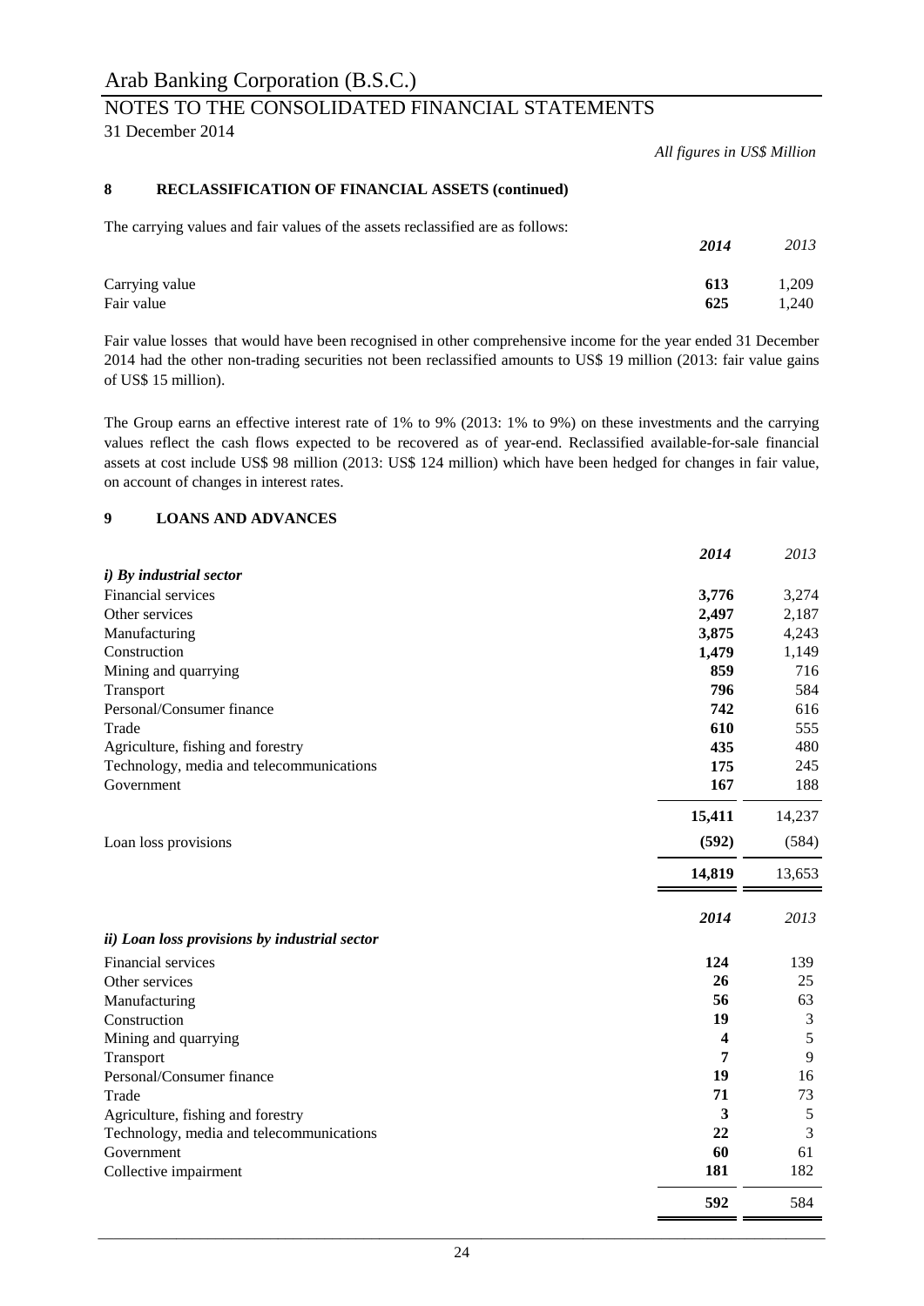*All figures in US$ Million*

## 8 RECLASSIFICATION OF FINANCIAL ASSETS (continued)

The carrying values and fair values of the assets reclassified are as follows:

| | *2014* | *2013* |
|---|---|---|
| Carrying value | **613** | 1,209 |
| Fair value | **625** | 1,240 |

Fair value losses that would have been recognised in other comprehensive income for the year ended 31 December 2014 had the other non-trading securities not been reclassified amounts to US$ 19 million (2013: fair value gains of US$ 15 million).

The Group earns an effective interest rate of 1% to 9% (2013: 1% to 9%) on these investments and the carrying values reflect the cash flows expected to be recovered as of year-end. Reclassified available-for-sale financial assets at cost include US$ 98 million (2013: US$ 124 million) which have been hedged for changes in fair value, on account of changes in interest rates.

## 9 LOANS AND ADVANCES

| | *2014* | *2013* |
|---|---|---|
| ***i) By industrial sector*** | | |
| Financial services | **3,776** | 3,274 |
| Other services | **2,497** | 2,187 |
| Manufacturing | **3,875** | 4,243 |
| Construction | **1,479** | 1,149 |
| Mining and quarrying | **859** | 716 |
| Transport | **796** | 584 |
| Personal/Consumer finance | **742** | 616 |
| Trade | **610** | 555 |
| Agriculture, fishing and forestry | **435** | 480 |
| Technology, media and telecommunications | **175** | 245 |
| Government | **167** | 188 |
| | **15,411** | 14,237 |
| Loan loss provisions | **(592)** | (584) |
| | **14,819** | 13,653 |

| | *2014* | *2013* |
|---|---|---|
| ***ii) Loan loss provisions by industrial sector*** | | |
| Financial services | **124** | 139 |
| Other services | **26** | 25 |
| Manufacturing | **56** | 63 |
| Construction | **19** | 3 |
| Mining and quarrying | **4** | 5 |
| Transport | **7** | 9 |
| Personal/Consumer finance | **19** | 16 |
| Trade | **71** | 73 |
| Agriculture, fishing and forestry | **3** | 5 |
| Technology, media and telecommunications | **22** | 3 |
| Government | **60** | 61 |
| Collective impairment | **181** | 182 |
| | **592** | 584 |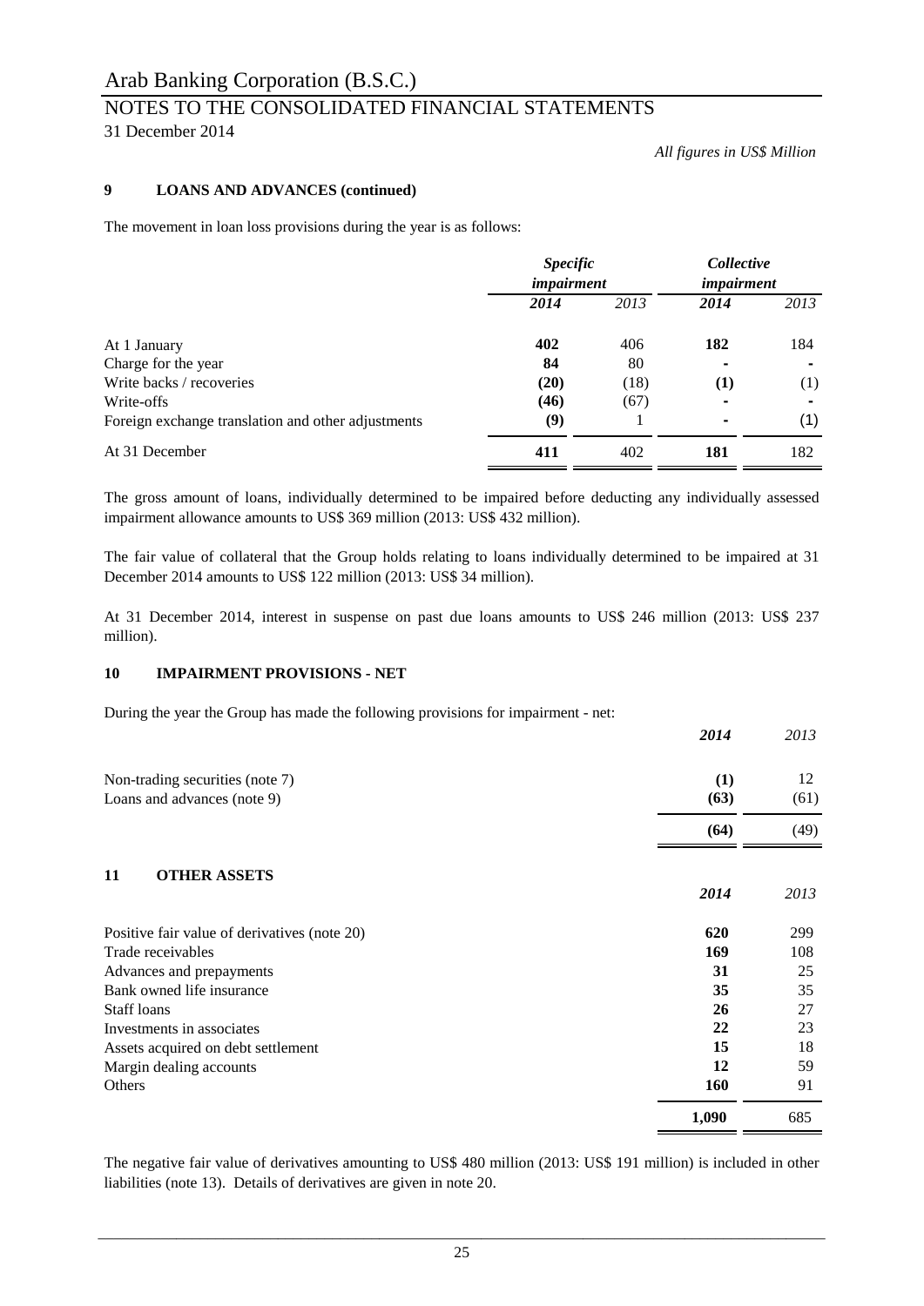*All figures in US$ Million*

## 9 LOANS AND ADVANCES (continued)

The movement in loan loss provisions during the year is as follows:

| | ***Specific impairment*** | | ***Collective impairment*** | |
|---|---|---|---|---|
| | ***2014*** | *2013* | ***2014*** | *2013* |
| At 1 January | **402** | 406 | **182** | 184 |
| Charge for the year | **84** | 80 | **-** | - |
| Write backs / recoveries | **(20)** | (18) | **(1)** | (1) |
| Write-offs | **(46)** | (67) | **-** | - |
| Foreign exchange translation and other adjustments | **(9)** | 1 | **-** | (1) |
| At 31 December | **411** | 402 | **181** | 182 |

The gross amount of loans, individually determined to be impaired before deducting any individually assessed impairment allowance amounts to US$ 369 million (2013: US$ 432 million).

The fair value of collateral that the Group holds relating to loans individually determined to be impaired at 31 December 2014 amounts to US$ 122 million (2013: US$ 34 million).

At 31 December 2014, interest in suspense on past due loans amounts to US$ 246 million (2013: US$ 237 million).

## 10 IMPAIRMENT PROVISIONS - NET

During the year the Group has made the following provisions for impairment - net:

| | ***2014*** | *2013* |
|---|---|---|
| Non-trading securities (note 7) | **(1)** | 12 |
| Loans and advances (note 9) | **(63)** | (61) |
| | **(64)** | (49) |

## 11 OTHER ASSETS

| | ***2014*** | *2013* |
|---|---|---|
| Positive fair value of derivatives (note 20) | **620** | 299 |
| Trade receivables | **169** | 108 |
| Advances and prepayments | **31** | 25 |
| Bank owned life insurance | **35** | 35 |
| Staff loans | **26** | 27 |
| Investments in associates | **22** | 23 |
| Assets acquired on debt settlement | **15** | 18 |
| Margin dealing accounts | **12** | 59 |
| Others | **160** | 91 |
| | **1,090** | 685 |

The negative fair value of derivatives amounting to US$ 480 million (2013: US$ 191 million) is included in other liabilities (note 13). Details of derivatives are given in note 20.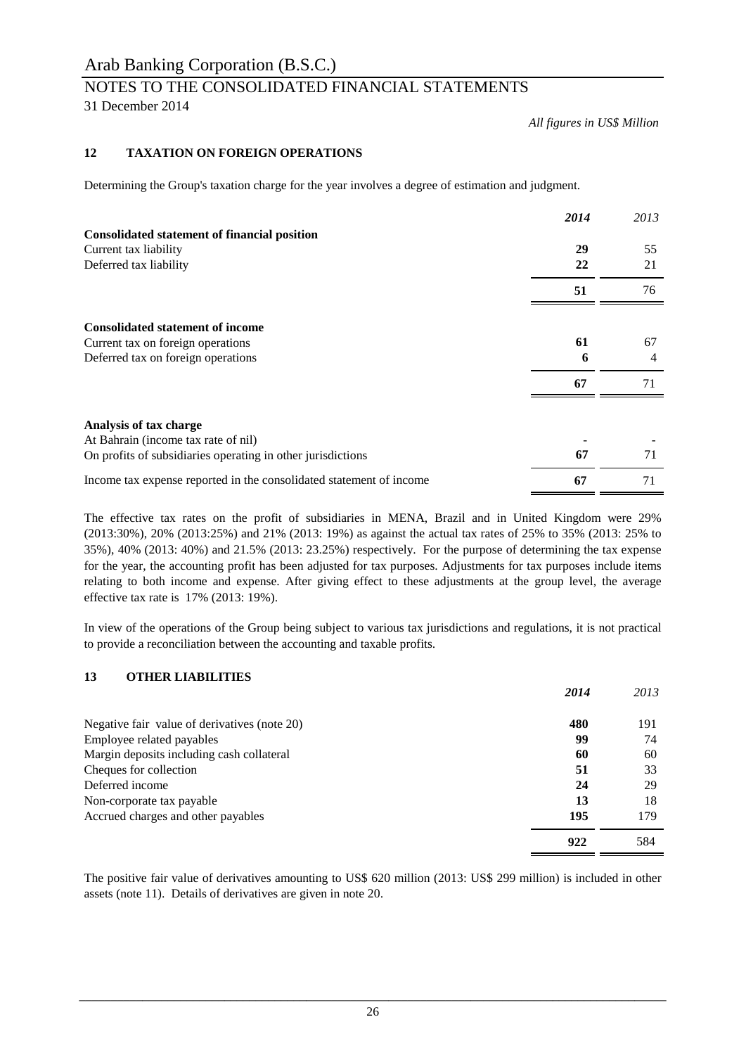Arab Banking Corporation (B.S.C.)

NOTES TO THE CONSOLIDATED FINANCIAL STATEMENTS

31 December 2014

*All figures in US$ Million*

## 12 TAXATION ON FOREIGN OPERATIONS

Determining the Group's taxation charge for the year involves a degree of estimation and judgment.

| | *2014* | *2013* |
|---|---|---|
| **Consolidated statement of financial position** | | |
| Current tax liability | **29** | 55 |
| Deferred tax liability | **22** | 21 |
| | **51** | 76 |
| **Consolidated statement of income** | | |
| Current tax on foreign operations | **61** | 67 |
| Deferred tax on foreign operations | **6** | 4 |
| | **67** | 71 |
| **Analysis of tax charge** | | |
| At Bahrain (income tax rate of nil) | - | - |
| On profits of subsidiaries operating in other jurisdictions | **67** | 71 |
| Income tax expense reported in the consolidated statement of income | **67** | 71 |

The effective tax rates on the profit of subsidiaries in MENA, Brazil and in United Kingdom were 29% (2013:30%), 20% (2013:25%) and 21% (2013: 19%) as against the actual tax rates of 25% to 35% (2013: 25% to 35%), 40% (2013: 40%) and 21.5% (2013: 23.25%) respectively. For the purpose of determining the tax expense for the year, the accounting profit has been adjusted for tax purposes. Adjustments for tax purposes include items relating to both income and expense. After giving effect to these adjustments at the group level, the average effective tax rate is 17% (2013: 19%).

In view of the operations of the Group being subject to various tax jurisdictions and regulations, it is not practical to provide a reconciliation between the accounting and taxable profits.

## 13 OTHER LIABILITIES

| | *2014* | *2013* |
|---|---|---|
| Negative fair value of derivatives (note 20) | **480** | 191 |
| Employee related payables | **99** | 74 |
| Margin deposits including cash collateral | **60** | 60 |
| Cheques for collection | **51** | 33 |
| Deferred income | **24** | 29 |
| Non-corporate tax payable | **13** | 18 |
| Accrued charges and other payables | **195** | 179 |
| | **922** | 584 |

The positive fair value of derivatives amounting to US$ 620 million (2013: US$ 299 million) is included in other assets (note 11). Details of derivatives are given in note 20.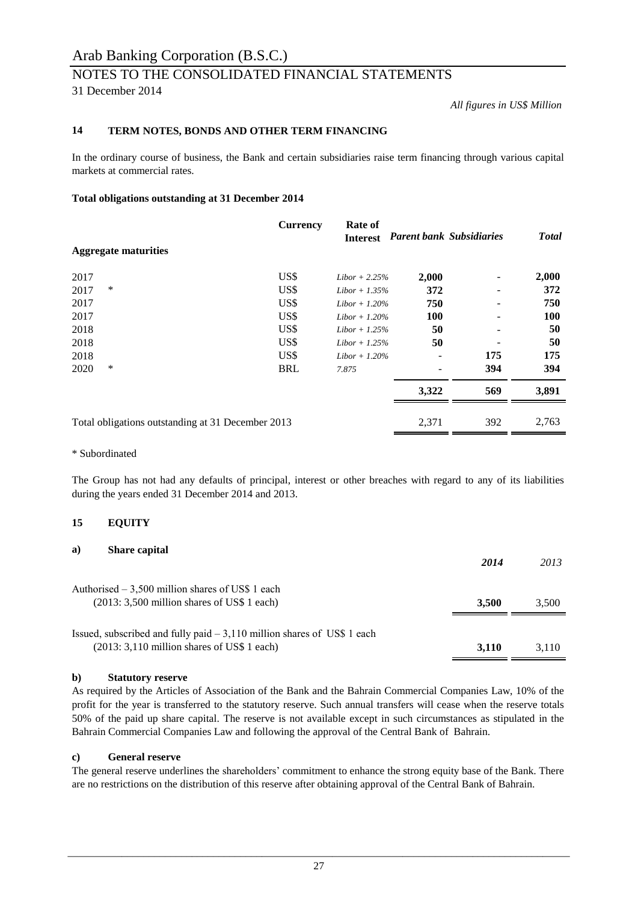*All figures in US$ Million*

## 14 TERM NOTES, BONDS AND OTHER TERM FINANCING

In the ordinary course of business, the Bank and certain subsidiaries raise term financing through various capital markets at commercial rates.

**Total obligations outstanding at 31 December 2014**

| **Aggregate maturities** | | **Currency** | **Rate of Interest** | ***Parent bank*** | ***Subsidiaries*** | ***Total*** |
|---|---|---|---|---|---|---|
| 2017 | | US$ | *Libor + 2.25%* | **2,000** | - | **2,000** |
| 2017 | * | US$ | *Libor + 1.35%* | **372** | - | **372** |
| 2017 | | US$ | *Libor + 1.20%* | **750** | - | **750** |
| 2017 | | US$ | *Libor + 1.20%* | **100** | - | **100** |
| 2018 | | US$ | *Libor + 1.25%* | **50** | - | **50** |
| 2018 | | US$ | *Libor + 1.25%* | **50** | - | **50** |
| 2018 | | US$ | *Libor + 1.20%* | - | **175** | **175** |
| 2020 | * | BRL | *7.875* | - | **394** | **394** |
| | | | | **3,322** | **569** | **3,891** |
| Total obligations outstanding at 31 December 2013 | | | | 2,371 | 392 | 2,763 |

\* Subordinated

The Group has not had any defaults of principal, interest or other breaches with regard to any of its liabilities during the years ended 31 December 2014 and 2013.

## 15 EQUITY

### a) Share capital

| | ***2014*** | *2013* |
|---|---|---|
| Authorised – 3,500 million shares of US$ 1 each (2013: 3,500 million shares of US$ 1 each) | **3,500** | 3,500 |
| Issued, subscribed and fully paid – 3,110 million shares of US$ 1 each (2013: 3,110 million shares of US$ 1 each) | **3,110** | 3,110 |

### b) Statutory reserve

As required by the Articles of Association of the Bank and the Bahrain Commercial Companies Law, 10% of the profit for the year is transferred to the statutory reserve. Such annual transfers will cease when the reserve totals 50% of the paid up share capital. The reserve is not available except in such circumstances as stipulated in the Bahrain Commercial Companies Law and following the approval of the Central Bank of Bahrain.

### c) General reserve

The general reserve underlines the shareholders' commitment to enhance the strong equity base of the Bank. There are no restrictions on the distribution of this reserve after obtaining approval of the Central Bank of Bahrain.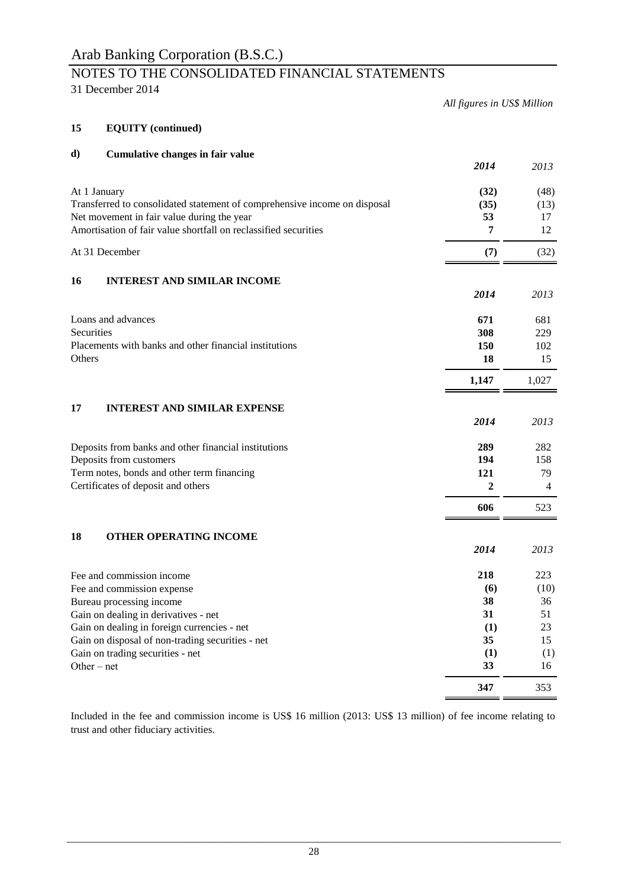*All figures in US$ Million*

## 15 EQUITY (continued)

### d) Cumulative changes in fair value

| | **2014** | 2013 |
|---|---|---|
| At 1 January | **(32)** | (48) |
| Transferred to consolidated statement of comprehensive income on disposal | **(35)** | (13) |
| Net movement in fair value during the year | **53** | 17 |
| Amortisation of fair value shortfall on reclassified securities | **7** | 12 |
| At 31 December | **(7)** | (32) |

## 16 INTEREST AND SIMILAR INCOME

| | **2014** | 2013 |
|---|---|---|
| Loans and advances | **671** | 681 |
| Securities | **308** | 229 |
| Placements with banks and other financial institutions | **150** | 102 |
| Others | **18** | 15 |
| | **1,147** | 1,027 |

## 17 INTEREST AND SIMILAR EXPENSE

| | **2014** | 2013 |
|---|---|---|
| Deposits from banks and other financial institutions | **289** | 282 |
| Deposits from customers | **194** | 158 |
| Term notes, bonds and other term financing | **121** | 79 |
| Certificates of deposit and others | **2** | 4 |
| | **606** | 523 |

## 18 OTHER OPERATING INCOME

| | **2014** | 2013 |
|---|---|---|
| Fee and commission income | **218** | 223 |
| Fee and commission expense | **(6)** | (10) |
| Bureau processing income | **38** | 36 |
| Gain on dealing in derivatives - net | **31** | 51 |
| Gain on dealing in foreign currencies - net | **(1)** | 23 |
| Gain on disposal of non-trading securities - net | **35** | 15 |
| Gain on trading securities - net | **(1)** | (1) |
| Other – net | **33** | 16 |
| | **347** | 353 |

Included in the fee and commission income is US$ 16 million (2013: US$ 13 million) of fee income relating to trust and other fiduciary activities.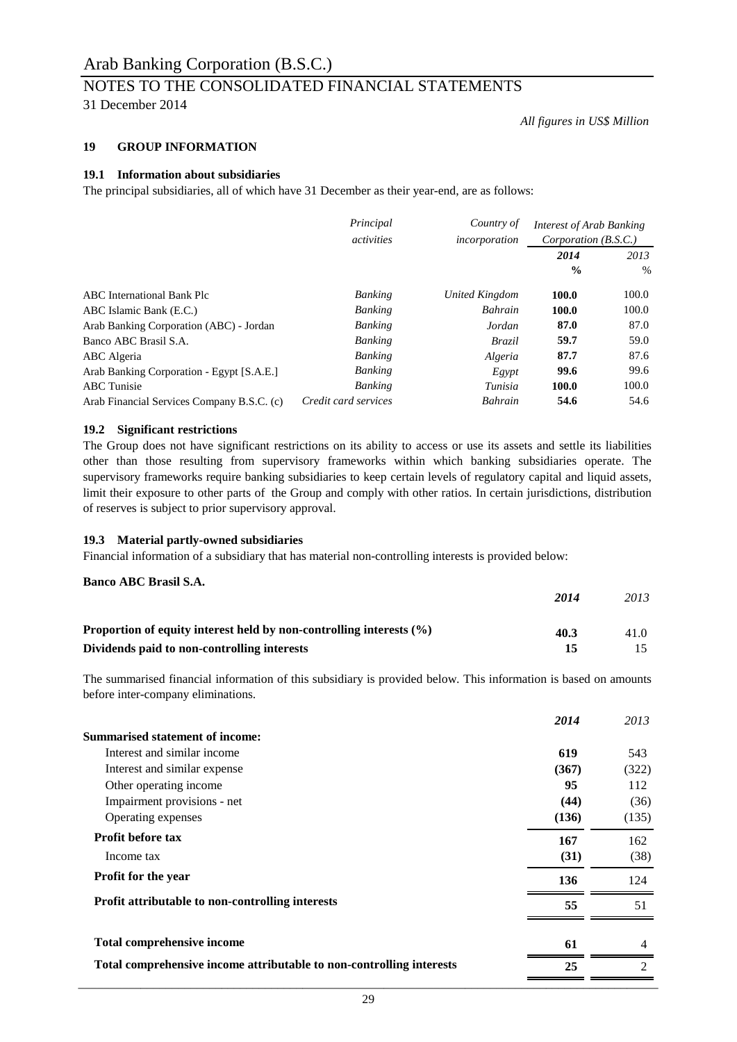*All figures in US$ Million*

## 19 GROUP INFORMATION

### 19.1 Information about subsidiaries

The principal subsidiaries, all of which have 31 December as their year-end, are as follows:

| | *Principal activities* | *Country of incorporation* | *Interest of Arab Banking Corporation (B.S.C.)* | |
|---|---|---|---|---|
| | | | ***2014*** | *2013* |
| | | | **%** | % |
| ABC International Bank Plc | *Banking* | *United Kingdom* | **100.0** | 100.0 |
| ABC Islamic Bank (E.C.) | *Banking* | *Bahrain* | **100.0** | 100.0 |
| Arab Banking Corporation (ABC) - Jordan | *Banking* | *Jordan* | **87.0** | 87.0 |
| Banco ABC Brasil S.A. | *Banking* | *Brazil* | **59.7** | 59.0 |
| ABC Algeria | *Banking* | *Algeria* | **87.7** | 87.6 |
| Arab Banking Corporation - Egypt [S.A.E.] | *Banking* | *Egypt* | **99.6** | 99.6 |
| ABC Tunisie | *Banking* | *Tunisia* | **100.0** | 100.0 |
| Arab Financial Services Company B.S.C. (c) | *Credit card services* | *Bahrain* | **54.6** | 54.6 |

### 19.2 Significant restrictions

The Group does not have significant restrictions on its ability to access or use its assets and settle its liabilities other than those resulting from supervisory frameworks within which banking subsidiaries operate. The supervisory frameworks require banking subsidiaries to keep certain levels of regulatory capital and liquid assets, limit their exposure to other parts of the Group and comply with other ratios. In certain jurisdictions, distribution of reserves is subject to prior supervisory approval.

### 19.3 Material partly-owned subsidiaries

Financial information of a subsidiary that has material non-controlling interests is provided below:

**Banco ABC Brasil S.A.**

| | ***2014*** | *2013* |
|---|---|---|
| **Proportion of equity interest held by non-controlling interests (%)** | **40.3** | 41.0 |
| **Dividends paid to non-controlling interests** | **15** | 15 |

The summarised financial information of this subsidiary is provided below. This information is based on amounts before inter-company eliminations.

| | ***2014*** | *2013* |
|---|---|---|
| **Summarised statement of income:** | | |
| Interest and similar income | **619** | 543 |
| Interest and similar expense | **(367)** | (322) |
| Other operating income | **95** | 112 |
| Impairment provisions - net | **(44)** | (36) |
| Operating expenses | **(136)** | (135) |
| **Profit before tax** | **167** | 162 |
| Income tax | **(31)** | (38) |
| **Profit for the year** | **136** | 124 |
| **Profit attributable to non-controlling interests** | **55** | 51 |
| **Total comprehensive income** | **61** | 4 |
| **Total comprehensive income attributable to non-controlling interests** | **25** | 2 |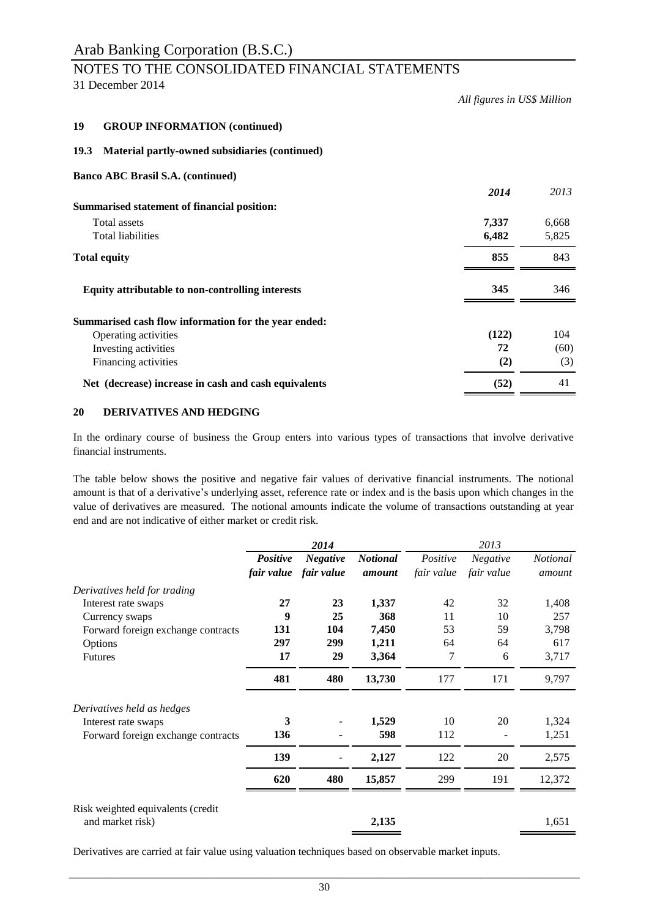*All figures in US$ Million*

**19 GROUP INFORMATION (continued)**

**19.3 Material partly-owned subsidiaries (continued)**

**Banco ABC Brasil S.A. (continued)**

| | ***2014*** | *2013* |
|---|---|---|
| **Summarised statement of financial position:** | | |
| Total assets | **7,337** | 6,668 |
| Total liabilities | **6,482** | 5,825 |
| **Total equity** | **855** | 843 |
| **Equity attributable to non-controlling interests** | **345** | 346 |
| **Summarised cash flow information for the year ended:** | | |
| Operating activities | **(122)** | 104 |
| Investing activities | **72** | (60) |
| Financing activities | **(2)** | (3) |
| **Net (decrease) increase in cash and cash equivalents** | **(52)** | 41 |

**20 DERIVATIVES AND HEDGING**

In the ordinary course of business the Group enters into various types of transactions that involve derivative financial instruments.

The table below shows the positive and negative fair values of derivative financial instruments. The notional amount is that of a derivative's underlying asset, reference rate or index and is the basis upon which changes in the value of derivatives are measured. The notional amounts indicate the volume of transactions outstanding at year end and are not indicative of either market or credit risk.

| | ***2014*** | | | *2013* | | |
|---|---|---|---|---|---|---|
| | ***Positive fair value*** | ***Negative fair value*** | ***Notional amount*** | *Positive fair value* | *Negative fair value* | *Notional amount* |
| *Derivatives held for trading* | | | | | | |
| Interest rate swaps | **27** | **23** | **1,337** | 42 | 32 | 1,408 |
| Currency swaps | **9** | **25** | **368** | 11 | 10 | 257 |
| Forward foreign exchange contracts | **131** | **104** | **7,450** | 53 | 59 | 3,798 |
| Options | **297** | **299** | **1,211** | 64 | 64 | 617 |
| Futures | **17** | **29** | **3,364** | 7 | 6 | 3,717 |
| | **481** | **480** | **13,730** | 177 | 171 | 9,797 |
| *Derivatives held as hedges* | | | | | | |
| Interest rate swaps | **3** | - | **1,529** | 10 | 20 | 1,324 |
| Forward foreign exchange contracts | **136** | - | **598** | 112 | - | 1,251 |
| | **139** | - | **2,127** | 122 | 20 | 2,575 |
| | **620** | **480** | **15,857** | 299 | 191 | 12,372 |
| Risk weighted equivalents (credit and market risk) | | | **2,135** | | | 1,651 |

Derivatives are carried at fair value using valuation techniques based on observable market inputs.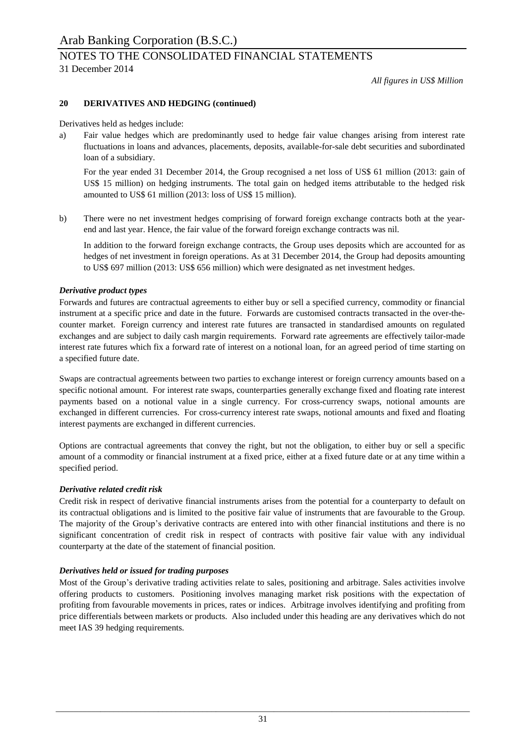## 20 DERIVATIVES AND HEDGING (continued)

Derivatives held as hedges include:

a) Fair value hedges which are predominantly used to hedge fair value changes arising from interest rate fluctuations in loans and advances, placements, deposits, available-for-sale debt securities and subordinated loan of a subsidiary.

   For the year ended 31 December 2014, the Group recognised a net loss of US$ 61 million (2013: gain of US$ 15 million) on hedging instruments. The total gain on hedged items attributable to the hedged risk amounted to US$ 61 million (2013: loss of US$ 15 million).

b) There were no net investment hedges comprising of forward foreign exchange contracts both at the year-end and last year. Hence, the fair value of the forward foreign exchange contracts was nil.

   In addition to the forward foreign exchange contracts, the Group uses deposits which are accounted for as hedges of net investment in foreign operations. As at 31 December 2014, the Group had deposits amounting to US$ 697 million (2013: US$ 656 million) which were designated as net investment hedges.

### *Derivative product types*

Forwards and futures are contractual agreements to either buy or sell a specified currency, commodity or financial instrument at a specific price and date in the future. Forwards are customised contracts transacted in the over-the-counter market. Foreign currency and interest rate futures are transacted in standardised amounts on regulated exchanges and are subject to daily cash margin requirements. Forward rate agreements are effectively tailor-made interest rate futures which fix a forward rate of interest on a notional loan, for an agreed period of time starting on a specified future date.

Swaps are contractual agreements between two parties to exchange interest or foreign currency amounts based on a specific notional amount. For interest rate swaps, counterparties generally exchange fixed and floating rate interest payments based on a notional value in a single currency. For cross-currency swaps, notional amounts are exchanged in different currencies. For cross-currency interest rate swaps, notional amounts and fixed and floating interest payments are exchanged in different currencies.

Options are contractual agreements that convey the right, but not the obligation, to either buy or sell a specific amount of a commodity or financial instrument at a fixed price, either at a fixed future date or at any time within a specified period.

### *Derivative related credit risk*

Credit risk in respect of derivative financial instruments arises from the potential for a counterparty to default on its contractual obligations and is limited to the positive fair value of instruments that are favourable to the Group. The majority of the Group's derivative contracts are entered into with other financial institutions and there is no significant concentration of credit risk in respect of contracts with positive fair value with any individual counterparty at the date of the statement of financial position.

### *Derivatives held or issued for trading purposes*

Most of the Group's derivative trading activities relate to sales, positioning and arbitrage. Sales activities involve offering products to customers. Positioning involves managing market risk positions with the expectation of profiting from favourable movements in prices, rates or indices. Arbitrage involves identifying and profiting from price differentials between markets or products. Also included under this heading are any derivatives which do not meet IAS 39 hedging requirements.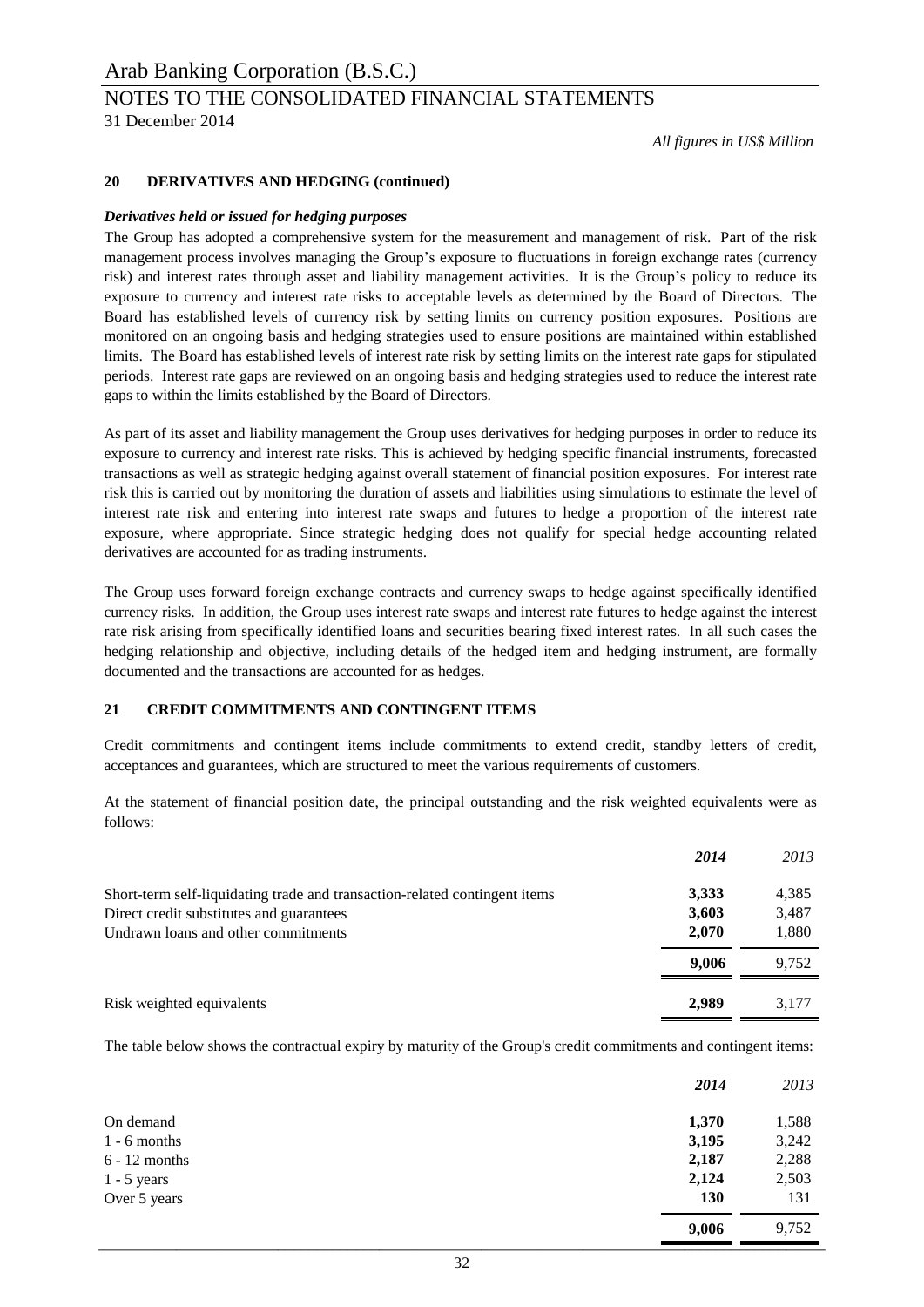*All figures in US$ Million*

## 20 DERIVATIVES AND HEDGING (continued)

***Derivatives held or issued for hedging purposes***

The Group has adopted a comprehensive system for the measurement and management of risk. Part of the risk management process involves managing the Group's exposure to fluctuations in foreign exchange rates (currency risk) and interest rates through asset and liability management activities. It is the Group's policy to reduce its exposure to currency and interest rate risks to acceptable levels as determined by the Board of Directors. The Board has established levels of currency risk by setting limits on currency position exposures. Positions are monitored on an ongoing basis and hedging strategies used to ensure positions are maintained within established limits. The Board has established levels of interest rate risk by setting limits on the interest rate gaps for stipulated periods. Interest rate gaps are reviewed on an ongoing basis and hedging strategies used to reduce the interest rate gaps to within the limits established by the Board of Directors.

As part of its asset and liability management the Group uses derivatives for hedging purposes in order to reduce its exposure to currency and interest rate risks. This is achieved by hedging specific financial instruments, forecasted transactions as well as strategic hedging against overall statement of financial position exposures. For interest rate risk this is carried out by monitoring the duration of assets and liabilities using simulations to estimate the level of interest rate risk and entering into interest rate swaps and futures to hedge a proportion of the interest rate exposure, where appropriate. Since strategic hedging does not qualify for special hedge accounting related derivatives are accounted for as trading instruments.

The Group uses forward foreign exchange contracts and currency swaps to hedge against specifically identified currency risks. In addition, the Group uses interest rate swaps and interest rate futures to hedge against the interest rate risk arising from specifically identified loans and securities bearing fixed interest rates. In all such cases the hedging relationship and objective, including details of the hedged item and hedging instrument, are formally documented and the transactions are accounted for as hedges.

## 21 CREDIT COMMITMENTS AND CONTINGENT ITEMS

Credit commitments and contingent items include commitments to extend credit, standby letters of credit, acceptances and guarantees, which are structured to meet the various requirements of customers.

At the statement of financial position date, the principal outstanding and the risk weighted equivalents were as follows:

| | ***2014*** | *2013* |
|---|---|---|
| Short-term self-liquidating trade and transaction-related contingent items | **3,333** | 4,385 |
| Direct credit substitutes and guarantees | **3,603** | 3,487 |
| Undrawn loans and other commitments | **2,070** | 1,880 |
| | **9,006** | 9,752 |
| Risk weighted equivalents | **2,989** | 3,177 |

The table below shows the contractual expiry by maturity of the Group's credit commitments and contingent items:

| | ***2014*** | *2013* |
|---|---|---|
| On demand | **1,370** | 1,588 |
| 1 - 6 months | **3,195** | 3,242 |
| 6 - 12 months | **2,187** | 2,288 |
| 1 - 5 years | **2,124** | 2,503 |
| Over 5 years | **130** | 131 |
| | **9,006** | 9,752 |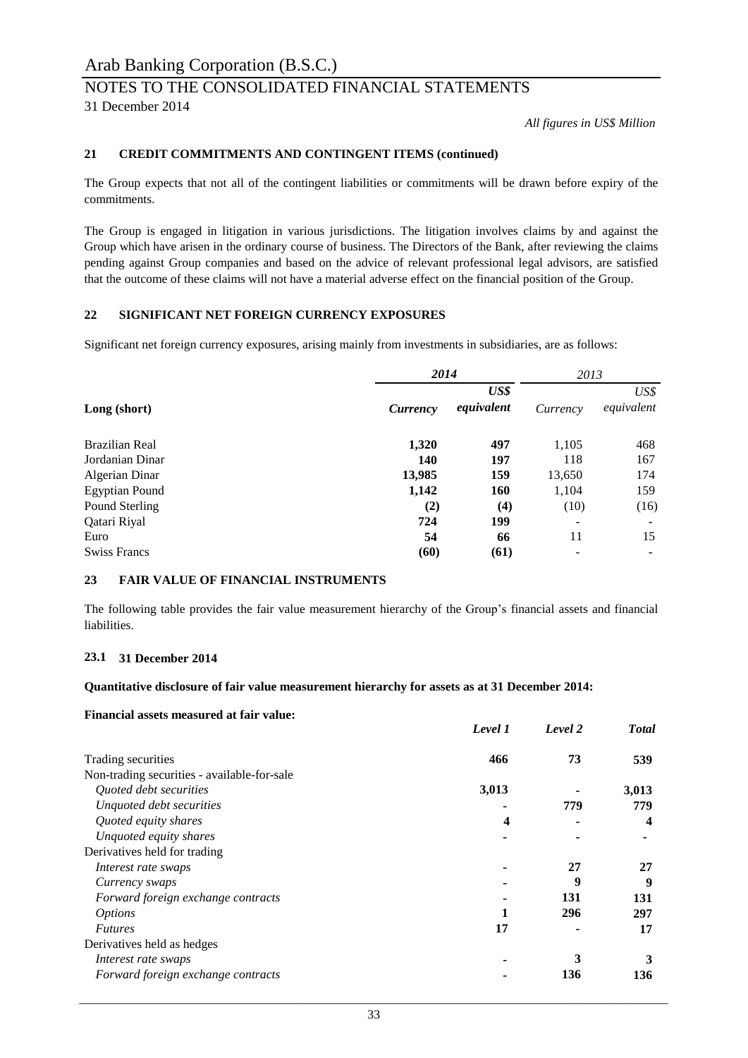*All figures in US$ Million*

## 21 CREDIT COMMITMENTS AND CONTINGENT ITEMS (continued)

The Group expects that not all of the contingent liabilities or commitments will be drawn before expiry of the commitments.

The Group is engaged in litigation in various jurisdictions. The litigation involves claims by and against the Group which have arisen in the ordinary course of business. The Directors of the Bank, after reviewing the claims pending against Group companies and based on the advice of relevant professional legal advisors, are satisfied that the outcome of these claims will not have a material adverse effect on the financial position of the Group.

## 22 SIGNIFICANT NET FOREIGN CURRENCY EXPOSURES

Significant net foreign currency exposures, arising mainly from investments in subsidiaries, are as follows:

| | ***2014*** | | *2013* | |
|---|---|---|---|---|
| **Long (short)** | ***Currency*** | ***US$ equivalent*** | *Currency* | *US$ equivalent* |
| Brazilian Real | **1,320** | **497** | 1,105 | 468 |
| Jordanian Dinar | **140** | **197** | 118 | 167 |
| Algerian Dinar | **13,985** | **159** | 13,650 | 174 |
| Egyptian Pound | **1,142** | **160** | 1,104 | 159 |
| Pound Sterling | **(2)** | **(4)** | (10) | (16) |
| Qatari Riyal | **724** | **199** | - | - |
| Euro | **54** | **66** | 11 | 15 |
| Swiss Francs | **(60)** | **(61)** | - | - |

## 23 FAIR VALUE OF FINANCIAL INSTRUMENTS

The following table provides the fair value measurement hierarchy of the Group's financial assets and financial liabilities.

### 23.1 31 December 2014

**Quantitative disclosure of fair value measurement hierarchy for assets as at 31 December 2014:**

**Financial assets measured at fair value:**

| | ***Level 1*** | ***Level 2*** | ***Total*** |
|---|---|---|---|
| Trading securities | **466** | **73** | **539** |
| Non-trading securities - available-for-sale | | | |
| *Quoted debt securities* | **3,013** | **-** | **3,013** |
| *Unquoted debt securities* | **-** | **779** | **779** |
| *Quoted equity shares* | **4** | **-** | **4** |
| *Unquoted equity shares* | **-** | **-** | **-** |
| Derivatives held for trading | | | |
| *Interest rate swaps* | **-** | **27** | **27** |
| *Currency swaps* | **-** | **9** | **9** |
| *Forward foreign exchange contracts* | **-** | **131** | **131** |
| *Options* | **1** | **296** | **297** |
| *Futures* | **17** | **-** | **17** |
| Derivatives held as hedges | | | |
| *Interest rate swaps* | **-** | **3** | **3** |
| *Forward foreign exchange contracts* | **-** | **136** | **136** |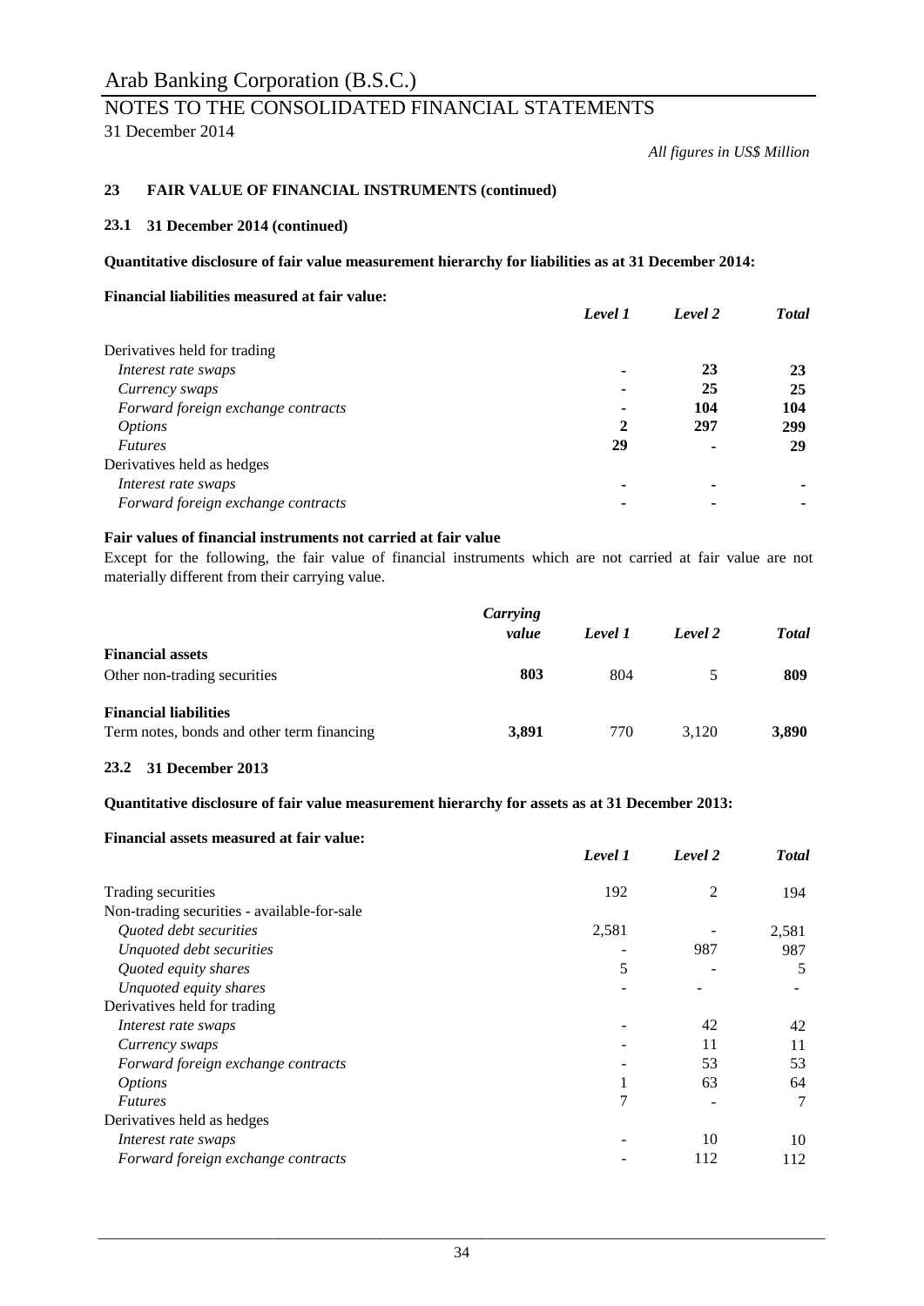## 23 FAIR VALUE OF FINANCIAL INSTRUMENTS (continued)

### 23.1 31 December 2014 (continued)

*All figures in US$ Million*

**Quantitative disclosure of fair value measurement hierarchy for liabilities as at 31 December 2014:**

**Financial liabilities measured at fair value:**

| | *Level 1* | *Level 2* | *Total* |
|---|---|---|---|
| Derivatives held for trading | | | |
| *Interest rate swaps* | **-** | **23** | **23** |
| *Currency swaps* | **-** | **25** | **25** |
| *Forward foreign exchange contracts* | **-** | **104** | **104** |
| *Options* | **2** | **297** | **299** |
| *Futures* | **29** | **-** | **29** |
| Derivatives held as hedges | | | |
| *Interest rate swaps* | **-** | **-** | **-** |
| *Forward foreign exchange contracts* | **-** | **-** | **-** |

**Fair values of financial instruments not carried at fair value**

Except for the following, the fair value of financial instruments which are not carried at fair value are not materially different from their carrying value.

| | *Carrying value* | *Level 1* | *Level 2* | *Total* |
|---|---|---|---|---|
| **Financial assets** | | | | |
| Other non-trading securities | **803** | 804 | 5 | **809** |
| **Financial liabilities** | | | | |
| Term notes, bonds and other term financing | **3,891** | 770 | 3,120 | **3,890** |

### 23.2 31 December 2013

**Quantitative disclosure of fair value measurement hierarchy for assets as at 31 December 2013:**

**Financial assets measured at fair value:**

| | *Level 1* | *Level 2* | *Total* |
|---|---|---|---|
| Trading securities | 192 | 2 | 194 |
| Non-trading securities - available-for-sale | | | |
| *Quoted debt securities* | 2,581 | - | 2,581 |
| *Unquoted debt securities* | - | 987 | 987 |
| *Quoted equity shares* | 5 | - | 5 |
| *Unquoted equity shares* | - | - | - |
| Derivatives held for trading | | | |
| *Interest rate swaps* | - | 42 | 42 |
| *Currency swaps* | - | 11 | 11 |
| *Forward foreign exchange contracts* | - | 53 | 53 |
| *Options* | 1 | 63 | 64 |
| *Futures* | 7 | - | 7 |
| Derivatives held as hedges | | | |
| *Interest rate swaps* | - | 10 | 10 |
| *Forward foreign exchange contracts* | - | 112 | 112 |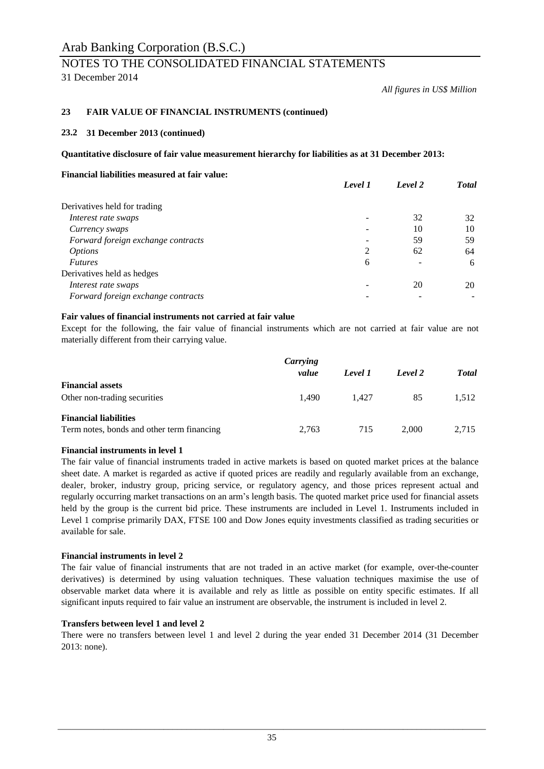*All figures in US$ Million*

## 23 FAIR VALUE OF FINANCIAL INSTRUMENTS (continued)

### 23.2 31 December 2013 (continued)

**Quantitative disclosure of fair value measurement hierarchy for liabilities as at 31 December 2013:**

**Financial liabilities measured at fair value:**

| | *Level 1* | *Level 2* | *Total* |
|---|---|---|---|
| Derivatives held for trading | | | |
| *Interest rate swaps* | - | 32 | 32 |
| *Currency swaps* | - | 10 | 10 |
| *Forward foreign exchange contracts* | - | 59 | 59 |
| *Options* | 2 | 62 | 64 |
| *Futures* | 6 | - | 6 |
| Derivatives held as hedges | | | |
| *Interest rate swaps* | - | 20 | 20 |
| *Forward foreign exchange contracts* | - | - | - |

**Fair values of financial instruments not carried at fair value**

Except for the following, the fair value of financial instruments which are not carried at fair value are not materially different from their carrying value.

| | *Carrying value* | *Level 1* | *Level 2* | *Total* |
|---|---|---|---|---|
| **Financial assets** | | | | |
| Other non-trading securities | 1,490 | 1,427 | 85 | 1,512 |
| **Financial liabilities** | | | | |
| Term notes, bonds and other term financing | 2,763 | 715 | 2,000 | 2,715 |

**Financial instruments in level 1**

The fair value of financial instruments traded in active markets is based on quoted market prices at the balance sheet date. A market is regarded as active if quoted prices are readily and regularly available from an exchange, dealer, broker, industry group, pricing service, or regulatory agency, and those prices represent actual and regularly occurring market transactions on an arm's length basis. The quoted market price used for financial assets held by the group is the current bid price. These instruments are included in Level 1. Instruments included in Level 1 comprise primarily DAX, FTSE 100 and Dow Jones equity investments classified as trading securities or available for sale.

**Financial instruments in level 2**

The fair value of financial instruments that are not traded in an active market (for example, over-the-counter derivatives) is determined by using valuation techniques. These valuation techniques maximise the use of observable market data where it is available and rely as little as possible on entity specific estimates. If all significant inputs required to fair value an instrument are observable, the instrument is included in level 2.

**Transfers between level 1 and level 2**

There were no transfers between level 1 and level 2 during the year ended 31 December 2014 (31 December 2013: none).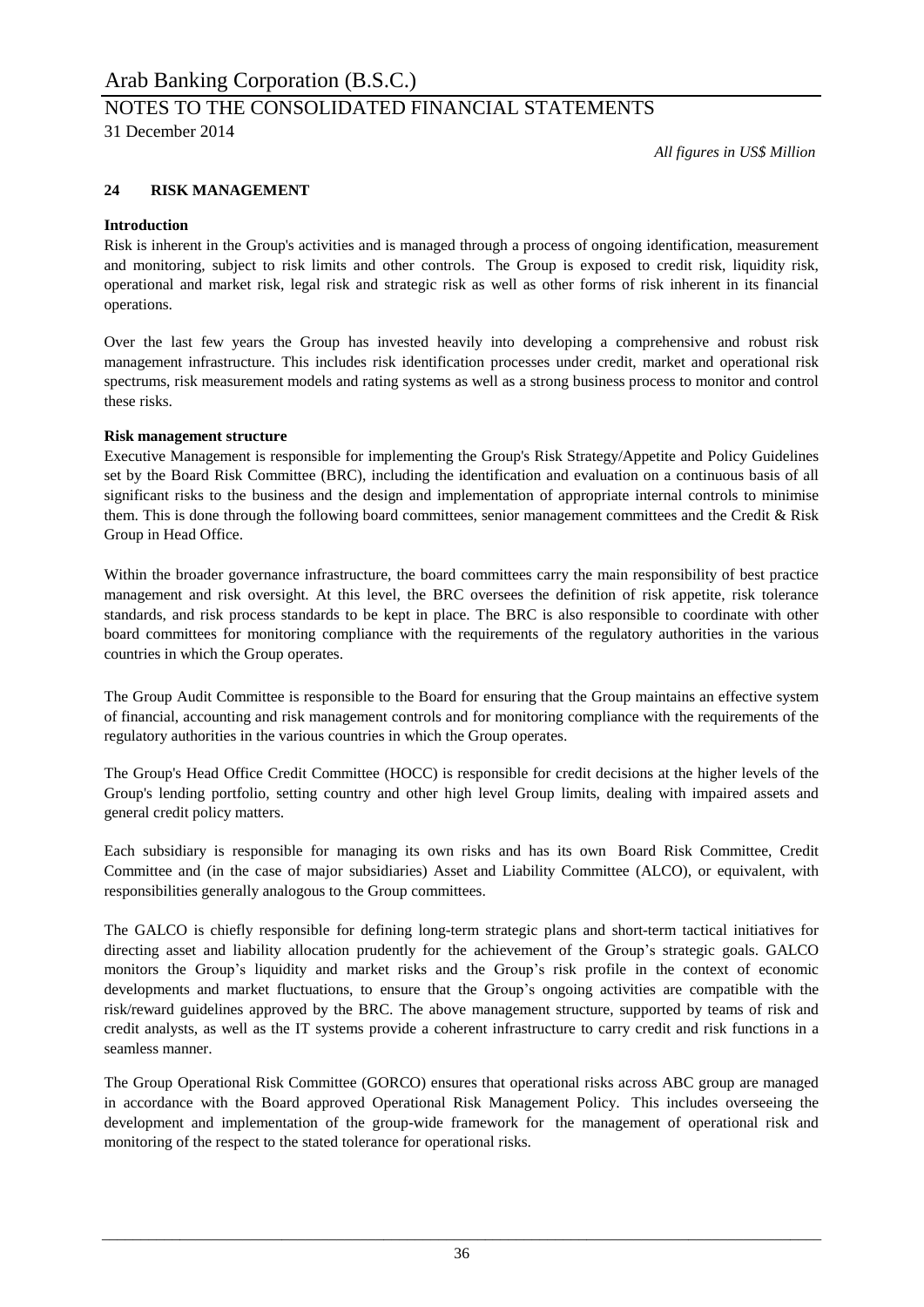*All figures in US$ Million*

## 24 RISK MANAGEMENT

**Introduction**

Risk is inherent in the Group's activities and is managed through a process of ongoing identification, measurement and monitoring, subject to risk limits and other controls. The Group is exposed to credit risk, liquidity risk, operational and market risk, legal risk and strategic risk as well as other forms of risk inherent in its financial operations.

Over the last few years the Group has invested heavily into developing a comprehensive and robust risk management infrastructure. This includes risk identification processes under credit, market and operational risk spectrums, risk measurement models and rating systems as well as a strong business process to monitor and control these risks.

**Risk management structure**

Executive Management is responsible for implementing the Group's Risk Strategy/Appetite and Policy Guidelines set by the Board Risk Committee (BRC), including the identification and evaluation on a continuous basis of all significant risks to the business and the design and implementation of appropriate internal controls to minimise them. This is done through the following board committees, senior management committees and the Credit & Risk Group in Head Office.

Within the broader governance infrastructure, the board committees carry the main responsibility of best practice management and risk oversight. At this level, the BRC oversees the definition of risk appetite, risk tolerance standards, and risk process standards to be kept in place. The BRC is also responsible to coordinate with other board committees for monitoring compliance with the requirements of the regulatory authorities in the various countries in which the Group operates.

The Group Audit Committee is responsible to the Board for ensuring that the Group maintains an effective system of financial, accounting and risk management controls and for monitoring compliance with the requirements of the regulatory authorities in the various countries in which the Group operates.

The Group's Head Office Credit Committee (HOCC) is responsible for credit decisions at the higher levels of the Group's lending portfolio, setting country and other high level Group limits, dealing with impaired assets and general credit policy matters.

Each subsidiary is responsible for managing its own risks and has its own Board Risk Committee, Credit Committee and (in the case of major subsidiaries) Asset and Liability Committee (ALCO), or equivalent, with responsibilities generally analogous to the Group committees.

The GALCO is chiefly responsible for defining long-term strategic plans and short-term tactical initiatives for directing asset and liability allocation prudently for the achievement of the Group's strategic goals. GALCO monitors the Group's liquidity and market risks and the Group's risk profile in the context of economic developments and market fluctuations, to ensure that the Group's ongoing activities are compatible with the risk/reward guidelines approved by the BRC. The above management structure, supported by teams of risk and credit analysts, as well as the IT systems provide a coherent infrastructure to carry credit and risk functions in a seamless manner.

The Group Operational Risk Committee (GORCO) ensures that operational risks across ABC group are managed in accordance with the Board approved Operational Risk Management Policy. This includes overseeing the development and implementation of the group-wide framework for the management of operational risk and monitoring of the respect to the stated tolerance for operational risks.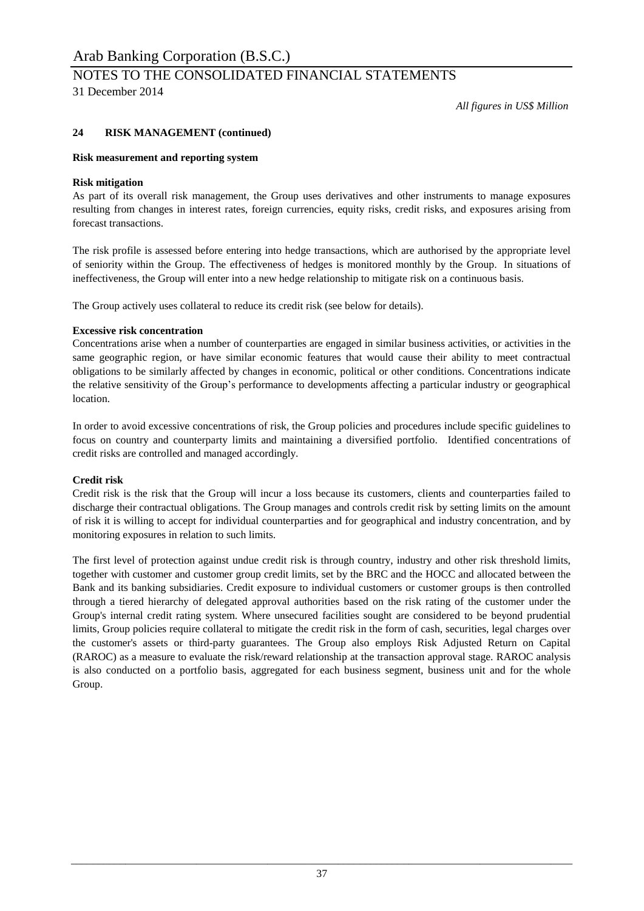*All figures in US$ Million*

## 24 RISK MANAGEMENT (continued)

### Risk measurement and reporting system

**Risk mitigation**

As part of its overall risk management, the Group uses derivatives and other instruments to manage exposures resulting from changes in interest rates, foreign currencies, equity risks, credit risks, and exposures arising from forecast transactions.

The risk profile is assessed before entering into hedge transactions, which are authorised by the appropriate level of seniority within the Group. The effectiveness of hedges is monitored monthly by the Group. In situations of ineffectiveness, the Group will enter into a new hedge relationship to mitigate risk on a continuous basis.

The Group actively uses collateral to reduce its credit risk (see below for details).

**Excessive risk concentration**

Concentrations arise when a number of counterparties are engaged in similar business activities, or activities in the same geographic region, or have similar economic features that would cause their ability to meet contractual obligations to be similarly affected by changes in economic, political or other conditions. Concentrations indicate the relative sensitivity of the Group's performance to developments affecting a particular industry or geographical location.

In order to avoid excessive concentrations of risk, the Group policies and procedures include specific guidelines to focus on country and counterparty limits and maintaining a diversified portfolio. Identified concentrations of credit risks are controlled and managed accordingly.

**Credit risk**

Credit risk is the risk that the Group will incur a loss because its customers, clients and counterparties failed to discharge their contractual obligations. The Group manages and controls credit risk by setting limits on the amount of risk it is willing to accept for individual counterparties and for geographical and industry concentration, and by monitoring exposures in relation to such limits.

The first level of protection against undue credit risk is through country, industry and other risk threshold limits, together with customer and customer group credit limits, set by the BRC and the HOCC and allocated between the Bank and its banking subsidiaries. Credit exposure to individual customers or customer groups is then controlled through a tiered hierarchy of delegated approval authorities based on the risk rating of the customer under the Group's internal credit rating system. Where unsecured facilities sought are considered to be beyond prudential limits, Group policies require collateral to mitigate the credit risk in the form of cash, securities, legal charges over the customer's assets or third-party guarantees. The Group also employs Risk Adjusted Return on Capital (RAROC) as a measure to evaluate the risk/reward relationship at the transaction approval stage. RAROC analysis is also conducted on a portfolio basis, aggregated for each business segment, business unit and for the whole Group.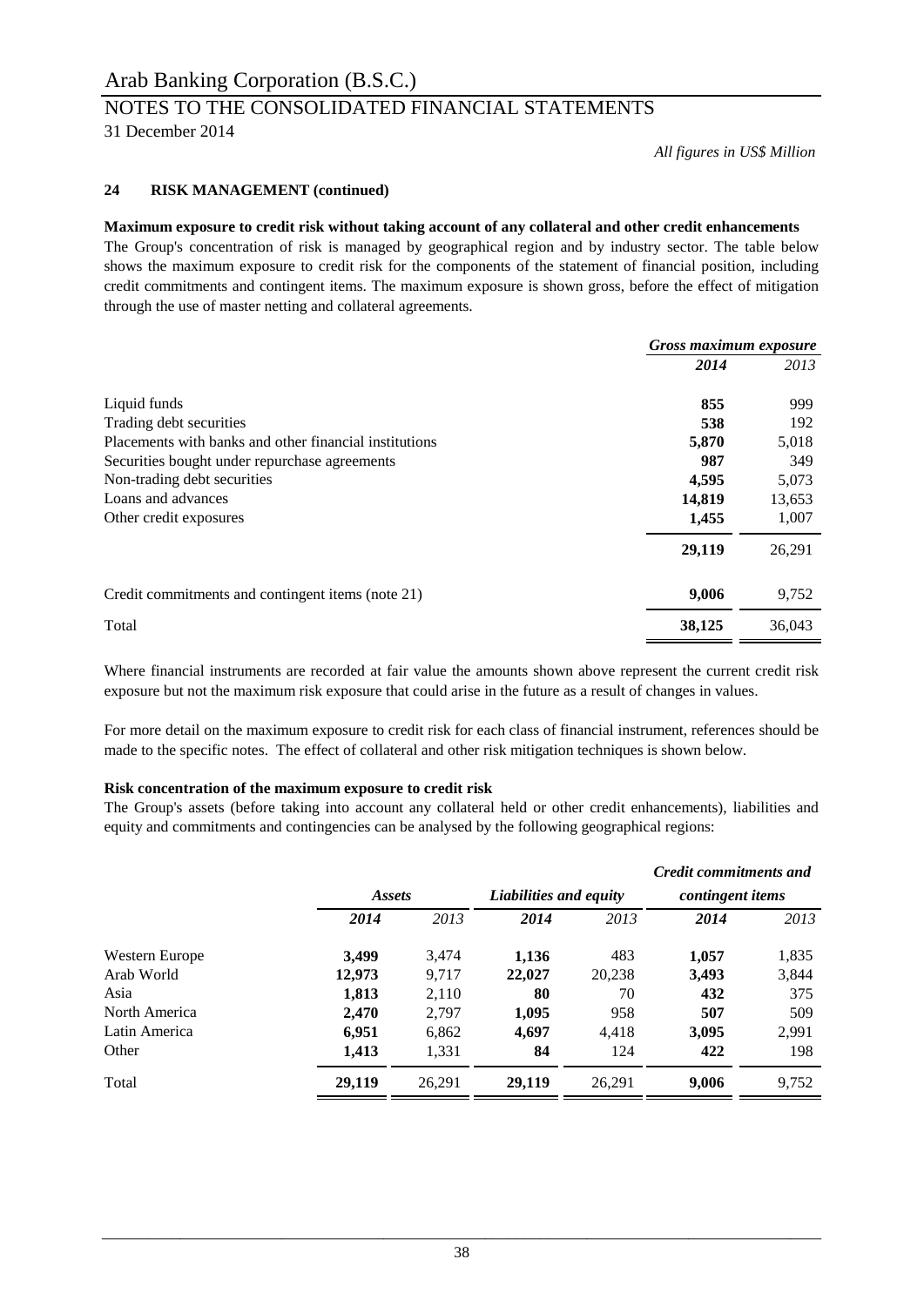*All figures in US$ Million*

## 24 RISK MANAGEMENT (continued)

**Maximum exposure to credit risk without taking account of any collateral and other credit enhancements**

The Group's concentration of risk is managed by geographical region and by industry sector. The table below shows the maximum exposure to credit risk for the components of the statement of financial position, including credit commitments and contingent items. The maximum exposure is shown gross, before the effect of mitigation through the use of master netting and collateral agreements.

| | *Gross maximum exposure* | |
|---|---|---|
| | ***2014*** | *2013* |
| Liquid funds | **855** | 999 |
| Trading debt securities | **538** | 192 |
| Placements with banks and other financial institutions | **5,870** | 5,018 |
| Securities bought under repurchase agreements | **987** | 349 |
| Non-trading debt securities | **4,595** | 5,073 |
| Loans and advances | **14,819** | 13,653 |
| Other credit exposures | **1,455** | 1,007 |
| | **29,119** | 26,291 |
| Credit commitments and contingent items (note 21) | **9,006** | 9,752 |
| Total | **38,125** | 36,043 |

Where financial instruments are recorded at fair value the amounts shown above represent the current credit risk exposure but not the maximum risk exposure that could arise in the future as a result of changes in values.

For more detail on the maximum exposure to credit risk for each class of financial instrument, references should be made to the specific notes. The effect of collateral and other risk mitigation techniques is shown below.

**Risk concentration of the maximum exposure to credit risk**

The Group's assets (before taking into account any collateral held or other credit enhancements), liabilities and equity and commitments and contingencies can be analysed by the following geographical regions:

| | *Assets* | | *Liabilities and equity* | | *Credit commitments and contingent items* | |
|---|---|---|---|---|---|---|
| | ***2014*** | *2013* | ***2014*** | *2013* | ***2014*** | *2013* |
| Western Europe | **3,499** | 3,474 | **1,136** | 483 | **1,057** | 1,835 |
| Arab World | **12,973** | 9,717 | **22,027** | 20,238 | **3,493** | 3,844 |
| Asia | **1,813** | 2,110 | **80** | 70 | **432** | 375 |
| North America | **2,470** | 2,797 | **1,095** | 958 | **507** | 509 |
| Latin America | **6,951** | 6,862 | **4,697** | 4,418 | **3,095** | 2,991 |
| Other | **1,413** | 1,331 | **84** | 124 | **422** | 198 |
| Total | **29,119** | 26,291 | **29,119** | 26,291 | **9,006** | 9,752 |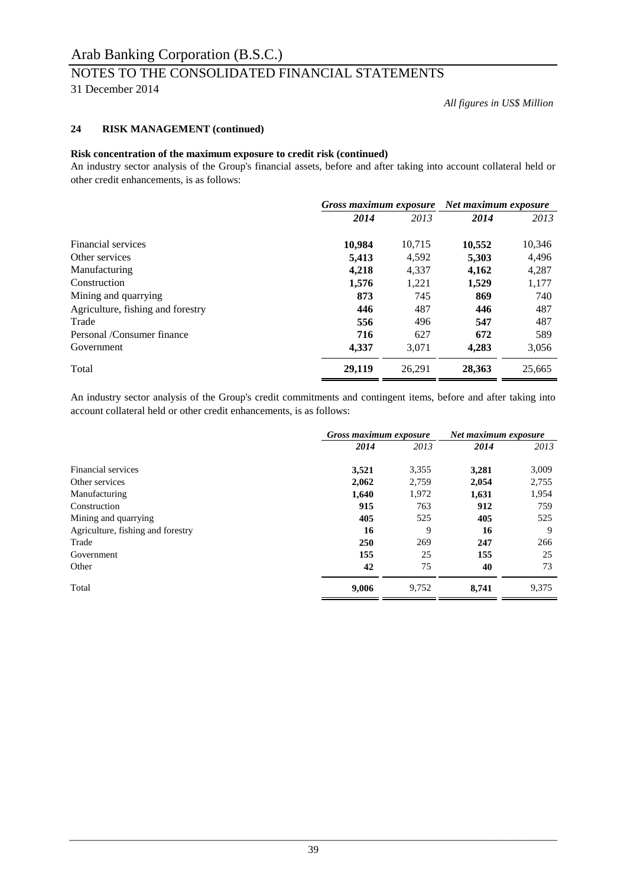*All figures in US$ Million*

### 24 RISK MANAGEMENT (continued)

**Risk concentration of the maximum exposure to credit risk (continued)**

An industry sector analysis of the Group's financial assets, before and after taking into account collateral held or other credit enhancements, is as follows:

| | *Gross maximum exposure* | | *Net maximum exposure* | |
|---|---|---|---|---|
| | ***2014*** | *2013* | ***2014*** | *2013* |
| Financial services | **10,984** | 10,715 | **10,552** | 10,346 |
| Other services | **5,413** | 4,592 | **5,303** | 4,496 |
| Manufacturing | **4,218** | 4,337 | **4,162** | 4,287 |
| Construction | **1,576** | 1,221 | **1,529** | 1,177 |
| Mining and quarrying | **873** | 745 | **869** | 740 |
| Agriculture, fishing and forestry | **446** | 487 | **446** | 487 |
| Trade | **556** | 496 | **547** | 487 |
| Personal /Consumer finance | **716** | 627 | **672** | 589 |
| Government | **4,337** | 3,071 | **4,283** | 3,056 |
| Total | **29,119** | 26,291 | **28,363** | 25,665 |

An industry sector analysis of the Group's credit commitments and contingent items, before and after taking into account collateral held or other credit enhancements, is as follows:

| | *Gross maximum exposure* | | *Net maximum exposure* | |
|---|---|---|---|---|
| | ***2014*** | *2013* | ***2014*** | *2013* |
| Financial services | **3,521** | 3,355 | **3,281** | 3,009 |
| Other services | **2,062** | 2,759 | **2,054** | 2,755 |
| Manufacturing | **1,640** | 1,972 | **1,631** | 1,954 |
| Construction | **915** | 763 | **912** | 759 |
| Mining and quarrying | **405** | 525 | **405** | 525 |
| Agriculture, fishing and forestry | **16** | 9 | **16** | 9 |
| Trade | **250** | 269 | **247** | 266 |
| Government | **155** | 25 | **155** | 25 |
| Other | **42** | 75 | **40** | 73 |
| Total | **9,006** | 9,752 | **8,741** | 9,375 |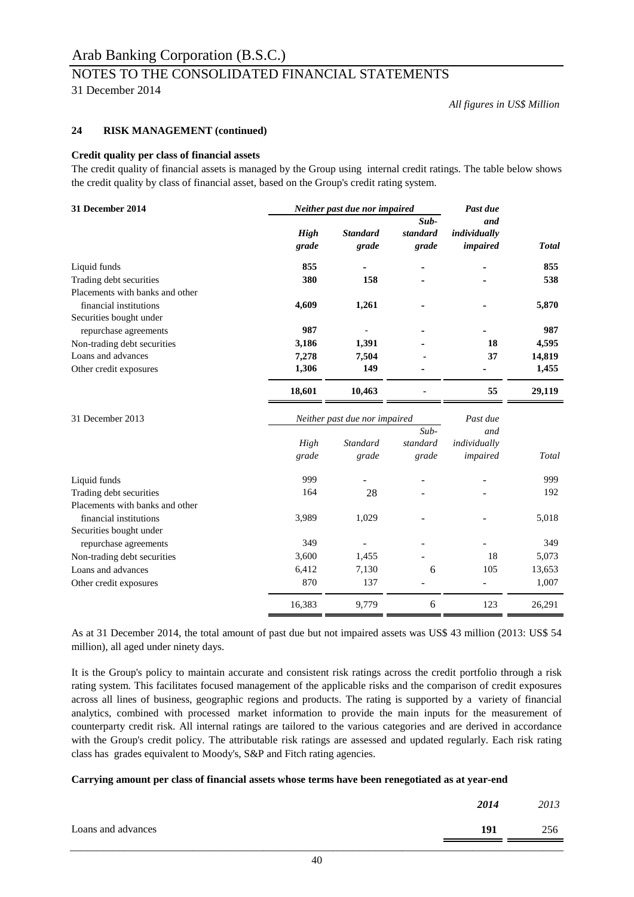# Arab Banking Corporation (B.S.C.)

## NOTES TO THE CONSOLIDATED FINANCIAL STATEMENTS

31 December 2014

*All figures in US$ Million*

### 24 RISK MANAGEMENT (continued)

**Credit quality per class of financial assets**

The credit quality of financial assets is managed by the Group using internal credit ratings. The table below shows the credit quality by class of financial asset, based on the Group's credit rating system.

| **31 December 2014** | ***Neither past due nor impaired*** | | | ***Past due and individually impaired*** | ***Total*** |
|---|---|---|---|---|---|
| | ***High grade*** | ***Standard grade*** | ***Sub-standard grade*** | | |
| Liquid funds | **855** | **-** | **-** | **-** | **855** |
| Trading debt securities | **380** | **158** | **-** | **-** | **538** |
| Placements with banks and other financial institutions | **4,609** | **1,261** | **-** | **-** | **5,870** |
| Securities bought under repurchase agreements | **987** | - | **-** | **-** | **987** |
| Non-trading debt securities | **3,186** | **1,391** | **-** | **18** | **4,595** |
| Loans and advances | **7,278** | **7,504** | **-** | **37** | **14,819** |
| Other credit exposures | **1,306** | **149** | **-** | **-** | **1,455** |
| | **18,601** | **10,463** | **-** | **55** | **29,119** |

| 31 December 2013 | *Neither past due nor impaired* | | | *Past due and individually impaired* | *Total* |
|---|---|---|---|---|---|
| | *High grade* | *Standard grade* | *Sub-standard grade* | | |
| Liquid funds | 999 | - | - | - | 999 |
| Trading debt securities | 164 | 28 | - | - | 192 |
| Placements with banks and other financial institutions | 3,989 | 1,029 | - | - | 5,018 |
| Securities bought under repurchase agreements | 349 | - | - | - | 349 |
| Non-trading debt securities | 3,600 | 1,455 | - | 18 | 5,073 |
| Loans and advances | 6,412 | 7,130 | 6 | 105 | 13,653 |
| Other credit exposures | 870 | 137 | - | - | 1,007 |
| | 16,383 | 9,779 | 6 | 123 | 26,291 |

As at 31 December 2014, the total amount of past due but not impaired assets was US$ 43 million (2013: US$ 54 million), all aged under ninety days.

It is the Group's policy to maintain accurate and consistent risk ratings across the credit portfolio through a risk rating system. This facilitates focused management of the applicable risks and the comparison of credit exposures across all lines of business, geographic regions and products. The rating is supported by a variety of financial analytics, combined with processed market information to provide the main inputs for the measurement of counterparty credit risk. All internal ratings are tailored to the various categories and are derived in accordance with the Group's credit policy. The attributable risk ratings are assessed and updated regularly. Each risk rating class has grades equivalent to Moody's, S&P and Fitch rating agencies.

**Carrying amount per class of financial assets whose terms have been renegotiated as at year-end**

| | ***2014*** | *2013* |
|---|---|---|
| Loans and advances | **191** | 256 |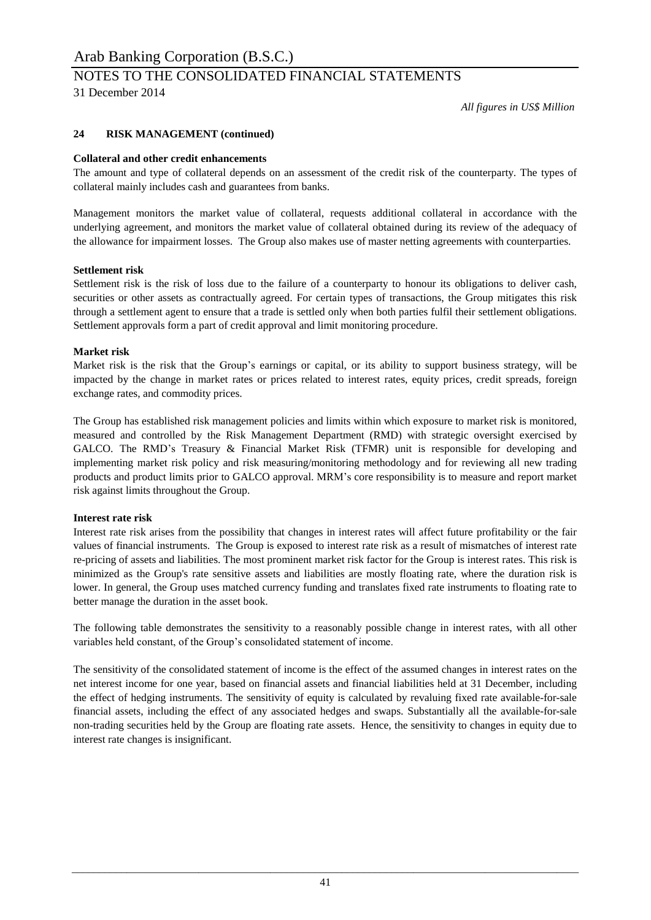*All figures in US$ Million*

## 24 RISK MANAGEMENT (continued)

**Collateral and other credit enhancements**

The amount and type of collateral depends on an assessment of the credit risk of the counterparty. The types of collateral mainly includes cash and guarantees from banks.

Management monitors the market value of collateral, requests additional collateral in accordance with the underlying agreement, and monitors the market value of collateral obtained during its review of the adequacy of the allowance for impairment losses. The Group also makes use of master netting agreements with counterparties.

**Settlement risk**

Settlement risk is the risk of loss due to the failure of a counterparty to honour its obligations to deliver cash, securities or other assets as contractually agreed. For certain types of transactions, the Group mitigates this risk through a settlement agent to ensure that a trade is settled only when both parties fulfil their settlement obligations. Settlement approvals form a part of credit approval and limit monitoring procedure.

**Market risk**

Market risk is the risk that the Group's earnings or capital, or its ability to support business strategy, will be impacted by the change in market rates or prices related to interest rates, equity prices, credit spreads, foreign exchange rates, and commodity prices.

The Group has established risk management policies and limits within which exposure to market risk is monitored, measured and controlled by the Risk Management Department (RMD) with strategic oversight exercised by GALCO. The RMD's Treasury & Financial Market Risk (TFMR) unit is responsible for developing and implementing market risk policy and risk measuring/monitoring methodology and for reviewing all new trading products and product limits prior to GALCO approval. MRM's core responsibility is to measure and report market risk against limits throughout the Group.

**Interest rate risk**

Interest rate risk arises from the possibility that changes in interest rates will affect future profitability or the fair values of financial instruments. The Group is exposed to interest rate risk as a result of mismatches of interest rate re-pricing of assets and liabilities. The most prominent market risk factor for the Group is interest rates. This risk is minimized as the Group's rate sensitive assets and liabilities are mostly floating rate, where the duration risk is lower. In general, the Group uses matched currency funding and translates fixed rate instruments to floating rate to better manage the duration in the asset book.

The following table demonstrates the sensitivity to a reasonably possible change in interest rates, with all other variables held constant, of the Group's consolidated statement of income.

The sensitivity of the consolidated statement of income is the effect of the assumed changes in interest rates on the net interest income for one year, based on financial assets and financial liabilities held at 31 December, including the effect of hedging instruments. The sensitivity of equity is calculated by revaluing fixed rate available-for-sale financial assets, including the effect of any associated hedges and swaps. Substantially all the available-for-sale non-trading securities held by the Group are floating rate assets. Hence, the sensitivity to changes in equity due to interest rate changes is insignificant.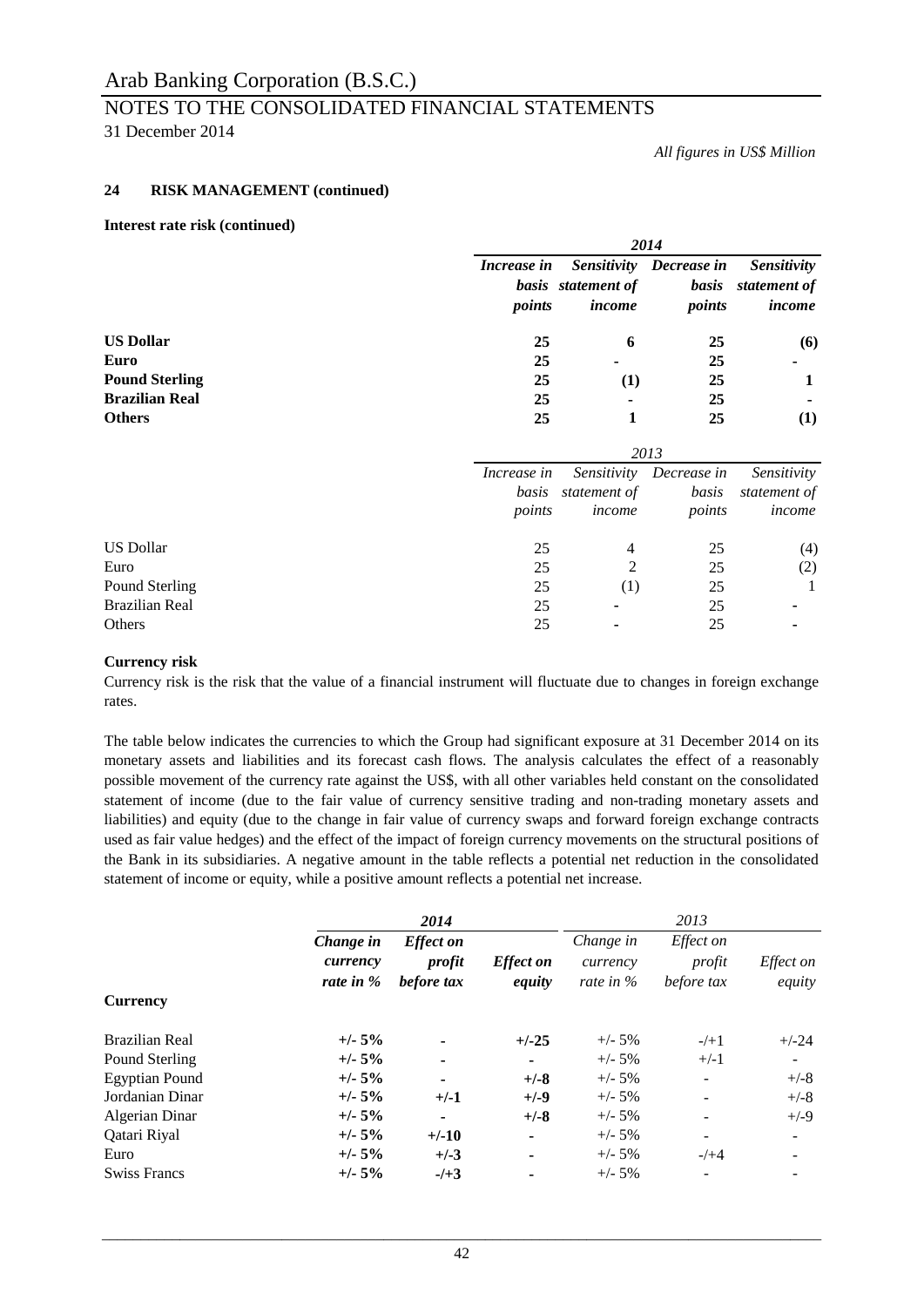## 24 RISK MANAGEMENT (continued)

*All figures in US$ Million*

### Interest rate risk (continued)

| | ***2014*** | | | |
|---|---|---|---|---|
| | ***Increase in basis points*** | ***Sensitivity statement of income*** | ***Decrease in basis points*** | ***Sensitivity statement of income*** |
| **US Dollar** | **25** | **6** | **25** | **(6)** |
| **Euro** | **25** | **-** | **25** | **-** |
| **Pound Sterling** | **25** | **(1)** | **25** | **1** |
| **Brazilian Real** | **25** | **-** | **25** | **-** |
| **Others** | **25** | **1** | **25** | **(1)** |

| | *2013* | | | |
|---|---|---|---|---|
| | *Increase in basis points* | *Sensitivity statement of income* | *Decrease in basis points* | *Sensitivity statement of income* |
| US Dollar | 25 | 4 | 25 | (4) |
| Euro | 25 | 2 | 25 | (2) |
| Pound Sterling | 25 | (1) | 25 | 1 |
| Brazilian Real | 25 | - | 25 | - |
| Others | 25 | - | 25 | - |

### Currency risk

Currency risk is the risk that the value of a financial instrument will fluctuate due to changes in foreign exchange rates.

The table below indicates the currencies to which the Group had significant exposure at 31 December 2014 on its monetary assets and liabilities and its forecast cash flows. The analysis calculates the effect of a reasonably possible movement of the currency rate against the US$, with all other variables held constant on the consolidated statement of income (due to the fair value of currency sensitive trading and non-trading monetary assets and liabilities) and equity (due to the change in fair value of currency swaps and forward foreign exchange contracts used as fair value hedges) and the effect of the impact of foreign currency movements on the structural positions of the Bank in its subsidiaries. A negative amount in the table reflects a potential net reduction in the consolidated statement of income or equity, while a positive amount reflects a potential net increase.

| | ***2014*** | | | *2013* | | |
|---|---|---|---|---|---|---|
| **Currency** | ***Change in currency rate in %*** | ***Effect on profit before tax*** | ***Effect on equity*** | *Change in currency rate in %* | *Effect on profit before tax* | *Effect on equity* |
| Brazilian Real | **+/- 5%** | **-** | **+/-25** | +/- 5% | -/+1 | +/-24 |
| Pound Sterling | **+/- 5%** | **-** | **-** | +/- 5% | +/-1 | - |
| Egyptian Pound | **+/- 5%** | **-** | **+/-8** | +/- 5% | - | +/-8 |
| Jordanian Dinar | **+/- 5%** | **+/-1** | **+/-9** | +/- 5% | - | +/-8 |
| Algerian Dinar | **+/- 5%** | **-** | **+/-8** | +/- 5% | - | +/-9 |
| Qatari Riyal | **+/- 5%** | **+/-10** | **-** | +/- 5% | - | - |
| Euro | **+/- 5%** | **+/-3** | **-** | +/- 5% | -/+4 | - |
| Swiss Francs | **+/- 5%** | **-/+3** | **-** | +/- 5% | - | - |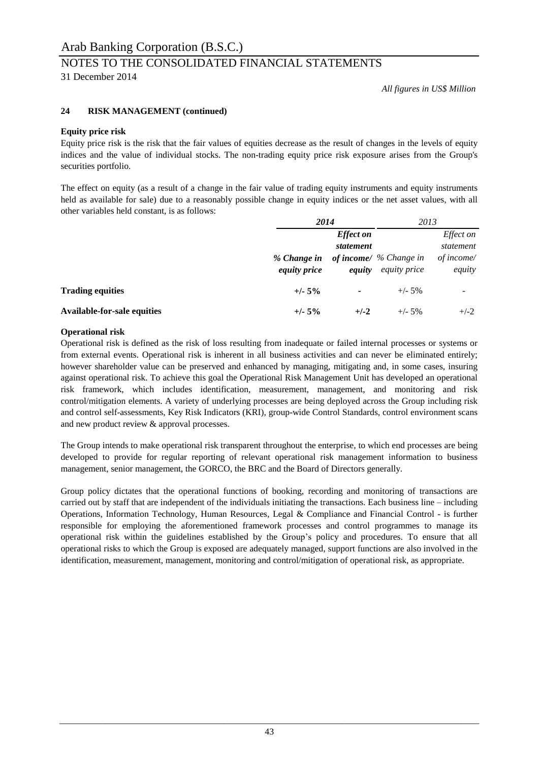*All figures in US$ Million*

## 24 RISK MANAGEMENT (continued)

### Equity price risk

Equity price risk is the risk that the fair values of equities decrease as the result of changes in the levels of equity indices and the value of individual stocks. The non-trading equity price risk exposure arises from the Group's securities portfolio.

The effect on equity (as a result of a change in the fair value of trading equity instruments and equity instruments held as available for sale) due to a reasonably possible change in equity indices or the net asset values, with all other variables held constant, is as follows:

| | **2014** | | 2013 | |
|---|---|---|---|---|
| | ***% Change in equity price*** | ***Effect on statement of income/ equity*** | *% Change in equity price* | *Effect on statement of income/ equity* |
| **Trading equities** | **+/- 5%** | **-** | +/- 5% | - |
| **Available-for-sale equities** | **+/- 5%** | **+/-2** | +/- 5% | +/-2 |

### Operational risk

Operational risk is defined as the risk of loss resulting from inadequate or failed internal processes or systems or from external events. Operational risk is inherent in all business activities and can never be eliminated entirely; however shareholder value can be preserved and enhanced by managing, mitigating and, in some cases, insuring against operational risk. To achieve this goal the Operational Risk Management Unit has developed an operational risk framework, which includes identification, measurement, management, and monitoring and risk control/mitigation elements. A variety of underlying processes are being deployed across the Group including risk and control self-assessments, Key Risk Indicators (KRI), group-wide Control Standards, control environment scans and new product review & approval processes.

The Group intends to make operational risk transparent throughout the enterprise, to which end processes are being developed to provide for regular reporting of relevant operational risk management information to business management, senior management, the GORCO, the BRC and the Board of Directors generally.

Group policy dictates that the operational functions of booking, recording and monitoring of transactions are carried out by staff that are independent of the individuals initiating the transactions. Each business line – including Operations, Information Technology, Human Resources, Legal & Compliance and Financial Control - is further responsible for employing the aforementioned framework processes and control programmes to manage its operational risk within the guidelines established by the Group's policy and procedures. To ensure that all operational risks to which the Group is exposed are adequately managed, support functions are also involved in the identification, measurement, management, monitoring and control/mitigation of operational risk, as appropriate.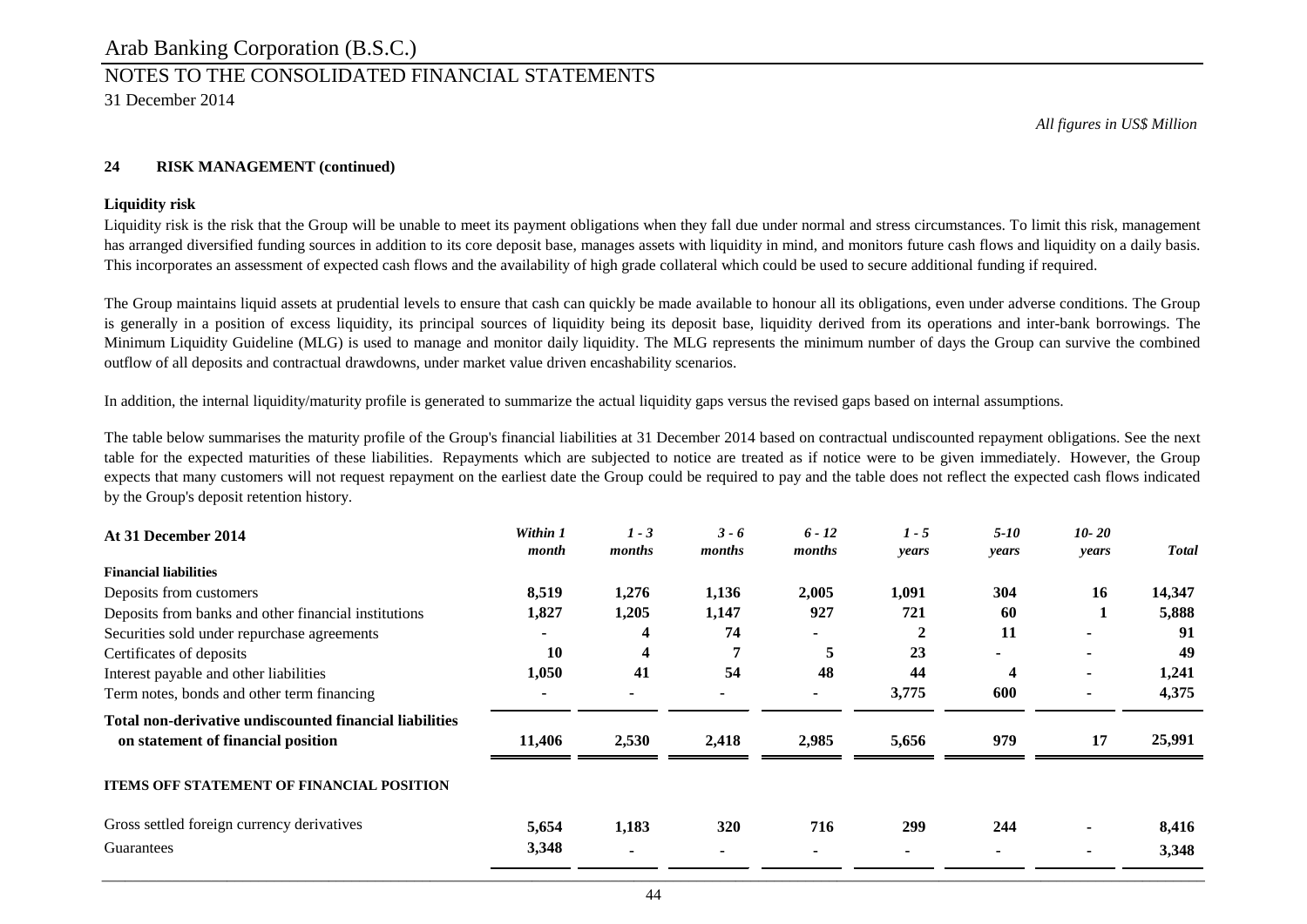*All figures in US$ Million*

**24 RISK MANAGEMENT (continued)**

**Liquidity risk**

Liquidity risk is the risk that the Group will be unable to meet its payment obligations when they fall due under normal and stress circumstances. To limit this risk, management has arranged diversified funding sources in addition to its core deposit base, manages assets with liquidity in mind, and monitors future cash flows and liquidity on a daily basis. This incorporates an assessment of expected cash flows and the availability of high grade collateral which could be used to secure additional funding if required.

The Group maintains liquid assets at prudential levels to ensure that cash can quickly be made available to honour all its obligations, even under adverse conditions. The Group is generally in a position of excess liquidity, its principal sources of liquidity being its deposit base, liquidity derived from its operations and inter-bank borrowings. The Minimum Liquidity Guideline (MLG) is used to manage and monitor daily liquidity. The MLG represents the minimum number of days the Group can survive the combined outflow of all deposits and contractual drawdowns, under market value driven encashability scenarios.

In addition, the internal liquidity/maturity profile is generated to summarize the actual liquidity gaps versus the revised gaps based on internal assumptions.

The table below summarises the maturity profile of the Group's financial liabilities at 31 December 2014 based on contractual undiscounted repayment obligations. See the next table for the expected maturities of these liabilities. Repayments which are subjected to notice are treated as if notice were to be given immediately. However, the Group expects that many customers will not request repayment on the earliest date the Group could be required to pay and the table does not reflect the expected cash flows indicated by the Group's deposit retention history.

| At 31 December 2014 | *Within 1 month* | *1 - 3 months* | *3 - 6 months* | *6 - 12 months* | *1 - 5 years* | *5-10 years* | *10- 20 years* | *Total* |
|---|---|---|---|---|---|---|---|---|
| **Financial liabilities** | | | | | | | | |
| Deposits from customers | **8,519** | **1,276** | **1,136** | **2,005** | **1,091** | **304** | **16** | **14,347** |
| Deposits from banks and other financial institutions | **1,827** | **1,205** | **1,147** | **927** | **721** | **60** | **1** | **5,888** |
| Securities sold under repurchase agreements | **-** | **4** | **74** | **-** | **2** | **11** | **-** | **91** |
| Certificates of deposits | **10** | **4** | **7** | **5** | **23** | **-** | **-** | **49** |
| Interest payable and other liabilities | **1,050** | **41** | **54** | **48** | **44** | **4** | **-** | **1,241** |
| Term notes, bonds and other term financing | **-** | **-** | **-** | **-** | **3,775** | **600** | **-** | **4,375** |
| **Total non-derivative undiscounted financial liabilities on statement of financial position** | **11,406** | **2,530** | **2,418** | **2,985** | **5,656** | **979** | **17** | **25,991** |
| **ITEMS OFF STATEMENT OF FINANCIAL POSITION** | | | | | | | | |
| Gross settled foreign currency derivatives | **5,654** | **1,183** | **320** | **716** | **299** | **244** | **-** | **8,416** |
| Guarantees | **3,348** | **-** | **-** | **-** | **-** | **-** | **-** | **3,348** |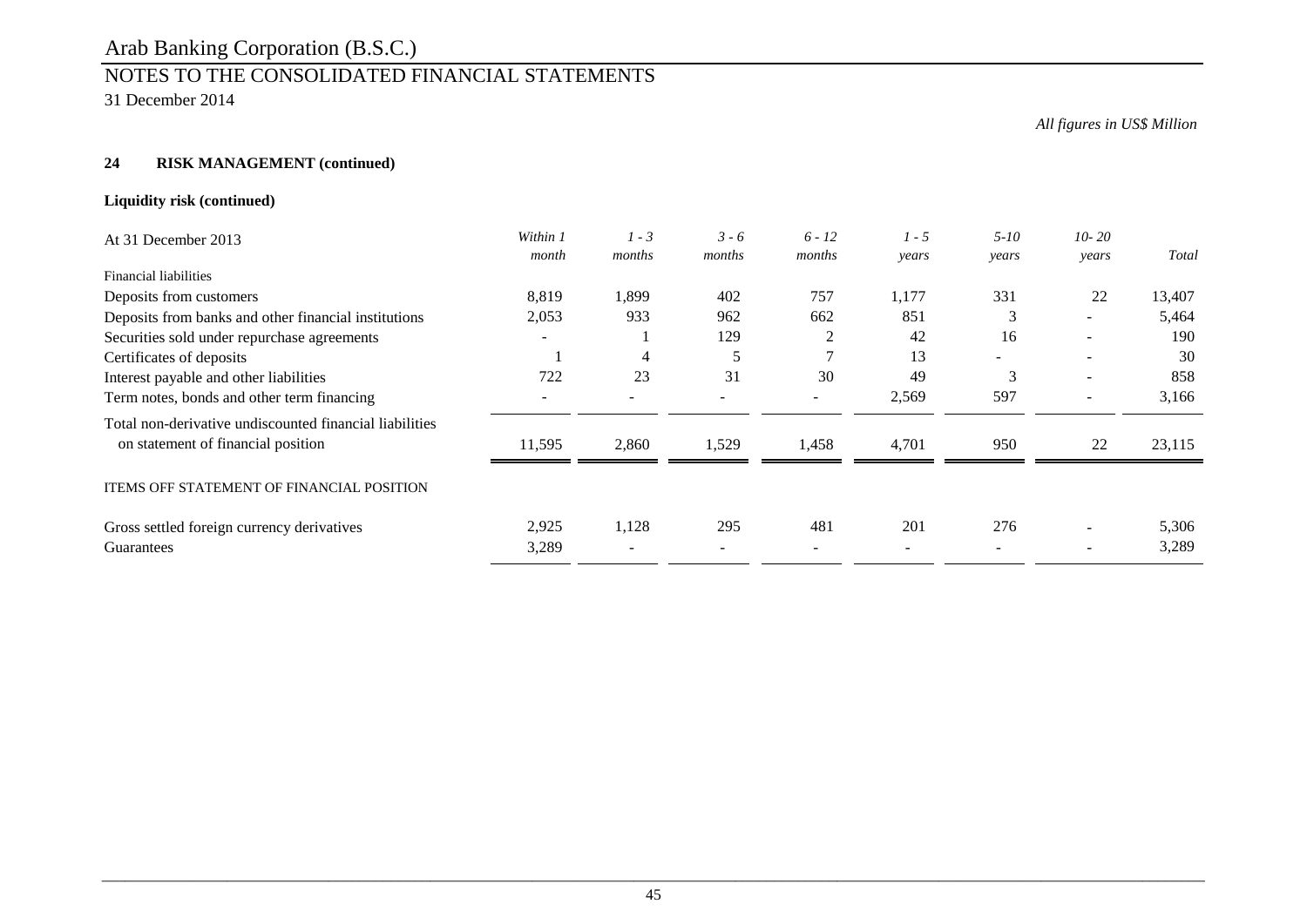Arab Banking Corporation (B.S.C.)

NOTES TO THE CONSOLIDATED FINANCIAL STATEMENTS

31 December 2014

*All figures in US$ Million*

**24 RISK MANAGEMENT (continued)**

**Liquidity risk (continued)**

| At 31 December 2013 | *Within 1 month* | *1 - 3 months* | *3 - 6 months* | *6 - 12 months* | *1 - 5 years* | *5-10 years* | *10- 20 years* | *Total* |
|---|---|---|---|---|---|---|---|---|
| Financial liabilities | | | | | | | | |
| Deposits from customers | 8,819 | 1,899 | 402 | 757 | 1,177 | 331 | 22 | 13,407 |
| Deposits from banks and other financial institutions | 2,053 | 933 | 962 | 662 | 851 | 3 | - | 5,464 |
| Securities sold under repurchase agreements | - | 1 | 129 | 2 | 42 | 16 | - | 190 |
| Certificates of deposits | 1 | 4 | 5 | 7 | 13 | - | - | 30 |
| Interest payable and other liabilities | 722 | 23 | 31 | 30 | 49 | 3 | - | 858 |
| Term notes, bonds and other term financing | - | - | - | - | 2,569 | 597 | - | 3,166 |
| Total non-derivative undiscounted financial liabilities on statement of financial position | 11,595 | 2,860 | 1,529 | 1,458 | 4,701 | 950 | 22 | 23,115 |
| ITEMS OFF STATEMENT OF FINANCIAL POSITION | | | | | | | | |
| Gross settled foreign currency derivatives | 2,925 | 1,128 | 295 | 481 | 201 | 276 | - | 5,306 |
| Guarantees | 3,289 | - | - | - | - | - | - | 3,289 |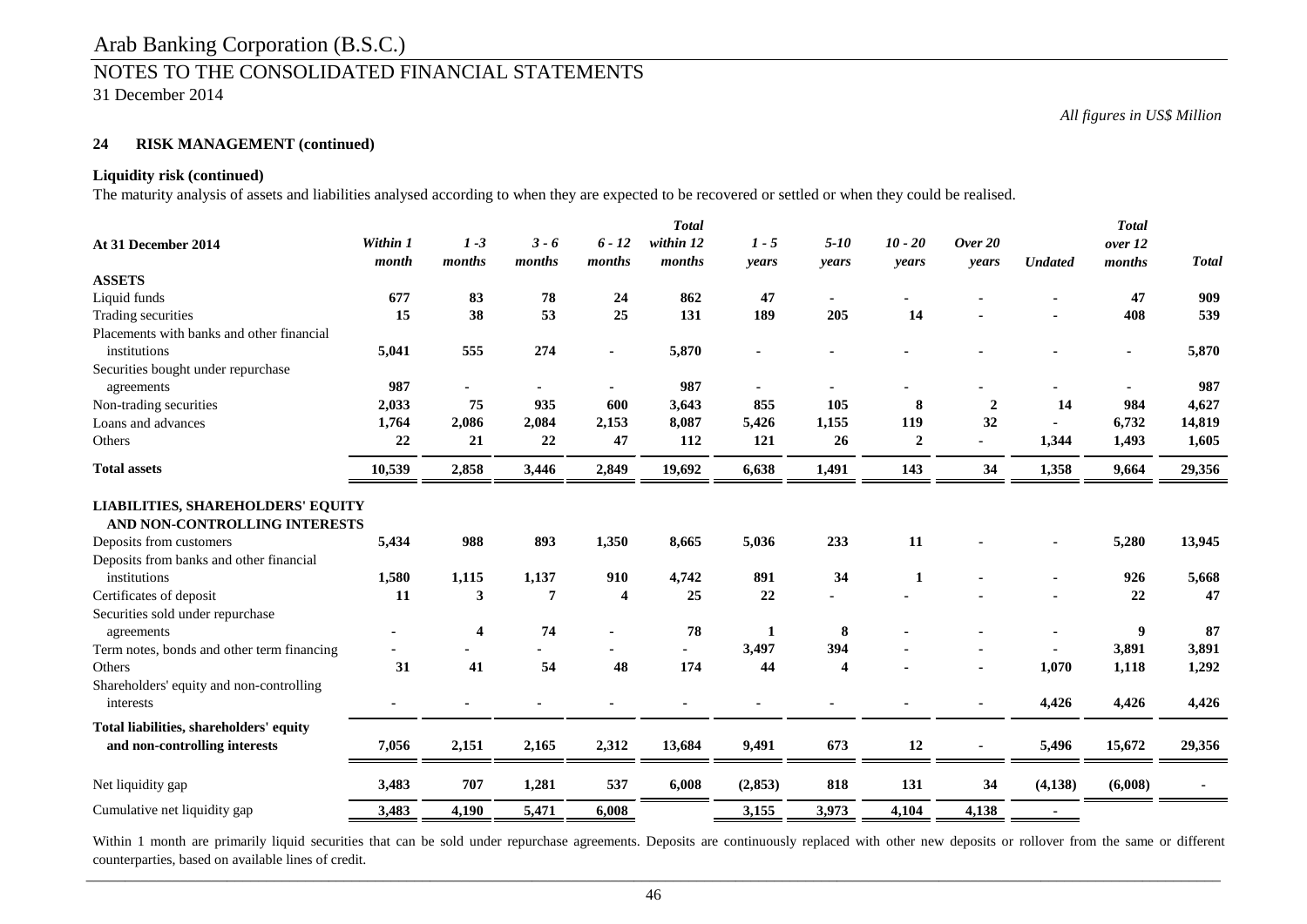All figures in US$ Million

**24 RISK MANAGEMENT (continued)**

**Liquidity risk (continued)**

The maturity analysis of assets and liabilities analysed according to when they are expected to be recovered or settled or when they could be realised.

| At 31 December 2014 | *Within 1 month* | *1 -3 months* | *3 - 6 months* | *6 - 12 months* | *Total within 12 months* | *1 - 5 years* | *5-10 years* | *10 - 20 years* | *Over 20 years* | *Undated* | *Total over 12 months* | *Total* |
|---|---|---|---|---|---|---|---|---|---|---|---|---|
| **ASSETS** | | | | | | | | | | | | |
| Liquid funds | **677** | **83** | **78** | **24** | **862** | **47** | **-** | **-** | **-** | **-** | **47** | **909** |
| Trading securities | **15** | **38** | **53** | **25** | **131** | **189** | **205** | **14** | **-** | **-** | **408** | **539** |
| Placements with banks and other financial institutions | **5,041** | **555** | **274** | **-** | **5,870** | **-** | **-** | **-** | **-** | **-** | **-** | **5,870** |
| Securities bought under repurchase agreements | **987** | **-** | **-** | **-** | **987** | **-** | **-** | **-** | **-** | **-** | **-** | **987** |
| Non-trading securities | **2,033** | **75** | **935** | **600** | **3,643** | **855** | **105** | **8** | **2** | **14** | **984** | **4,627** |
| Loans and advances | **1,764** | **2,086** | **2,084** | **2,153** | **8,087** | **5,426** | **1,155** | **119** | **32** | **-** | **6,732** | **14,819** |
| Others | **22** | **21** | **22** | **47** | **112** | **121** | **26** | **2** | **-** | **1,344** | **1,493** | **1,605** |
| **Total assets** | **10,539** | **2,858** | **3,446** | **2,849** | **19,692** | **6,638** | **1,491** | **143** | **34** | **1,358** | **9,664** | **29,356** |
| **LIABILITIES, SHAREHOLDERS' EQUITY AND NON-CONTROLLING INTERESTS** | | | | | | | | | | | | |
| Deposits from customers | **5,434** | **988** | **893** | **1,350** | **8,665** | **5,036** | **233** | **11** | **-** | **-** | **5,280** | **13,945** |
| Deposits from banks and other financial institutions | **1,580** | **1,115** | **1,137** | **910** | **4,742** | **891** | **34** | **1** | **-** | **-** | **926** | **5,668** |
| Certificates of deposit | **11** | **3** | **7** | **4** | **25** | **22** | **-** | **-** | **-** | **-** | **22** | **47** |
| Securities sold under repurchase agreements | **-** | **4** | **74** | **-** | **78** | **1** | **8** | **-** | **-** | **-** | **9** | **87** |
| Term notes, bonds and other term financing | **-** | **-** | **-** | **-** | **-** | **3,497** | **394** | **-** | **-** | **-** | **3,891** | **3,891** |
| Others | **31** | **41** | **54** | **48** | **174** | **44** | **4** | **-** | **-** | **1,070** | **1,118** | **1,292** |
| Shareholders' equity and non-controlling interests | **-** | **-** | **-** | **-** | **-** | **-** | **-** | **-** | **-** | **4,426** | **4,426** | **4,426** |
| **Total liabilities, shareholders' equity and non-controlling interests** | **7,056** | **2,151** | **2,165** | **2,312** | **13,684** | **9,491** | **673** | **12** | **-** | **5,496** | **15,672** | **29,356** |
| Net liquidity gap | **3,483** | **707** | **1,281** | **537** | **6,008** | **(2,853)** | **818** | **131** | **34** | **(4,138)** | **(6,008)** | **-** |
| Cumulative net liquidity gap | **3,483** | **4,190** | **5,471** | **6,008** | | **3,155** | **3,973** | **4,104** | **4,138** | **-** | | |

Within 1 month are primarily liquid securities that can be sold under repurchase agreements. Deposits are continuously replaced with other new deposits or rollover from the same or different counterparties, based on available lines of credit.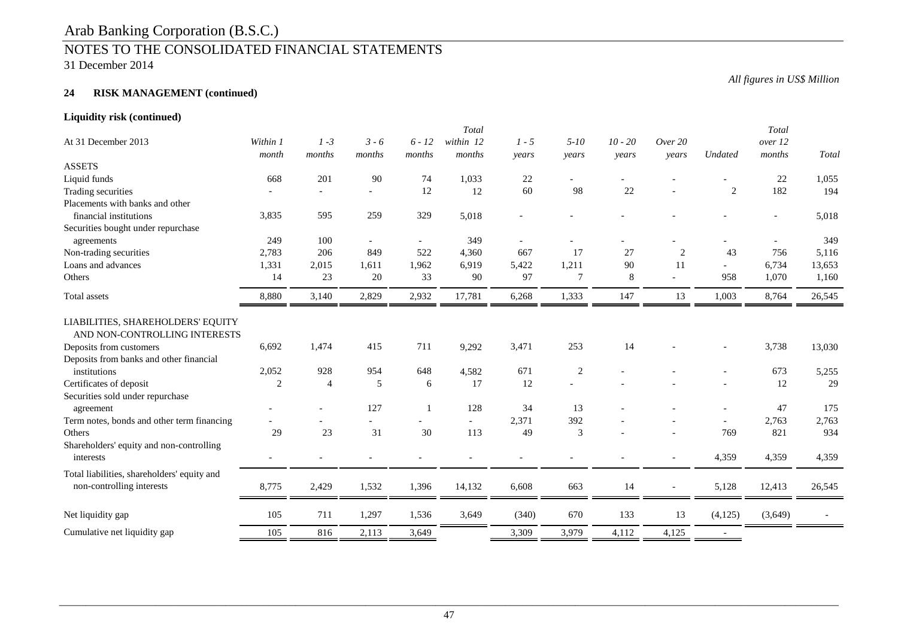# Arab Banking Corporation (B.S.C.)

## NOTES TO THE CONSOLIDATED FINANCIAL STATEMENTS

31 December 2014

*All figures in US$ Million*

### 24 RISK MANAGEMENT (continued)

#### Liquidity risk (continued)

| At 31 December 2013 | *Within 1 month* | *1 -3 months* | *3 - 6 months* | *6 - 12 months* | *Total within 12 months* | *1 - 5 years* | *5-10 years* | *10 - 20 years* | *Over 20 years* | *Undated* | *Total over 12 months* | *Total* |
|---|---|---|---|---|---|---|---|---|---|---|---|---|
| ASSETS | | | | | | | | | | | | |
| Liquid funds | 668 | 201 | 90 | 74 | 1,033 | 22 | - | - | - | - | 22 | 1,055 |
| Trading securities | - | - | - | 12 | 12 | 60 | 98 | 22 | - | 2 | 182 | 194 |
| Placements with banks and other financial institutions | 3,835 | 595 | 259 | 329 | 5,018 | - | - | - | - | - | - | 5,018 |
| Securities bought under repurchase agreements | 249 | 100 | - | - | 349 | - | - | - | - | - | - | 349 |
| Non-trading securities | 2,783 | 206 | 849 | 522 | 4,360 | 667 | 17 | 27 | 2 | 43 | 756 | 5,116 |
| Loans and advances | 1,331 | 2,015 | 1,611 | 1,962 | 6,919 | 5,422 | 1,211 | 90 | 11 | - | 6,734 | 13,653 |
| Others | 14 | 23 | 20 | 33 | 90 | 97 | 7 | 8 | - | 958 | 1,070 | 1,160 |
| Total assets | 8,880 | 3,140 | 2,829 | 2,932 | 17,781 | 6,268 | 1,333 | 147 | 13 | 1,003 | 8,764 | 26,545 |
| LIABILITIES, SHAREHOLDERS' EQUITY AND NON-CONTROLLING INTERESTS | | | | | | | | | | | | |
| Deposits from customers | 6,692 | 1,474 | 415 | 711 | 9,292 | 3,471 | 253 | 14 | - | - | 3,738 | 13,030 |
| Deposits from banks and other financial institutions | 2,052 | 928 | 954 | 648 | 4,582 | 671 | 2 | - | - | - | 673 | 5,255 |
| Certificates of deposit | 2 | 4 | 5 | 6 | 17 | 12 | - | - | - | - | 12 | 29 |
| Securities sold under repurchase agreement | - | - | 127 | 1 | 128 | 34 | 13 | - | - | - | 47 | 175 |
| Term notes, bonds and other term financing | - | - | - | - | - | 2,371 | 392 | - | - | - | 2,763 | 2,763 |
| Others | 29 | 23 | 31 | 30 | 113 | 49 | 3 | - | - | 769 | 821 | 934 |
| Shareholders' equity and non-controlling interests | - | - | - | - | - | - | - | - | - | 4,359 | 4,359 | 4,359 |
| Total liabilities, shareholders' equity and non-controlling interests | 8,775 | 2,429 | 1,532 | 1,396 | 14,132 | 6,608 | 663 | 14 | - | 5,128 | 12,413 | 26,545 |
| Net liquidity gap | 105 | 711 | 1,297 | 1,536 | 3,649 | (340) | 670 | 133 | 13 | (4,125) | (3,649) | - |
| Cumulative net liquidity gap | 105 | 816 | 2,113 | 3,649 | | 3,309 | 3,979 | 4,112 | 4,125 | - | | |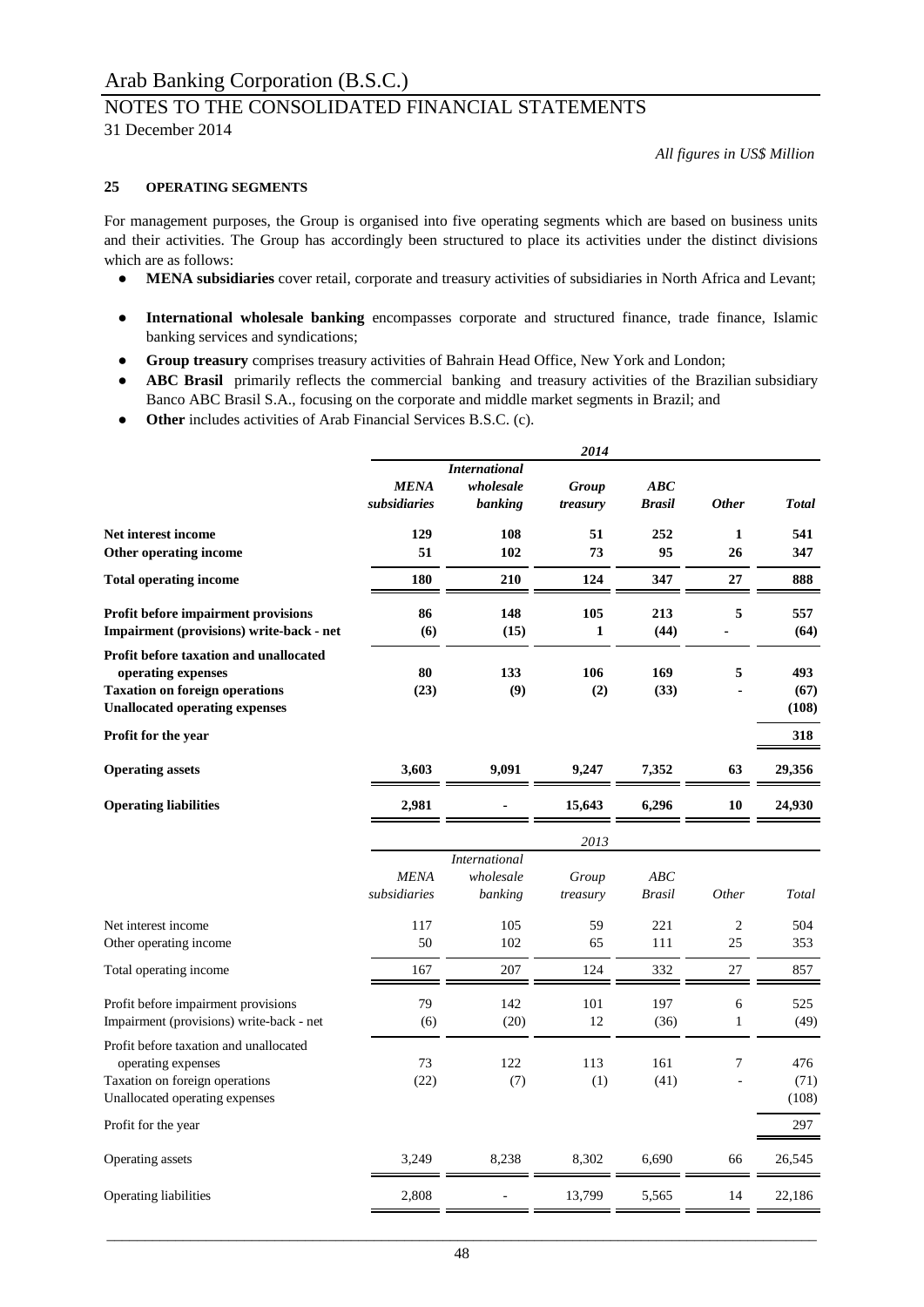Arab Banking Corporation (B.S.C.)

NOTES TO THE CONSOLIDATED FINANCIAL STATEMENTS

31 December 2014

*All figures in US$ Million*

**25 OPERATING SEGMENTS**

For management purposes, the Group is organised into five operating segments which are based on business units and their activities. The Group has accordingly been structured to place its activities under the distinct divisions which are as follows:

- **MENA subsidiaries** cover retail, corporate and treasury activities of subsidiaries in North Africa and Levant;
- **International wholesale banking** encompasses corporate and structured finance, trade finance, Islamic banking services and syndications;
- **Group treasury** comprises treasury activities of Bahrain Head Office, New York and London;
- **ABC Brasil** primarily reflects the commercial banking and treasury activities of the Brazilian subsidiary Banco ABC Brasil S.A., focusing on the corporate and middle market segments in Brazil; and
- **Other** includes activities of Arab Financial Services B.S.C. (c).

| | ***2014*** | | | | | |
|---|---|---|---|---|---|---|
| | ***MENA subsidiaries*** | ***International wholesale banking*** | ***Group treasury*** | ***ABC Brasil*** | ***Other*** | ***Total*** |
| **Net interest income** | **129** | **108** | **51** | **252** | **1** | **541** |
| **Other operating income** | **51** | **102** | **73** | **95** | **26** | **347** |
| **Total operating income** | **180** | **210** | **124** | **347** | **27** | **888** |
| **Profit before impairment provisions** | **86** | **148** | **105** | **213** | **5** | **557** |
| **Impairment (provisions) write-back - net** | **(6)** | **(15)** | **1** | **(44)** | **-** | **(64)** |
| **Profit before taxation and unallocated operating expenses** | **80** | **133** | **106** | **169** | **5** | **493** |
| **Taxation on foreign operations** | **(23)** | **(9)** | **(2)** | **(33)** | **-** | **(67)** |
| **Unallocated operating expenses** | | | | | | **(108)** |
| **Profit for the year** | | | | | | **318** |
| **Operating assets** | **3,603** | **9,091** | **9,247** | **7,352** | **63** | **29,356** |
| **Operating liabilities** | **2,981** | **-** | **15,643** | **6,296** | **10** | **24,930** |

| | *2013* | | | | | |
|---|---|---|---|---|---|---|
| | *MENA subsidiaries* | *International wholesale banking* | *Group treasury* | *ABC Brasil* | *Other* | *Total* |
| Net interest income | 117 | 105 | 59 | 221 | 2 | 504 |
| Other operating income | 50 | 102 | 65 | 111 | 25 | 353 |
| Total operating income | 167 | 207 | 124 | 332 | 27 | 857 |
| Profit before impairment provisions | 79 | 142 | 101 | 197 | 6 | 525 |
| Impairment (provisions) write-back - net | (6) | (20) | 12 | (36) | 1 | (49) |
| Profit before taxation and unallocated operating expenses | 73 | 122 | 113 | 161 | 7 | 476 |
| Taxation on foreign operations | (22) | (7) | (1) | (41) | - | (71) |
| Unallocated operating expenses | | | | | | (108) |
| Profit for the year | | | | | | 297 |
| Operating assets | 3,249 | 8,238 | 8,302 | 6,690 | 66 | 26,545 |
| Operating liabilities | 2,808 | - | 13,799 | 5,565 | 14 | 22,186 |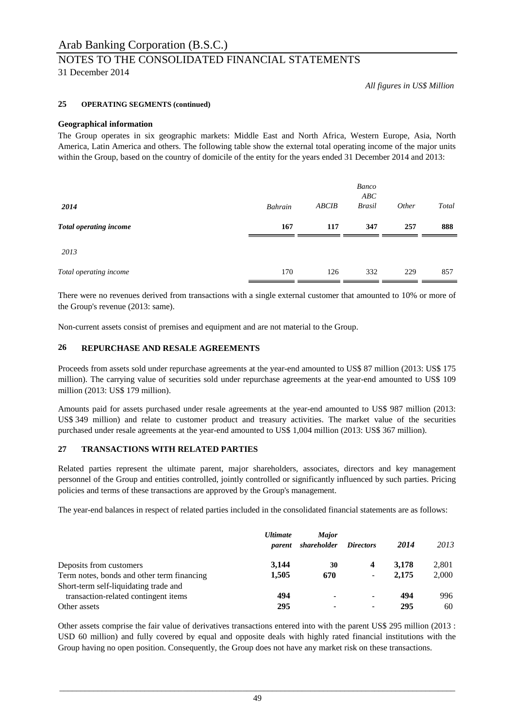*All figures in US$ Million*

**25 OPERATING SEGMENTS (continued)**

**Geographical information**

The Group operates in six geographic markets: Middle East and North Africa, Western Europe, Asia, North America, Latin America and others. The following table show the external total operating income of the major units within the Group, based on the country of domicile of the entity for the years ended 31 December 2014 and 2013:

| ***2014*** | *Bahrain* | *ABCIB* | *Banco ABC Brasil* | *Other* | *Total* |
|---|---|---|---|---|---|
| ***Total operating income*** | **167** | **117** | **347** | **257** | **888** |
| *2013* | | | | | |
| *Total operating income* | 170 | 126 | 332 | 229 | 857 |

There were no revenues derived from transactions with a single external customer that amounted to 10% or more of the Group's revenue (2013: same).

Non-current assets consist of premises and equipment and are not material to the Group.

## 26 REPURCHASE AND RESALE AGREEMENTS

Proceeds from assets sold under repurchase agreements at the year-end amounted to US$ 87 million (2013: US$ 175 million). The carrying value of securities sold under repurchase agreements at the year-end amounted to US$ 109 million (2013: US$ 179 million).

Amounts paid for assets purchased under resale agreements at the year-end amounted to US$ 987 million (2013: US$ 349 million) and relate to customer product and treasury activities. The market value of the securities purchased under resale agreements at the year-end amounted to US$ 1,004 million (2013: US$ 367 million).

## 27 TRANSACTIONS WITH RELATED PARTIES

Related parties represent the ultimate parent, major shareholders, associates, directors and key management personnel of the Group and entities controlled, jointly controlled or significantly influenced by such parties. Pricing policies and terms of these transactions are approved by the Group's management.

The year-end balances in respect of related parties included in the consolidated financial statements are as follows:

| | ***Ultimate parent*** | ***Major shareholder*** | ***Directors*** | ***2014*** | *2013* |
|---|---|---|---|---|---|
| Deposits from customers | **3,144** | **30** | **4** | **3,178** | 2,801 |
| Term notes, bonds and other term financing | **1,505** | **670** | - | **2,175** | 2,000 |
| Short-term self-liquidating trade and transaction-related contingent items | **494** | - | - | **494** | 996 |
| Other assets | **295** | - | - | **295** | 60 |

Other assets comprise the fair value of derivatives transactions entered into with the parent US$ 295 million (2013 : USD 60 million) and fully covered by equal and opposite deals with highly rated financial institutions with the Group having no open position. Consequently, the Group does not have any market risk on these transactions.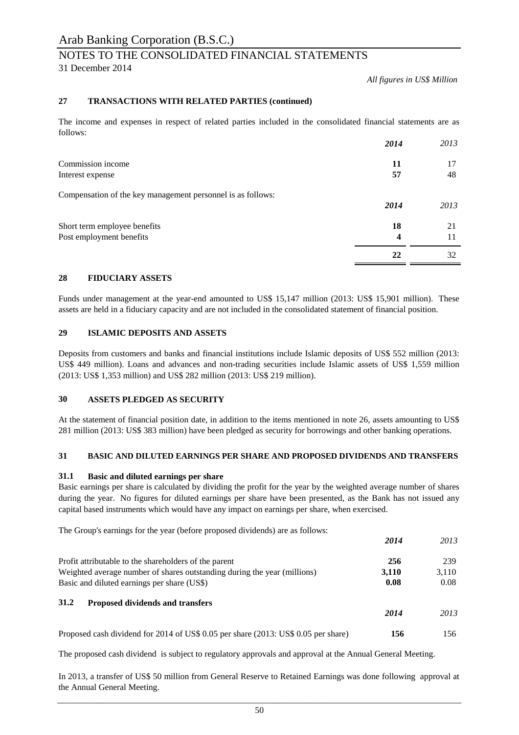*All figures in US$ Million*

## 27 TRANSACTIONS WITH RELATED PARTIES (continued)

The income and expenses in respect of related parties included in the consolidated financial statements are as follows:

| | *2014* | *2013* |
|---|---|---|
| Commission income | **11** | 17 |
| Interest expense | **57** | 48 |

Compensation of the key management personnel is as follows:

| | *2014* | *2013* |
|---|---|---|
| Short term employee benefits | **18** | 21 |
| Post employment benefits | **4** | 11 |
| | **22** | 32 |

## 28 FIDUCIARY ASSETS

Funds under management at the year-end amounted to US$ 15,147 million (2013: US$ 15,901 million). These assets are held in a fiduciary capacity and are not included in the consolidated statement of financial position.

## 29 ISLAMIC DEPOSITS AND ASSETS

Deposits from customers and banks and financial institutions include Islamic deposits of US$ 552 million (2013: US$ 449 million). Loans and advances and non-trading securities include Islamic assets of US$ 1,559 million (2013: US$ 1,353 million) and US$ 282 million (2013: US$ 219 million).

## 30 ASSETS PLEDGED AS SECURITY

At the statement of financial position date, in addition to the items mentioned in note 26, assets amounting to US$ 281 million (2013: US$ 383 million) have been pledged as security for borrowings and other banking operations.

## 31 BASIC AND DILUTED EARNINGS PER SHARE AND PROPOSED DIVIDENDS AND TRANSFERS

### 31.1 Basic and diluted earnings per share

Basic earnings per share is calculated by dividing the profit for the year by the weighted average number of shares during the year. No figures for diluted earnings per share have been presented, as the Bank has not issued any capital based instruments which would have any impact on earnings per share, when exercised.

The Group's earnings for the year (before proposed dividends) are as follows:

| | *2014* | *2013* |
|---|---|---|
| Profit attributable to the shareholders of the parent | **256** | 239 |
| Weighted average number of shares outstanding during the year (millions) | **3,110** | 3,110 |
| Basic and diluted earnings per share (US$) | **0.08** | 0.08 |

### 31.2 Proposed dividends and transfers

| | *2014* | *2013* |
|---|---|---|
| Proposed cash dividend for 2014 of US$ 0.05 per share (2013: US$ 0.05 per share) | **156** | 156 |

The proposed cash dividend is subject to regulatory approvals and approval at the Annual General Meeting.

In 2013, a transfer of US$ 50 million from General Reserve to Retained Earnings was done following approval at the Annual General Meeting.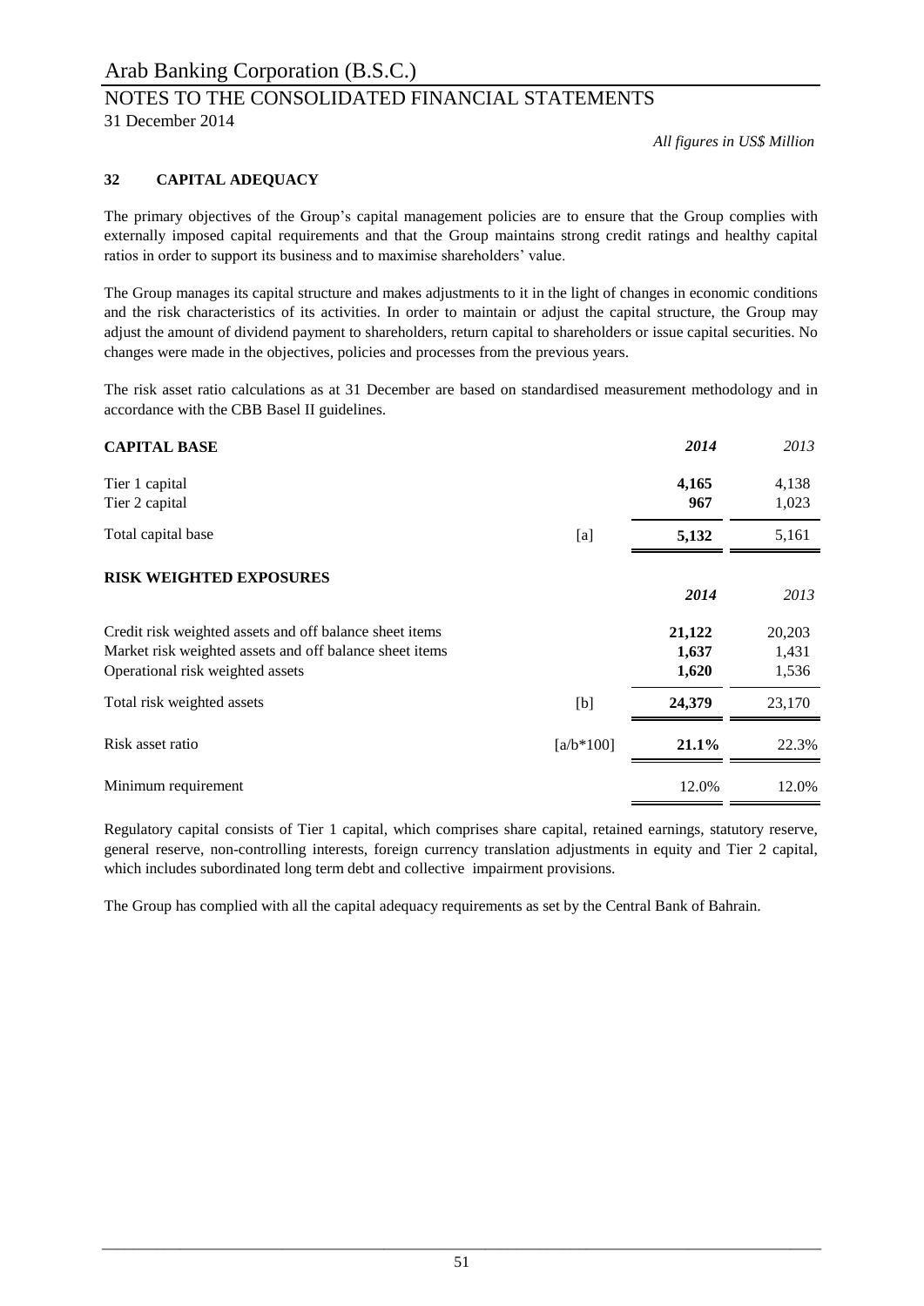*All figures in US$ Million*

## 32 CAPITAL ADEQUACY

The primary objectives of the Group's capital management policies are to ensure that the Group complies with externally imposed capital requirements and that the Group maintains strong credit ratings and healthy capital ratios in order to support its business and to maximise shareholders' value.

The Group manages its capital structure and makes adjustments to it in the light of changes in economic conditions and the risk characteristics of its activities. In order to maintain or adjust the capital structure, the Group may adjust the amount of dividend payment to shareholders, return capital to shareholders or issue capital securities. No changes were made in the objectives, policies and processes from the previous years.

The risk asset ratio calculations as at 31 December are based on standardised measurement methodology and in accordance with the CBB Basel II guidelines.

| **CAPITAL BASE** | | ***2014*** | *2013* |
|---|---|---|---|
| Tier 1 capital | | **4,165** | 4,138 |
| Tier 2 capital | | **967** | 1,023 |
| Total capital base | [a] | **5,132** | 5,161 |
| **RISK WEIGHTED EXPOSURES** | | ***2014*** | *2013* |
| Credit risk weighted assets and off balance sheet items | | **21,122** | 20,203 |
| Market risk weighted assets and off balance sheet items | | **1,637** | 1,431 |
| Operational risk weighted assets | | **1,620** | 1,536 |
| Total risk weighted assets | [b] | **24,379** | 23,170 |
| Risk asset ratio | [a/b*100] | **21.1%** | 22.3% |
| Minimum requirement | | 12.0% | 12.0% |

Regulatory capital consists of Tier 1 capital, which comprises share capital, retained earnings, statutory reserve, general reserve, non-controlling interests, foreign currency translation adjustments in equity and Tier 2 capital, which includes subordinated long term debt and collective impairment provisions.

The Group has complied with all the capital adequacy requirements as set by the Central Bank of Bahrain.